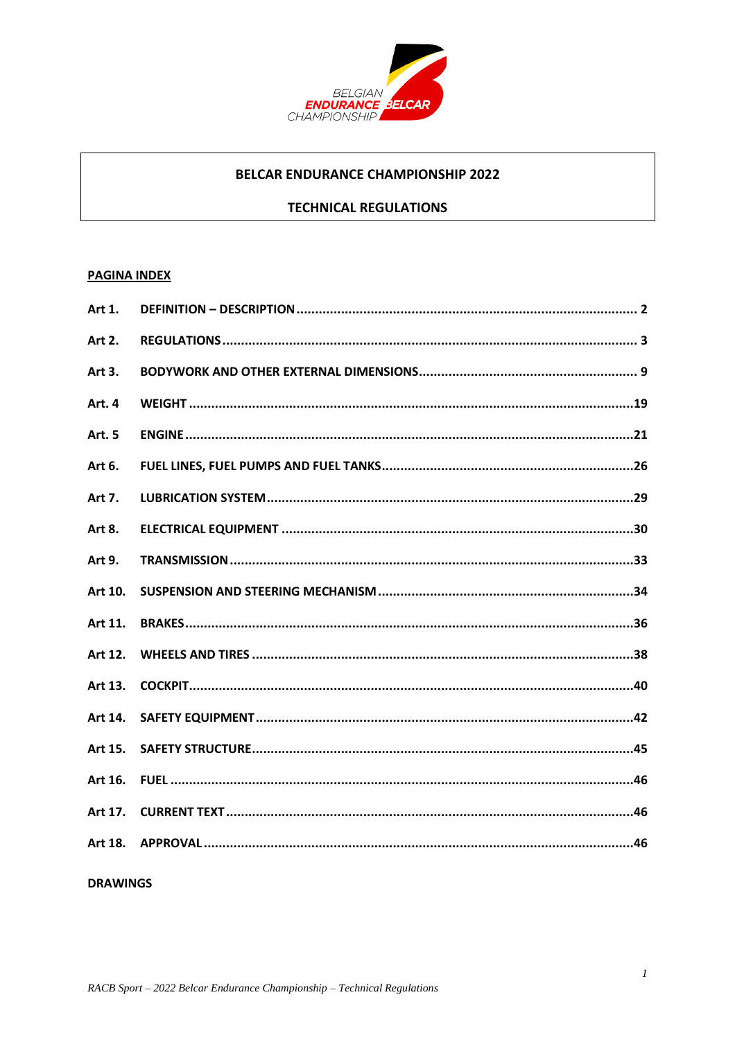# BELCAR ENDURANCE CHAMPIONSHIP 2022

## TECHNICAL REGULATIONS

**PAGINA INDEX**

| | | |
|---|---|---|
| **Art 1.** | **DEFINITION – DESCRIPTION** | **2** |
| **Art 2.** | **REGULATIONS** | **3** |
| **Art 3.** | **BODYWORK AND OTHER EXTERNAL DIMENSIONS** | **9** |
| **Art. 4** | **WEIGHT** | **19** |
| **Art. 5** | **ENGINE** | **21** |
| **Art 6.** | **FUEL LINES, FUEL PUMPS AND FUEL TANKS** | **26** |
| **Art 7.** | **LUBRICATION SYSTEM** | **29** |
| **Art 8.** | **ELECTRICAL EQUIPMENT** | **30** |
| **Art 9.** | **TRANSMISSION** | **33** |
| **Art 10.** | **SUSPENSION AND STEERING MECHANISM** | **34** |
| **Art 11.** | **BRAKES** | **36** |
| **Art 12.** | **WHEELS AND TIRES** | **38** |
| **Art 13.** | **COCKPIT** | **40** |
| **Art 14.** | **SAFETY EQUIPMENT** | **42** |
| **Art 15.** | **SAFETY STRUCTURE** | **45** |
| **Art 16.** | **FUEL** | **46** |
| **Art 17.** | **CURRENT TEXT** | **46** |
| **Art 18.** | **APPROVAL** | **46** |

**DRAWINGS**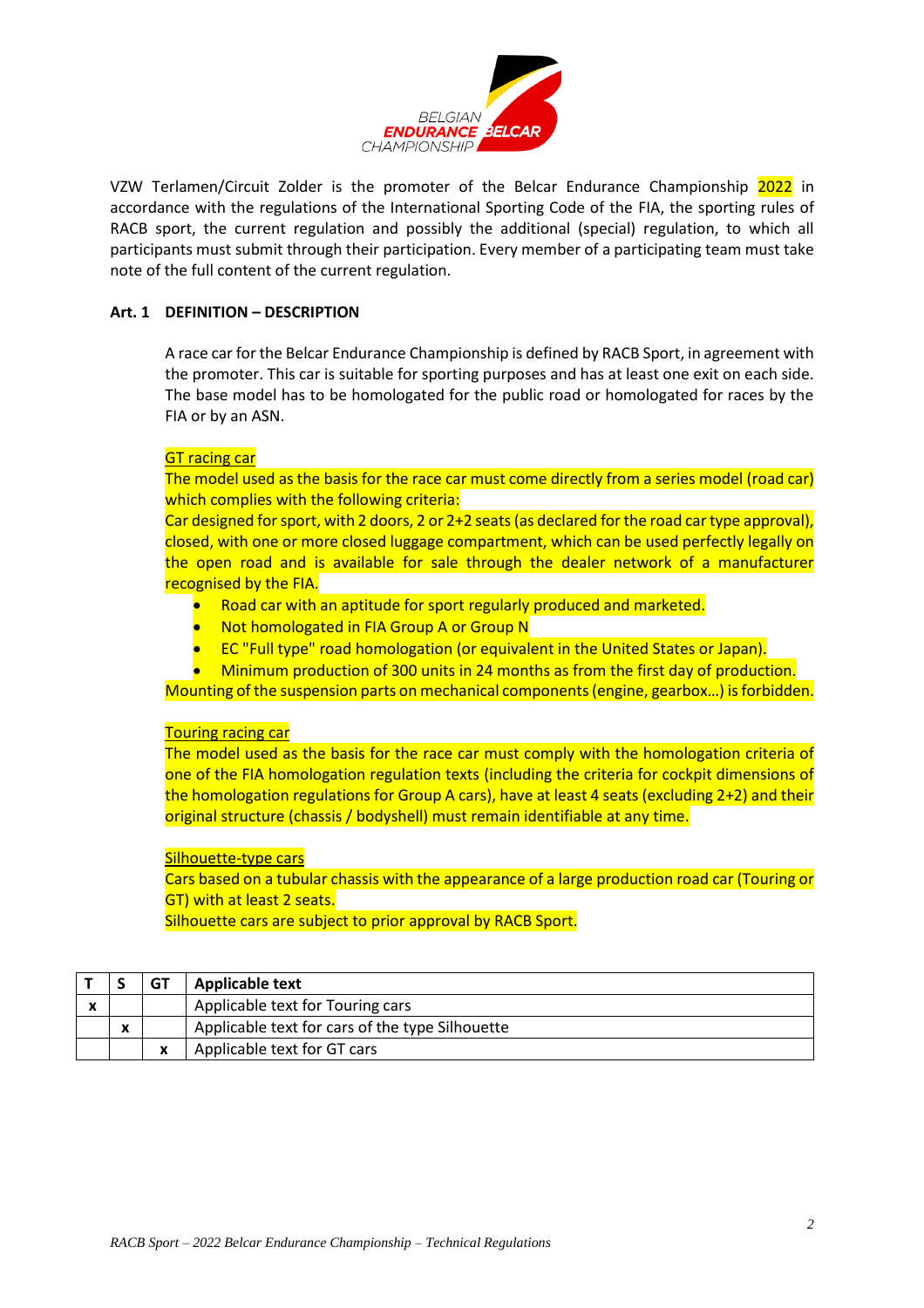VZW Terlamen/Circuit Zolder is the promoter of the Belcar Endurance Championship 2022 in accordance with the regulations of the International Sporting Code of the FIA, the sporting rules of RACB sport, the current regulation and possibly the additional (special) regulation, to which all participants must submit through their participation. Every member of a participating team must take note of the full content of the current regulation.

## Art. 1 DEFINITION – DESCRIPTION

A race car for the Belcar Endurance Championship is defined by RACB Sport, in agreement with the promoter. This car is suitable for sporting purposes and has at least one exit on each side. The base model has to be homologated for the public road or homologated for races by the FIA or by an ASN.

GT racing car

The model used as the basis for the race car must come directly from a series model (road car) which complies with the following criteria:

Car designed for sport, with 2 doors, 2 or 2+2 seats (as declared for the road car type approval), closed, with one or more closed luggage compartment, which can be used perfectly legally on the open road and is available for sale through the dealer network of a manufacturer recognised by the FIA.

- Road car with an aptitude for sport regularly produced and marketed.
- Not homologated in FIA Group A or Group N
- EC "Full type" road homologation (or equivalent in the United States or Japan).
- Minimum production of 300 units in 24 months as from the first day of production.

Mounting of the suspension parts on mechanical components (engine, gearbox…) is forbidden.

Touring racing car

The model used as the basis for the race car must comply with the homologation criteria of one of the FIA homologation regulation texts (including the criteria for cockpit dimensions of the homologation regulations for Group A cars), have at least 4 seats (excluding 2+2) and their original structure (chassis / bodyshell) must remain identifiable at any time.

Silhouette-type cars

Cars based on a tubular chassis with the appearance of a large production road car (Touring or GT) with at least 2 seats.

Silhouette cars are subject to prior approval by RACB Sport.

| T | S | GT | Applicable text |
|---|---|---|---|
| x | | | Applicable text for Touring cars |
| | x | | Applicable text for cars of the type Silhouette |
| | | x | Applicable text for GT cars |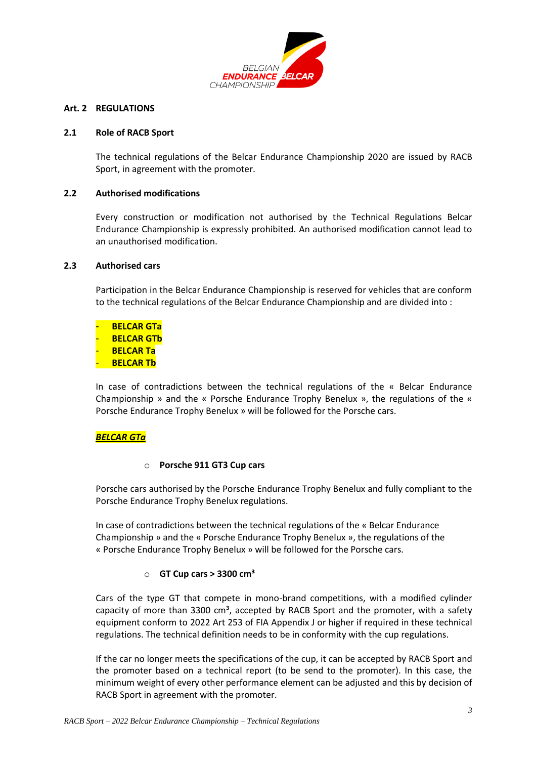## Art. 2 REGULATIONS

### 2.1 Role of RACB Sport

The technical regulations of the Belcar Endurance Championship 2020 are issued by RACB Sport, in agreement with the promoter.

### 2.2 Authorised modifications

Every construction or modification not authorised by the Technical Regulations Belcar Endurance Championship is expressly prohibited. An authorised modification cannot lead to an unauthorised modification.

### 2.3 Authorised cars

Participation in the Belcar Endurance Championship is reserved for vehicles that are conform to the technical regulations of the Belcar Endurance Championship and are divided into :

- **BELCAR GTa**
- **BELCAR GTb**
- **BELCAR Ta**
- **BELCAR Tb**

In case of contradictions between the technical regulations of the « Belcar Endurance Championship » and the « Porsche Endurance Trophy Benelux », the regulations of the « Porsche Endurance Trophy Benelux » will be followed for the Porsche cars.

***BELCAR GTa***

- **Porsche 911 GT3 Cup cars**

Porsche cars authorised by the Porsche Endurance Trophy Benelux and fully compliant to the Porsche Endurance Trophy Benelux regulations.

In case of contradictions between the technical regulations of the « Belcar Endurance Championship » and the « Porsche Endurance Trophy Benelux », the regulations of the « Porsche Endurance Trophy Benelux » will be followed for the Porsche cars.

- **GT Cup cars > 3300 cm³**

Cars of the type GT that compete in mono-brand competitions, with a modified cylinder capacity of more than 3300 cm³, accepted by RACB Sport and the promoter, with a safety equipment conform to 2022 Art 253 of FIA Appendix J or higher if required in these technical regulations. The technical definition needs to be in conformity with the cup regulations.

If the car no longer meets the specifications of the cup, it can be accepted by RACB Sport and the promoter based on a technical report (to be send to the promoter). In this case, the minimum weight of every other performance element can be adjusted and this by decision of RACB Sport in agreement with the promoter.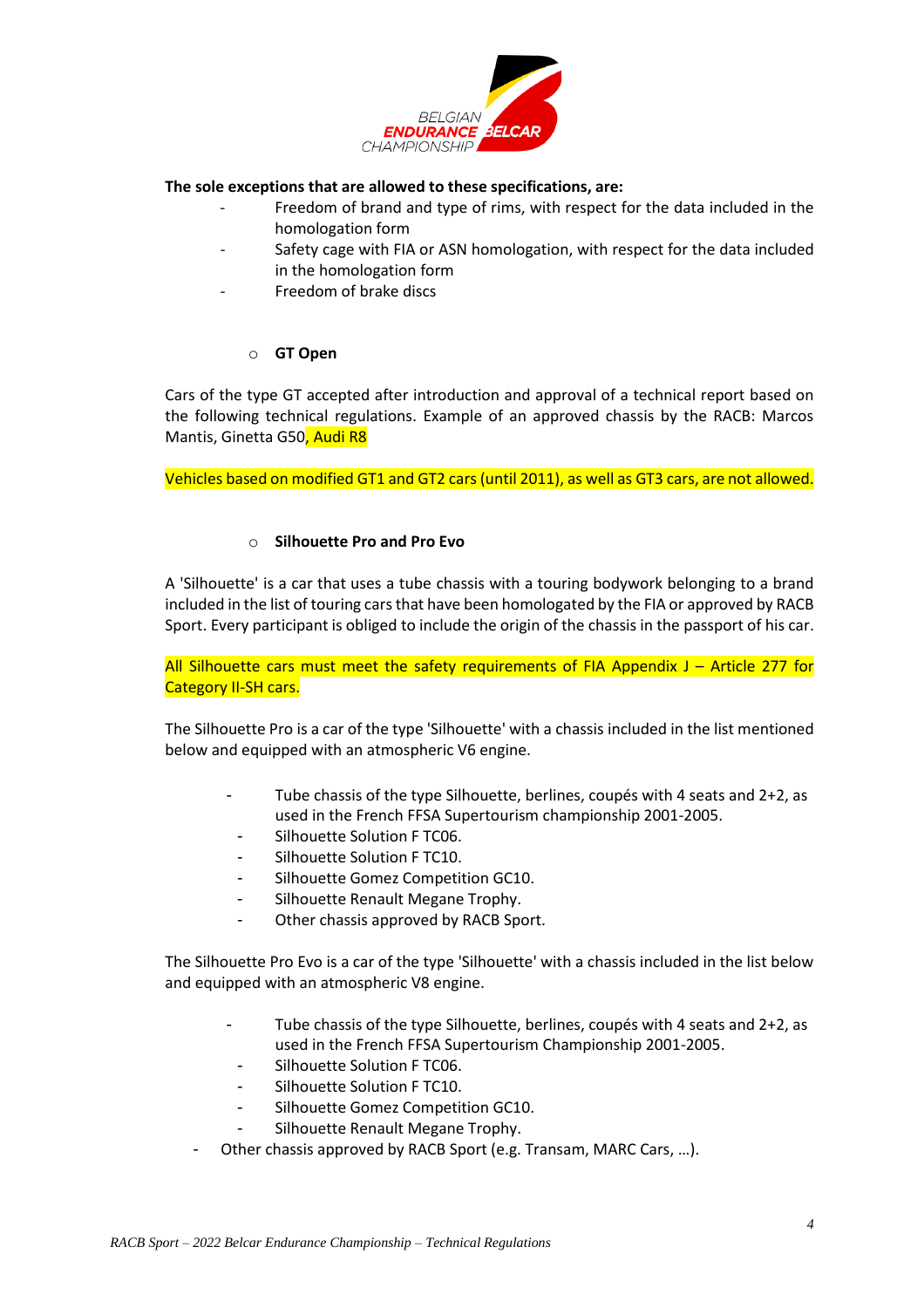**The sole exceptions that are allowed to these specifications, are:**

- Freedom of brand and type of rims, with respect for the data included in the homologation form
- Safety cage with FIA or ASN homologation, with respect for the data included in the homologation form
- Freedom of brake discs

- **GT Open**

Cars of the type GT accepted after introduction and approval of a technical report based on the following technical regulations. Example of an approved chassis by the RACB: Marcos Mantis, Ginetta G50, Audi R8

Vehicles based on modified GT1 and GT2 cars (until 2011), as well as GT3 cars, are not allowed.

- **Silhouette Pro and Pro Evo**

A 'Silhouette' is a car that uses a tube chassis with a touring bodywork belonging to a brand included in the list of touring cars that have been homologated by the FIA or approved by RACB Sport. Every participant is obliged to include the origin of the chassis in the passport of his car.

All Silhouette cars must meet the safety requirements of FIA Appendix J – Article 277 for Category II-SH cars.

The Silhouette Pro is a car of the type 'Silhouette' with a chassis included in the list mentioned below and equipped with an atmospheric V6 engine.

- Tube chassis of the type Silhouette, berlines, coupés with 4 seats and 2+2, as used in the French FFSA Supertourism championship 2001-2005.
- Silhouette Solution F TC06.
- Silhouette Solution F TC10.
- Silhouette Gomez Competition GC10.
- Silhouette Renault Megane Trophy.
- Other chassis approved by RACB Sport.

The Silhouette Pro Evo is a car of the type 'Silhouette' with a chassis included in the list below and equipped with an atmospheric V8 engine.

- Tube chassis of the type Silhouette, berlines, coupés with 4 seats and 2+2, as used in the French FFSA Supertourism Championship 2001-2005.
- Silhouette Solution F TC06.
- Silhouette Solution F TC10.
- Silhouette Gomez Competition GC10.
- Silhouette Renault Megane Trophy.
- Other chassis approved by RACB Sport (e.g. Transam, MARC Cars, …).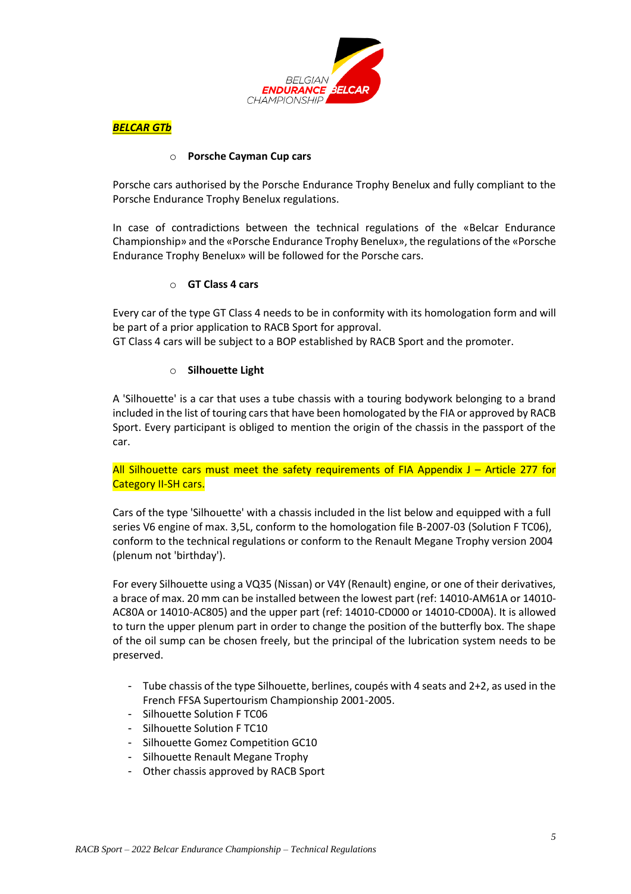***BELCAR GTb***

- **Porsche Cayman Cup cars**

Porsche cars authorised by the Porsche Endurance Trophy Benelux and fully compliant to the Porsche Endurance Trophy Benelux regulations.

In case of contradictions between the technical regulations of the «Belcar Endurance Championship» and the «Porsche Endurance Trophy Benelux», the regulations of the «Porsche Endurance Trophy Benelux» will be followed for the Porsche cars.

- **GT Class 4 cars**

Every car of the type GT Class 4 needs to be in conformity with its homologation form and will be part of a prior application to RACB Sport for approval.
GT Class 4 cars will be subject to a BOP established by RACB Sport and the promoter.

- **Silhouette Light**

A 'Silhouette' is a car that uses a tube chassis with a touring bodywork belonging to a brand included in the list of touring cars that have been homologated by the FIA or approved by RACB Sport. Every participant is obliged to mention the origin of the chassis in the passport of the car.

All Silhouette cars must meet the safety requirements of FIA Appendix J – Article 277 for Category II-SH cars.

Cars of the type 'Silhouette' with a chassis included in the list below and equipped with a full series V6 engine of max. 3,5L, conform to the homologation file B-2007-03 (Solution F TC06), conform to the technical regulations or conform to the Renault Megane Trophy version 2004 (plenum not 'birthday').

For every Silhouette using a VQ35 (Nissan) or V4Y (Renault) engine, or one of their derivatives, a brace of max. 20 mm can be installed between the lowest part (ref: 14010-AM61A or 14010-AC80A or 14010-AC805) and the upper part (ref: 14010-CD000 or 14010-CD00A). It is allowed to turn the upper plenum part in order to change the position of the butterfly box. The shape of the oil sump can be chosen freely, but the principal of the lubrication system needs to be preserved.

- Tube chassis of the type Silhouette, berlines, coupés with 4 seats and 2+2, as used in the French FFSA Supertourism Championship 2001-2005.
- Silhouette Solution F TC06
- Silhouette Solution F TC10
- Silhouette Gomez Competition GC10
- Silhouette Renault Megane Trophy
- Other chassis approved by RACB Sport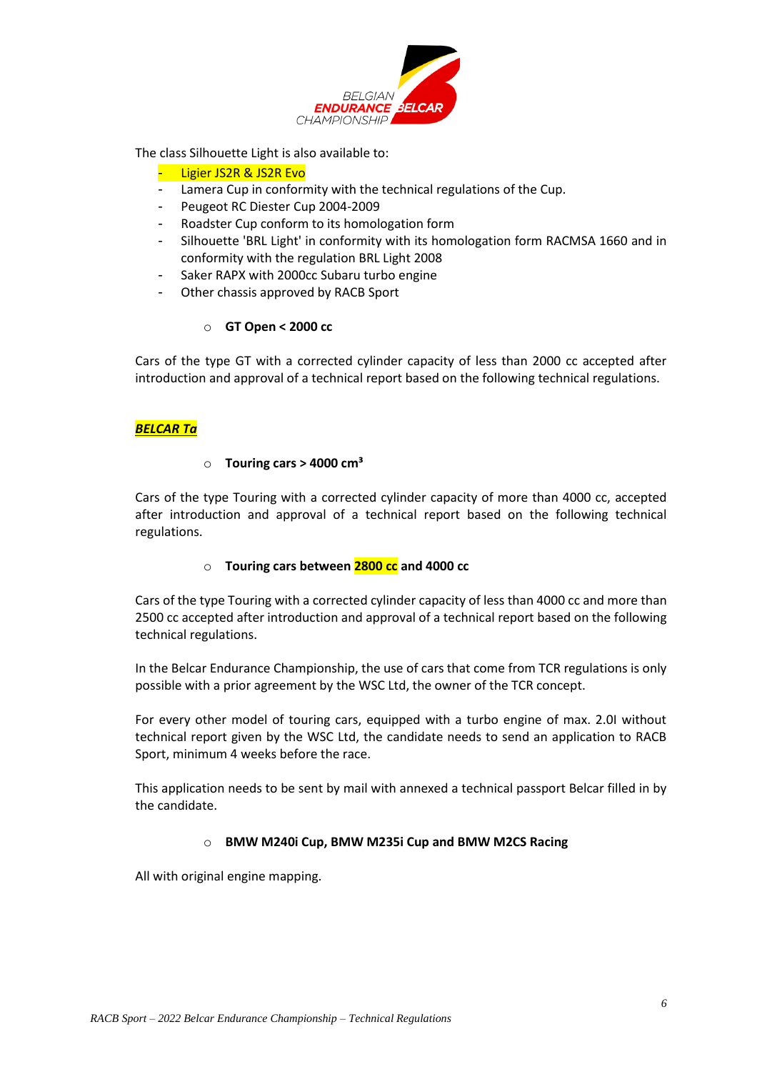The class Silhouette Light is also available to:

- Ligier JS2R & JS2R Evo
- Lamera Cup in conformity with the technical regulations of the Cup.
- Peugeot RC Diester Cup 2004-2009
- Roadster Cup conform to its homologation form
- Silhouette 'BRL Light' in conformity with its homologation form RACMSA 1660 and in conformity with the regulation BRL Light 2008
- Saker RAPX with 2000cc Subaru turbo engine
- Other chassis approved by RACB Sport

  - **GT Open < 2000 cc**

Cars of the type GT with a corrected cylinder capacity of less than 2000 cc accepted after introduction and approval of a technical report based on the following technical regulations.

***BELCAR Ta***

  - **Touring cars > 4000 cm³**

Cars of the type Touring with a corrected cylinder capacity of more than 4000 cc, accepted after introduction and approval of a technical report based on the following technical regulations.

  - **Touring cars between 2800 cc and 4000 cc**

Cars of the type Touring with a corrected cylinder capacity of less than 4000 cc and more than 2500 cc accepted after introduction and approval of a technical report based on the following technical regulations.

In the Belcar Endurance Championship, the use of cars that come from TCR regulations is only possible with a prior agreement by the WSC Ltd, the owner of the TCR concept.

For every other model of touring cars, equipped with a turbo engine of max. 2.0l without technical report given by the WSC Ltd, the candidate needs to send an application to RACB Sport, minimum 4 weeks before the race.

This application needs to be sent by mail with annexed a technical passport Belcar filled in by the candidate.

  - **BMW M240i Cup, BMW M235i Cup and BMW M2CS Racing**

All with original engine mapping.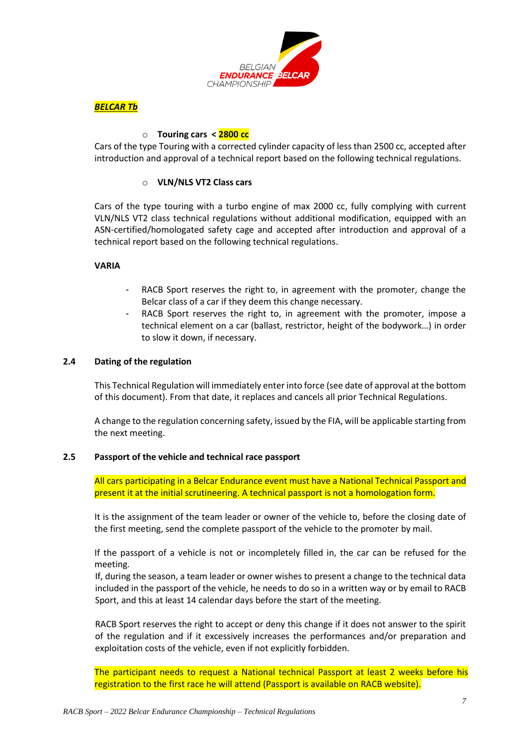***BELCAR Tb***

- **Touring cars < 2800 cc**

Cars of the type Touring with a corrected cylinder capacity of less than 2500 cc, accepted after introduction and approval of a technical report based on the following technical regulations.

- **VLN/NLS VT2 Class cars**

Cars of the type touring with a turbo engine of max 2000 cc, fully complying with current VLN/NLS VT2 class technical regulations without additional modification, equipped with an ASN-certified/homologated safety cage and accepted after introduction and approval of a technical report based on the following technical regulations.

**VARIA**

- RACB Sport reserves the right to, in agreement with the promoter, change the Belcar class of a car if they deem this change necessary.
- RACB Sport reserves the right to, in agreement with the promoter, impose a technical element on a car (ballast, restrictor, height of the bodywork…) in order to slow it down, if necessary.

### 2.4 Dating of the regulation

This Technical Regulation will immediately enter into force (see date of approval at the bottom of this document). From that date, it replaces and cancels all prior Technical Regulations.

A change to the regulation concerning safety, issued by the FIA, will be applicable starting from the next meeting.

### 2.5 Passport of the vehicle and technical race passport

All cars participating in a Belcar Endurance event must have a National Technical Passport and present it at the initial scrutineering. A technical passport is not a homologation form.

It is the assignment of the team leader or owner of the vehicle to, before the closing date of the first meeting, send the complete passport of the vehicle to the promoter by mail.

If the passport of a vehicle is not or incompletely filled in, the car can be refused for the meeting.
If, during the season, a team leader or owner wishes to present a change to the technical data included in the passport of the vehicle, he needs to do so in a written way or by email to RACB Sport, and this at least 14 calendar days before the start of the meeting.

RACB Sport reserves the right to accept or deny this change if it does not answer to the spirit of the regulation and if it excessively increases the performances and/or preparation and exploitation costs of the vehicle, even if not explicitly forbidden.

The participant needs to request a National technical Passport at least 2 weeks before his registration to the first race he will attend (Passport is available on RACB website).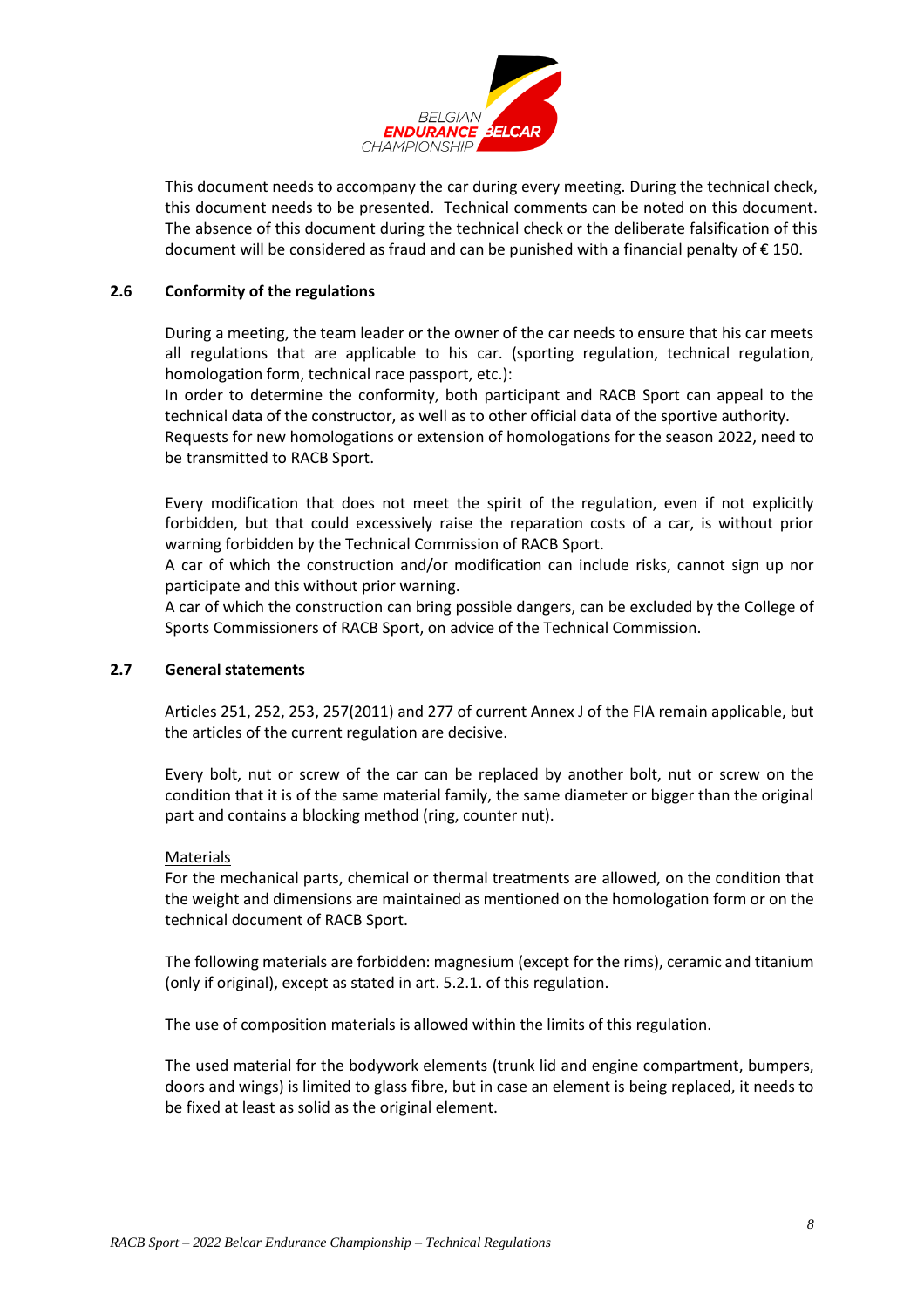This document needs to accompany the car during every meeting. During the technical check, this document needs to be presented. Technical comments can be noted on this document. The absence of this document during the technical check or the deliberate falsification of this document will be considered as fraud and can be punished with a financial penalty of € 150.

### 2.6 Conformity of the regulations

During a meeting, the team leader or the owner of the car needs to ensure that his car meets all regulations that are applicable to his car. (sporting regulation, technical regulation, homologation form, technical race passport, etc.):
In order to determine the conformity, both participant and RACB Sport can appeal to the technical data of the constructor, as well as to other official data of the sportive authority.
Requests for new homologations or extension of homologations for the season 2022, need to be transmitted to RACB Sport.

Every modification that does not meet the spirit of the regulation, even if not explicitly forbidden, but that could excessively raise the reparation costs of a car, is without prior warning forbidden by the Technical Commission of RACB Sport.
A car of which the construction and/or modification can include risks, cannot sign up nor participate and this without prior warning.
A car of which the construction can bring possible dangers, can be excluded by the College of Sports Commissioners of RACB Sport, on advice of the Technical Commission.

### 2.7 General statements

Articles 251, 252, 253, 257(2011) and 277 of current Annex J of the FIA remain applicable, but the articles of the current regulation are decisive.

Every bolt, nut or screw of the car can be replaced by another bolt, nut or screw on the condition that it is of the same material family, the same diameter or bigger than the original part and contains a blocking method (ring, counter nut).

Materials
For the mechanical parts, chemical or thermal treatments are allowed, on the condition that the weight and dimensions are maintained as mentioned on the homologation form or on the technical document of RACB Sport.

The following materials are forbidden: magnesium (except for the rims), ceramic and titanium (only if original), except as stated in art. 5.2.1. of this regulation.

The use of composition materials is allowed within the limits of this regulation.

The used material for the bodywork elements (trunk lid and engine compartment, bumpers, doors and wings) is limited to glass fibre, but in case an element is being replaced, it needs to be fixed at least as solid as the original element.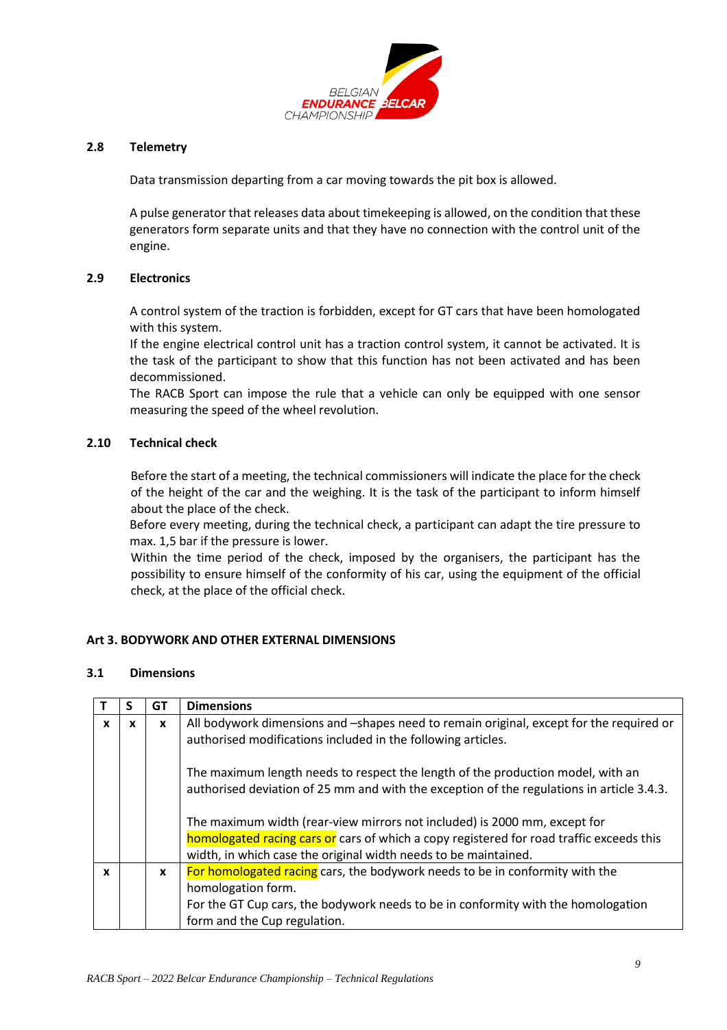### 2.8 Telemetry

Data transmission departing from a car moving towards the pit box is allowed.

A pulse generator that releases data about timekeeping is allowed, on the condition that these generators form separate units and that they have no connection with the control unit of the engine.

### 2.9 Electronics

A control system of the traction is forbidden, except for GT cars that have been homologated with this system.
If the engine electrical control unit has a traction control system, it cannot be activated. It is the task of the participant to show that this function has not been activated and has been decommissioned.
The RACB Sport can impose the rule that a vehicle can only be equipped with one sensor measuring the speed of the wheel revolution.

### 2.10 Technical check

Before the start of a meeting, the technical commissioners will indicate the place for the check of the height of the car and the weighing. It is the task of the participant to inform himself about the place of the check.
Before every meeting, during the technical check, a participant can adapt the tire pressure to max. 1,5 bar if the pressure is lower.
Within the time period of the check, imposed by the organisers, the participant has the possibility to ensure himself of the conformity of his car, using the equipment of the official check, at the place of the official check.

## Art 3. BODYWORK AND OTHER EXTERNAL DIMENSIONS

### 3.1 Dimensions

| T | S | GT | Dimensions |
|---|---|---|---|
| x | x | x | All bodywork dimensions and –shapes need to remain original, except for the required or authorised modifications included in the following articles.<br><br>The maximum length needs to respect the length of the production model, with an authorised deviation of 25 mm and with the exception of the regulations in article 3.4.3.<br><br>The maximum width (rear-view mirrors not included) is 2000 mm, except for homologated racing cars or cars of which a copy registered for road traffic exceeds this width, in which case the original width needs to be maintained. |
| x | | x | For homologated racing cars, the bodywork needs to be in conformity with the homologation form.<br>For the GT Cup cars, the bodywork needs to be in conformity with the homologation form and the Cup regulation. |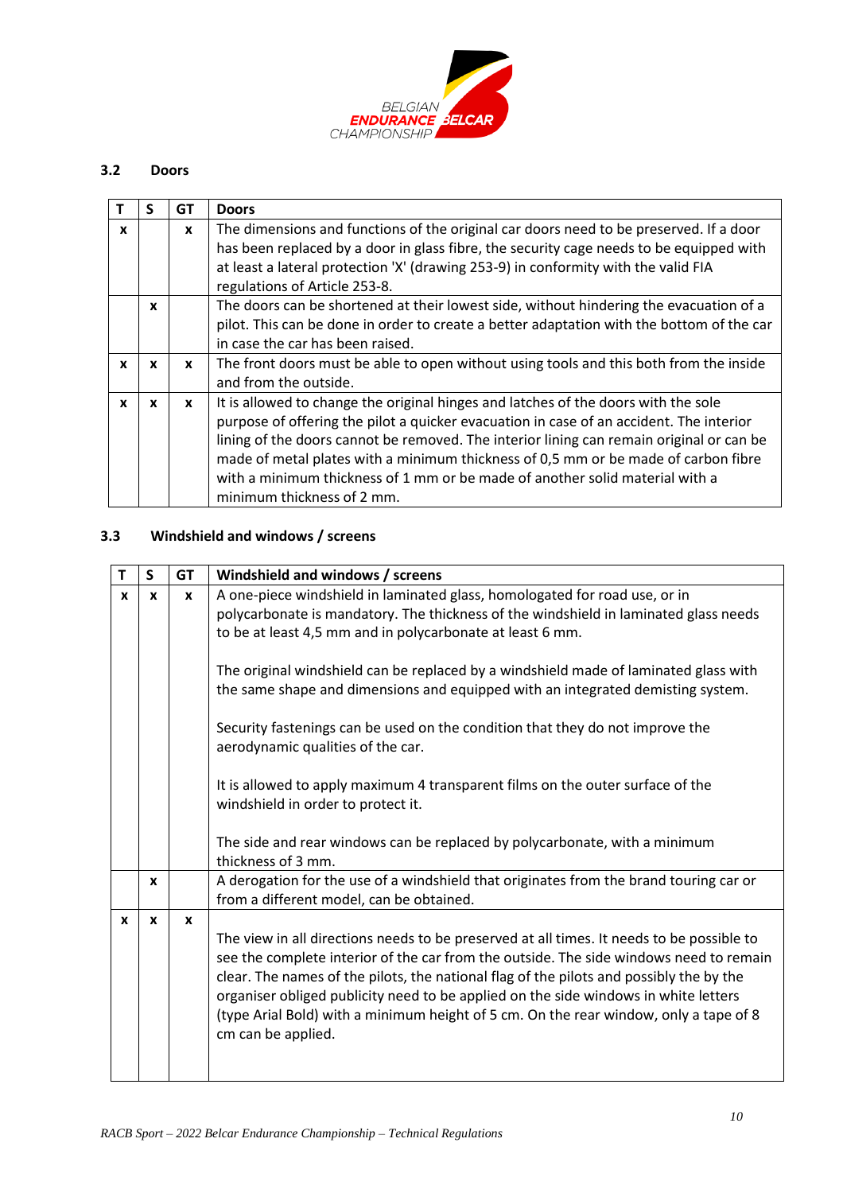### 3.2 Doors

| T | S | GT | Doors |
| --- | --- | --- | --- |
| x | | x | The dimensions and functions of the original car doors need to be preserved. If a door has been replaced by a door in glass fibre, the security cage needs to be equipped with at least a lateral protection 'X' (drawing 253-9) in conformity with the valid FIA regulations of Article 253-8. |
| | x | | The doors can be shortened at their lowest side, without hindering the evacuation of a pilot. This can be done in order to create a better adaptation with the bottom of the car in case the car has been raised. |
| x | x | x | The front doors must be able to open without using tools and this both from the inside and from the outside. |
| x | x | x | It is allowed to change the original hinges and latches of the doors with the sole purpose of offering the pilot a quicker evacuation in case of an accident. The interior lining of the doors cannot be removed. The interior lining can remain original or can be made of metal plates with a minimum thickness of 0,5 mm or be made of carbon fibre with a minimum thickness of 1 mm or be made of another solid material with a minimum thickness of 2 mm. |

### 3.3 Windshield and windows / screens

| T | S | GT | Windshield and windows / screens |
| --- | --- | --- | --- |
| x | x | x | A one-piece windshield in laminated glass, homologated for road use, or in polycarbonate is mandatory. The thickness of the windshield in laminated glass needs to be at least 4,5 mm and in polycarbonate at least 6 mm.<br><br>The original windshield can be replaced by a windshield made of laminated glass with the same shape and dimensions and equipped with an integrated demisting system.<br><br>Security fastenings can be used on the condition that they do not improve the aerodynamic qualities of the car.<br><br>It is allowed to apply maximum 4 transparent films on the outer surface of the windshield in order to protect it.<br><br>The side and rear windows can be replaced by polycarbonate, with a minimum thickness of 3 mm. |
| | x | | A derogation for the use of a windshield that originates from the brand touring car or from a different model, can be obtained. |
| x | x | x | The view in all directions needs to be preserved at all times. It needs to be possible to see the complete interior of the car from the outside. The side windows need to remain clear. The names of the pilots, the national flag of the pilots and possibly the by the organiser obliged publicity need to be applied on the side windows in white letters (type Arial Bold) with a minimum height of 5 cm. On the rear window, only a tape of 8 cm can be applied. |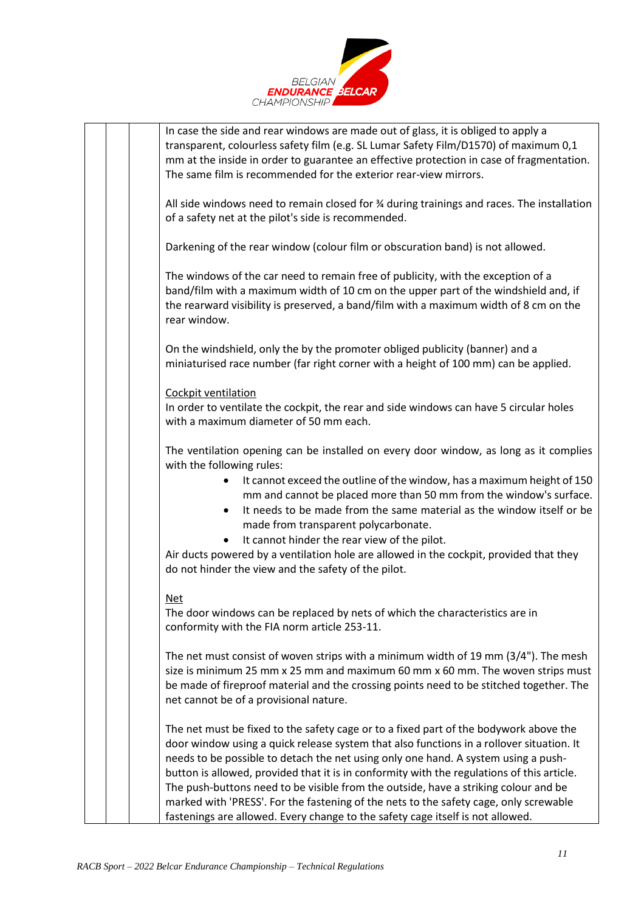In case the side and rear windows are made out of glass, it is obliged to apply a transparent, colourless safety film (e.g. SL Lumar Safety Film/D1570) of maximum 0,1 mm at the inside in order to guarantee an effective protection in case of fragmentation. The same film is recommended for the exterior rear-view mirrors.

All side windows need to remain closed for ¾ during trainings and races. The installation of a safety net at the pilot's side is recommended.

Darkening of the rear window (colour film or obscuration band) is not allowed.

The windows of the car need to remain free of publicity, with the exception of a band/film with a maximum width of 10 cm on the upper part of the windshield and, if the rearward visibility is preserved, a band/film with a maximum width of 8 cm on the rear window.

On the windshield, only the by the promoter obliged publicity (banner) and a miniaturised race number (far right corner with a height of 100 mm) can be applied.

Cockpit ventilation

In order to ventilate the cockpit, the rear and side windows can have 5 circular holes with a maximum diameter of 50 mm each.

The ventilation opening can be installed on every door window, as long as it complies with the following rules:

- It cannot exceed the outline of the window, has a maximum height of 150 mm and cannot be placed more than 50 mm from the window's surface.
- It needs to be made from the same material as the window itself or be made from transparent polycarbonate.
- It cannot hinder the rear view of the pilot.

Air ducts powered by a ventilation hole are allowed in the cockpit, provided that they do not hinder the view and the safety of the pilot.

Net

The door windows can be replaced by nets of which the characteristics are in conformity with the FIA norm article 253-11.

The net must consist of woven strips with a minimum width of 19 mm (3/4"). The mesh size is minimum 25 mm x 25 mm and maximum 60 mm x 60 mm. The woven strips must be made of fireproof material and the crossing points need to be stitched together. The net cannot be of a provisional nature.

The net must be fixed to the safety cage or to a fixed part of the bodywork above the door window using a quick release system that also functions in a rollover situation. It needs to be possible to detach the net using only one hand. A system using a push-button is allowed, provided that it is in conformity with the regulations of this article. The push-buttons need to be visible from the outside, have a striking colour and be marked with 'PRESS'. For the fastening of the nets to the safety cage, only screwable fastenings are allowed. Every change to the safety cage itself is not allowed.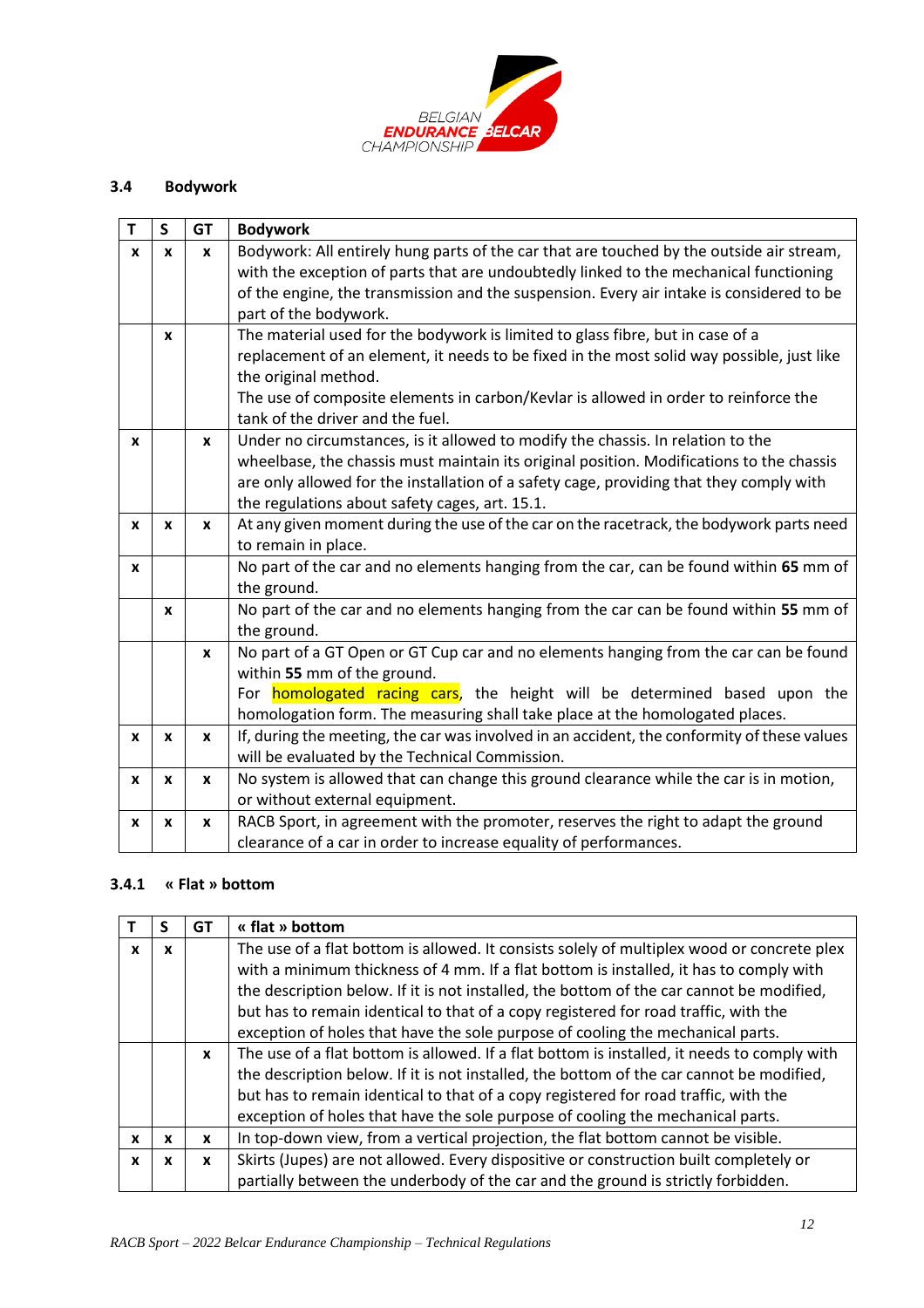## 3.4 Bodywork

| T | S | GT | Bodywork |
|---|---|---|---|
| x | x | x | Bodywork: All entirely hung parts of the car that are touched by the outside air stream, with the exception of parts that are undoubtedly linked to the mechanical functioning of the engine, the transmission and the suspension. Every air intake is considered to be part of the bodywork. |
| | x | | The material used for the bodywork is limited to glass fibre, but in case of a replacement of an element, it needs to be fixed in the most solid way possible, just like the original method.<br>The use of composite elements in carbon/Kevlar is allowed in order to reinforce the tank of the driver and the fuel. |
| x | | x | Under no circumstances, is it allowed to modify the chassis. In relation to the wheelbase, the chassis must maintain its original position. Modifications to the chassis are only allowed for the installation of a safety cage, providing that they comply with the regulations about safety cages, art. 15.1. |
| x | x | x | At any given moment during the use of the car on the racetrack, the bodywork parts need to remain in place. |
| x | | | No part of the car and no elements hanging from the car, can be found within **65** mm of the ground. |
| | x | | No part of the car and no elements hanging from the car can be found within **55** mm of the ground. |
| | | x | No part of a GT Open or GT Cup car and no elements hanging from the car can be found within **55** mm of the ground.<br>For homologated racing cars, the height will be determined based upon the homologation form. The measuring shall take place at the homologated places. |
| x | x | x | If, during the meeting, the car was involved in an accident, the conformity of these values will be evaluated by the Technical Commission. |
| x | x | x | No system is allowed that can change this ground clearance while the car is in motion, or without external equipment. |
| x | x | x | RACB Sport, in agreement with the promoter, reserves the right to adapt the ground clearance of a car in order to increase equality of performances. |

### 3.4.1 « Flat » bottom

| T | S | GT | « flat » bottom |
|---|---|---|---|
| x | x | | The use of a flat bottom is allowed. It consists solely of multiplex wood or concrete plex with a minimum thickness of 4 mm. If a flat bottom is installed, it has to comply with the description below. If it is not installed, the bottom of the car cannot be modified, but has to remain identical to that of a copy registered for road traffic, with the exception of holes that have the sole purpose of cooling the mechanical parts. |
| | | x | The use of a flat bottom is allowed. If a flat bottom is installed, it needs to comply with the description below. If it is not installed, the bottom of the car cannot be modified, but has to remain identical to that of a copy registered for road traffic, with the exception of holes that have the sole purpose of cooling the mechanical parts. |
| x | x | x | In top-down view, from a vertical projection, the flat bottom cannot be visible. |
| x | x | x | Skirts (Jupes) are not allowed. Every dispositive or construction built completely or partially between the underbody of the car and the ground is strictly forbidden. |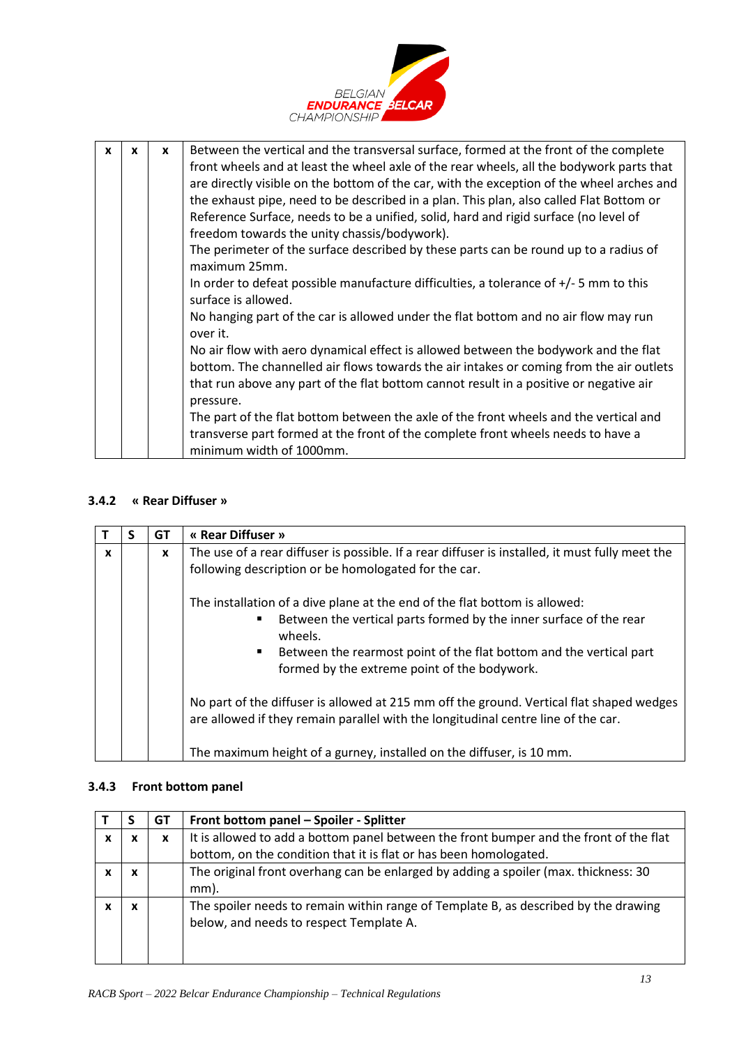| | | | |
|---|---|---|---|
| x | x | x | Between the vertical and the transversal surface, formed at the front of the complete front wheels and at least the wheel axle of the rear wheels, all the bodywork parts that are directly visible on the bottom of the car, with the exception of the wheel arches and the exhaust pipe, need to be described in a plan. This plan, also called Flat Bottom or Reference Surface, needs to be a unified, solid, hard and rigid surface (no level of freedom towards the unity chassis/bodywork).<br>The perimeter of the surface described by these parts can be round up to a radius of maximum 25mm.<br>In order to defeat possible manufacture difficulties, a tolerance of +/- 5 mm to this surface is allowed.<br>No hanging part of the car is allowed under the flat bottom and no air flow may run over it.<br>No air flow with aero dynamical effect is allowed between the bodywork and the flat bottom. The channelled air flows towards the air intakes or coming from the air outlets that run above any part of the flat bottom cannot result in a positive or negative air pressure.<br>The part of the flat bottom between the axle of the front wheels and the vertical and transverse part formed at the front of the complete front wheels needs to have a minimum width of 1000mm. |

### 3.4.2 « Rear Diffuser »

| T | S | GT | « Rear Diffuser » |
|---|---|---|---|
| x | | x | The use of a rear diffuser is possible. If a rear diffuser is installed, it must fully meet the following description or be homologated for the car.<br><br>The installation of a dive plane at the end of the flat bottom is allowed:<br>▪ Between the vertical parts formed by the inner surface of the rear wheels.<br>▪ Between the rearmost point of the flat bottom and the vertical part formed by the extreme point of the bodywork.<br><br>No part of the diffuser is allowed at 215 mm off the ground. Vertical flat shaped wedges are allowed if they remain parallel with the longitudinal centre line of the car.<br><br>The maximum height of a gurney, installed on the diffuser, is 10 mm. |

### 3.4.3 Front bottom panel

| T | S | GT | Front bottom panel – Spoiler - Splitter |
|---|---|---|---|
| x | x | x | It is allowed to add a bottom panel between the front bumper and the front of the flat bottom, on the condition that it is flat or has been homologated. |
| x | x | | The original front overhang can be enlarged by adding a spoiler (max. thickness: 30 mm). |
| x | x | | The spoiler needs to remain within range of Template B, as described by the drawing below, and needs to respect Template A. |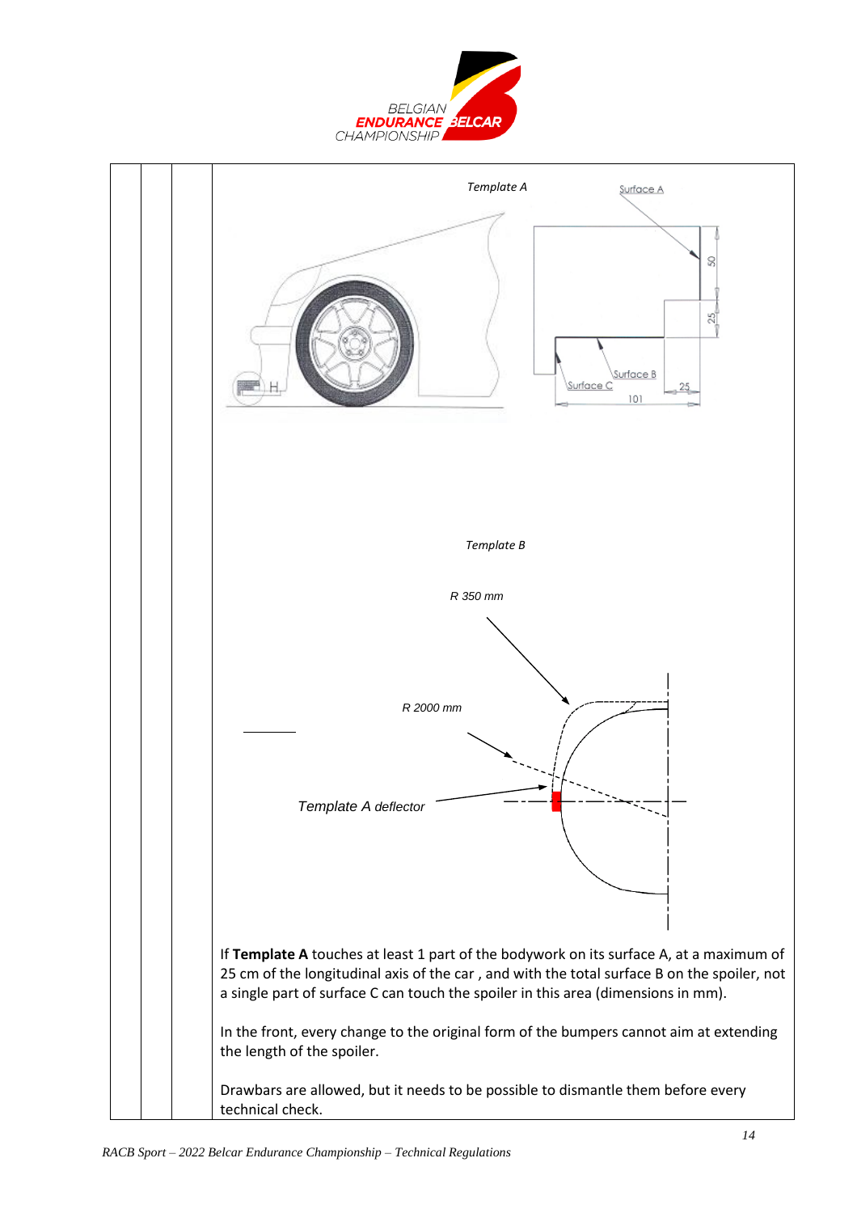*Template A*

Surface A

50

25

Surface B

Surface C

25

101

*Template B*

*R 350 mm*

*R 2000 mm*

*Template A deflector*

If **Template A** touches at least 1 part of the bodywork on its surface A, at a maximum of 25 cm of the longitudinal axis of the car , and with the total surface B on the spoiler, not a single part of surface C can touch the spoiler in this area (dimensions in mm).

In the front, every change to the original form of the bumpers cannot aim at extending the length of the spoiler.

Drawbars are allowed, but it needs to be possible to dismantle them before every technical check.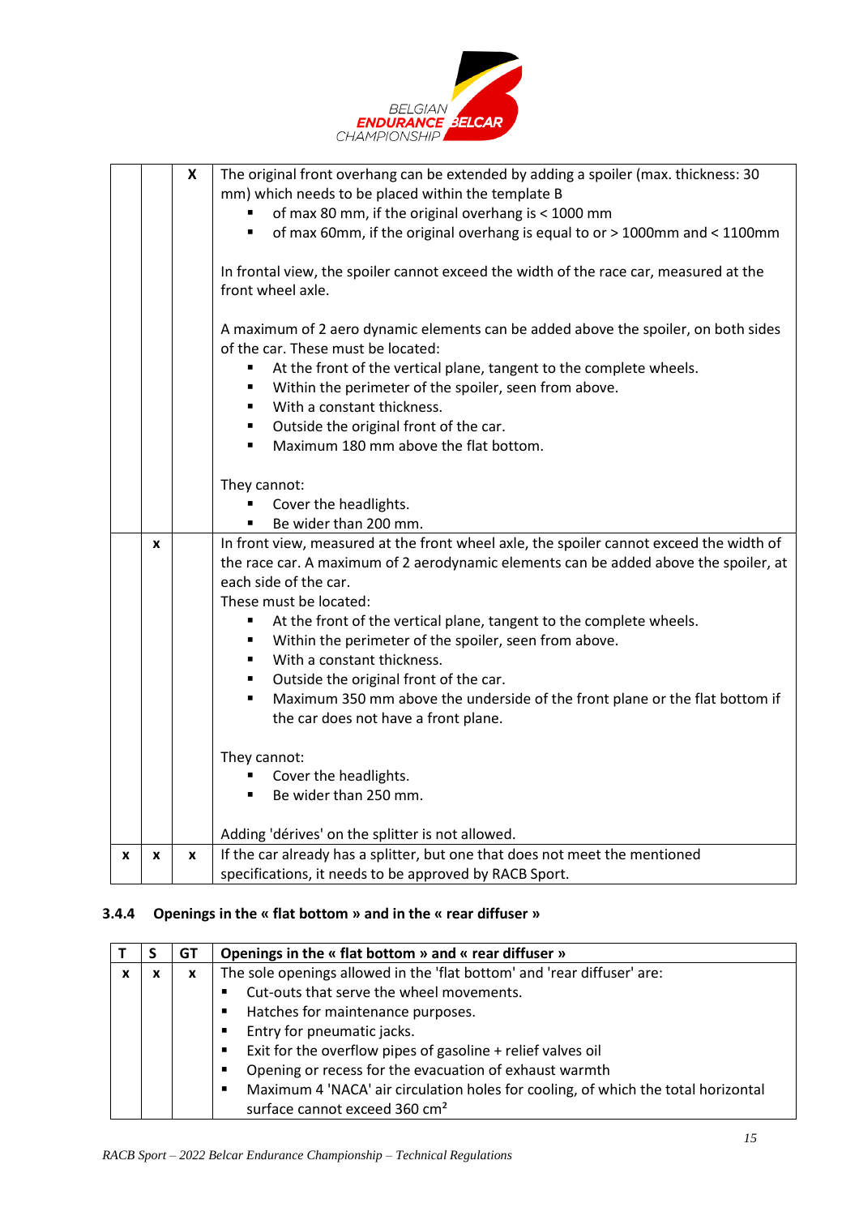| | | | |
|---|---|---|---|
| | | X | The original front overhang can be extended by adding a spoiler (max. thickness: 30 mm) which needs to be placed within the template B<br>▪ of max 80 mm, if the original overhang is < 1000 mm<br>▪ of max 60mm, if the original overhang is equal to or > 1000mm and < 1100mm<br><br>In frontal view, the spoiler cannot exceed the width of the race car, measured at the front wheel axle.<br><br>A maximum of 2 aero dynamic elements can be added above the spoiler, on both sides of the car. These must be located:<br>▪ At the front of the vertical plane, tangent to the complete wheels.<br>▪ Within the perimeter of the spoiler, seen from above.<br>▪ With a constant thickness.<br>▪ Outside the original front of the car.<br>▪ Maximum 180 mm above the flat bottom.<br><br>They cannot:<br>▪ Cover the headlights.<br>▪ Be wider than 200 mm. |
| | x | | In front view, measured at the front wheel axle, the spoiler cannot exceed the width of the race car. A maximum of 2 aerodynamic elements can be added above the spoiler, at each side of the car.<br>These must be located:<br>▪ At the front of the vertical plane, tangent to the complete wheels.<br>▪ Within the perimeter of the spoiler, seen from above.<br>▪ With a constant thickness.<br>▪ Outside the original front of the car.<br>▪ Maximum 350 mm above the underside of the front plane or the flat bottom if the car does not have a front plane.<br><br>They cannot:<br>▪ Cover the headlights.<br>▪ Be wider than 250 mm.<br><br>Adding 'dérives' on the splitter is not allowed. |
| x | x | x | If the car already has a splitter, but one that does not meet the mentioned specifications, it needs to be approved by RACB Sport. |

### 3.4.4 Openings in the « flat bottom » and in the « rear diffuser »

| T | S | GT | Openings in the « flat bottom » and « rear diffuser » |
|---|---|---|---|
| x | x | x | The sole openings allowed in the 'flat bottom' and 'rear diffuser' are:<br>▪ Cut-outs that serve the wheel movements.<br>▪ Hatches for maintenance purposes.<br>▪ Entry for pneumatic jacks.<br>▪ Exit for the overflow pipes of gasoline + relief valves oil<br>▪ Opening or recess for the evacuation of exhaust warmth<br>▪ Maximum 4 'NACA' air circulation holes for cooling, of which the total horizontal surface cannot exceed 360 cm² |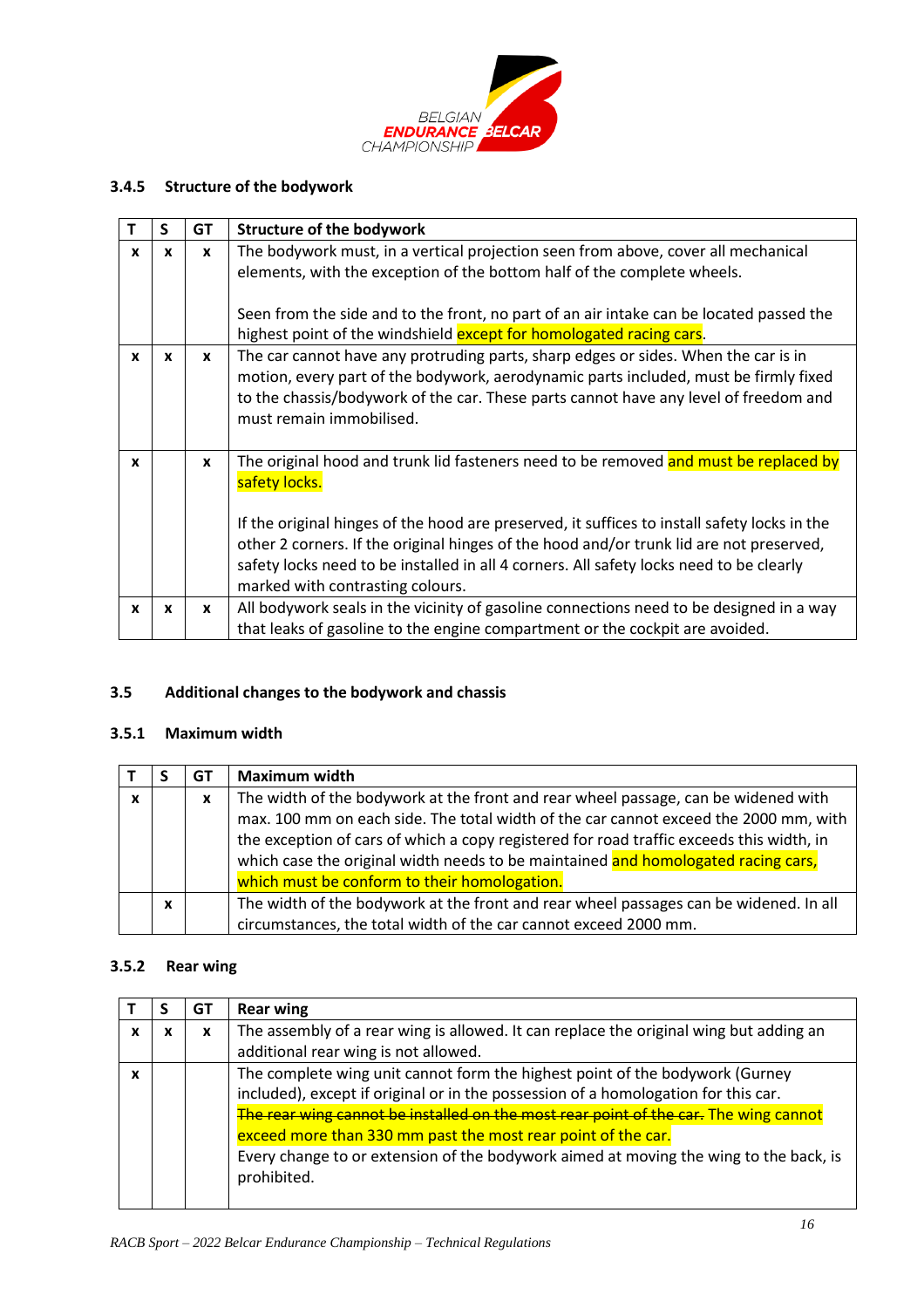### 3.4.5 Structure of the bodywork

| T | S | GT | Structure of the bodywork |
|---|---|---|---|
| x | x | x | The bodywork must, in a vertical projection seen from above, cover all mechanical elements, with the exception of the bottom half of the complete wheels.<br><br>Seen from the side and to the front, no part of an air intake can be located passed the highest point of the windshield except for homologated racing cars. |
| x | x | x | The car cannot have any protruding parts, sharp edges or sides. When the car is in motion, every part of the bodywork, aerodynamic parts included, must be firmly fixed to the chassis/bodywork of the car. These parts cannot have any level of freedom and must remain immobilised. |
| x | | x | The original hood and trunk lid fasteners need to be removed and must be replaced by safety locks.<br><br>If the original hinges of the hood are preserved, it suffices to install safety locks in the other 2 corners. If the original hinges of the hood and/or trunk lid are not preserved, safety locks need to be installed in all 4 corners. All safety locks need to be clearly marked with contrasting colours. |
| x | x | x | All bodywork seals in the vicinity of gasoline connections need to be designed in a way that leaks of gasoline to the engine compartment or the cockpit are avoided. |

## 3.5 Additional changes to the bodywork and chassis

### 3.5.1 Maximum width

| T | S | GT | Maximum width |
|---|---|---|---|
| x | | x | The width of the bodywork at the front and rear wheel passage, can be widened with max. 100 mm on each side. The total width of the car cannot exceed the 2000 mm, with the exception of cars of which a copy registered for road traffic exceeds this width, in which case the original width needs to be maintained and homologated racing cars, which must be conform to their homologation. |
| | x | | The width of the bodywork at the front and rear wheel passages can be widened. In all circumstances, the total width of the car cannot exceed 2000 mm. |

### 3.5.2 Rear wing

| T | S | GT | Rear wing |
|---|---|---|---|
| x | x | x | The assembly of a rear wing is allowed. It can replace the original wing but adding an additional rear wing is not allowed. |
| x | | | The complete wing unit cannot form the highest point of the bodywork (Gurney included), except if original or in the possession of a homologation for this car.<br>~~The rear wing cannot be installed on the most rear point of the car.~~ The wing cannot exceed more than 330 mm past the most rear point of the car.<br>Every change to or extension of the bodywork aimed at moving the wing to the back, is prohibited. |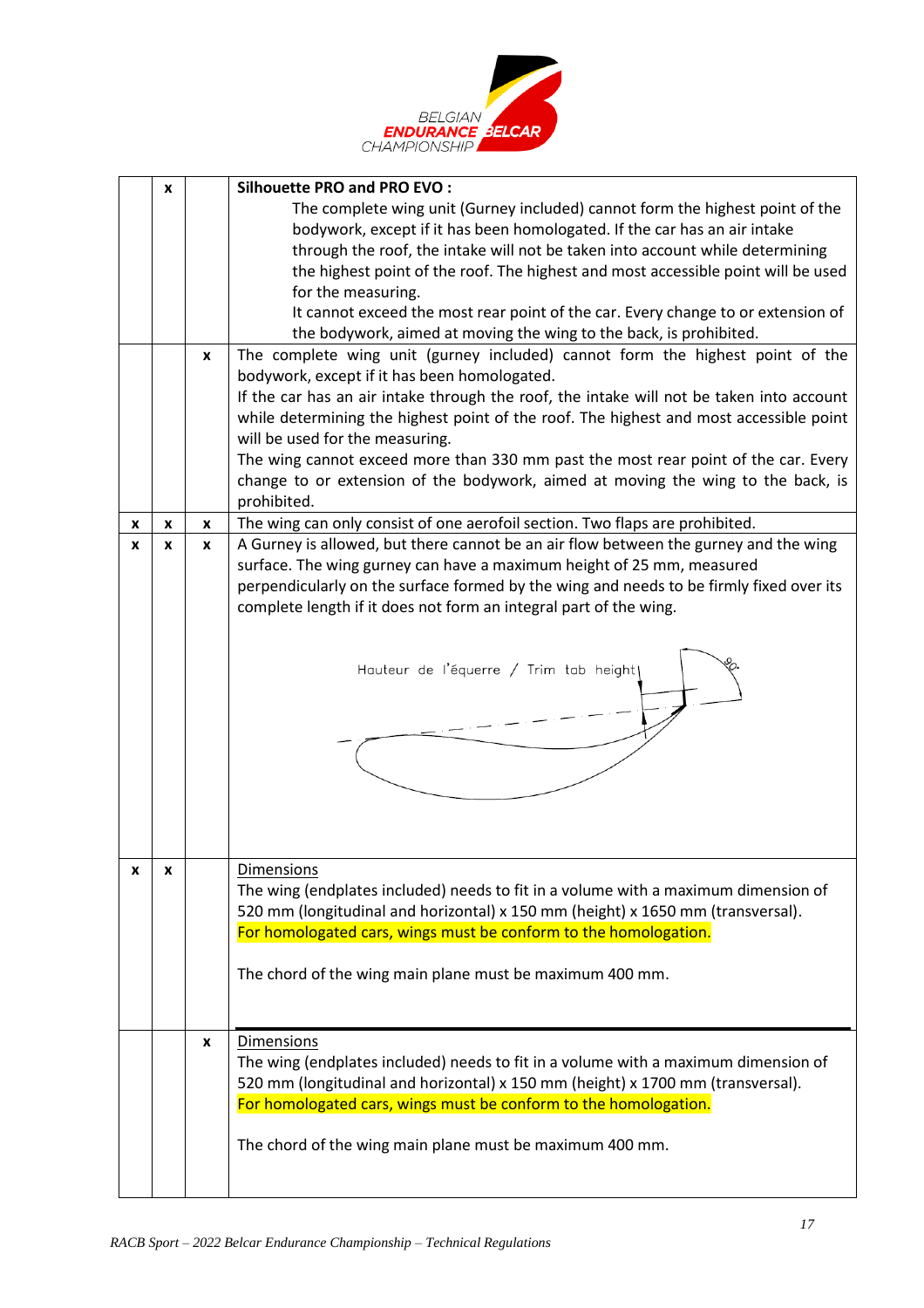| | | | |
|---|---|---|---|
| | x | | **Silhouette PRO and PRO EVO :**<br>The complete wing unit (Gurney included) cannot form the highest point of the bodywork, except if it has been homologated. If the car has an air intake through the roof, the intake will not be taken into account while determining the highest point of the roof. The highest and most accessible point will be used for the measuring.<br>It cannot exceed the most rear point of the car. Every change to or extension of the bodywork, aimed at moving the wing to the back, is prohibited. |
| | | x | The complete wing unit (gurney included) cannot form the highest point of the bodywork, except if it has been homologated.<br>If the car has an air intake through the roof, the intake will not be taken into account while determining the highest point of the roof. The highest and most accessible point will be used for the measuring.<br>The wing cannot exceed more than 330 mm past the most rear point of the car. Every change to or extension of the bodywork, aimed at moving the wing to the back, is prohibited. |
| x | x | x | The wing can only consist of one aerofoil section. Two flaps are prohibited. |
| x | x | x | A Gurney is allowed, but there cannot be an air flow between the gurney and the wing surface. The wing gurney can have a maximum height of 25 mm, measured perpendicularly on the surface formed by the wing and needs to be firmly fixed over its complete length if it does not form an integral part of the wing.<br><br>Hauteur de l'équerre / Trim tab height 90° |
| x | x | | Dimensions<br>The wing (endplates included) needs to fit in a volume with a maximum dimension of 520 mm (longitudinal and horizontal) x 150 mm (height) x 1650 mm (transversal).<br>For homologated cars, wings must be conform to the homologation.<br><br>The chord of the wing main plane must be maximum 400 mm. |
| | | x | Dimensions<br>The wing (endplates included) needs to fit in a volume with a maximum dimension of 520 mm (longitudinal and horizontal) x 150 mm (height) x 1700 mm (transversal).<br>For homologated cars, wings must be conform to the homologation.<br><br>The chord of the wing main plane must be maximum 400 mm. |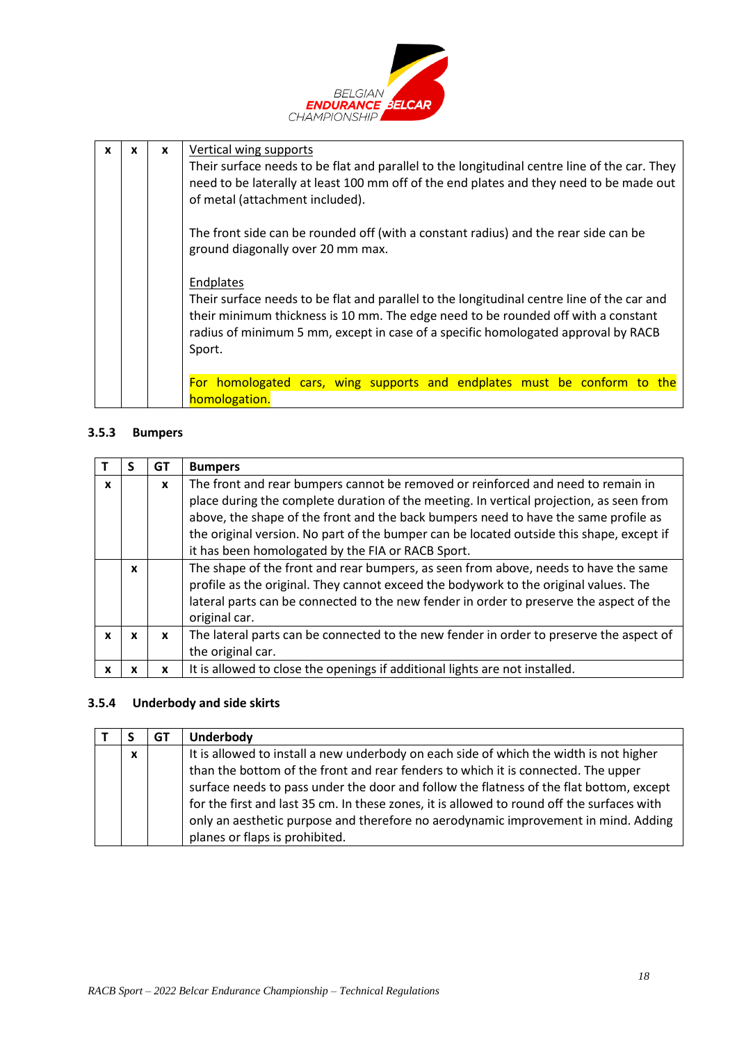| | | | |
|---|---|---|---|
| x | x | x | Vertical wing supports<br>Their surface needs to be flat and parallel to the longitudinal centre line of the car. They need to be laterally at least 100 mm off of the end plates and they need to be made out of metal (attachment included).<br><br>The front side can be rounded off (with a constant radius) and the rear side can be ground diagonally over 20 mm max.<br><br>Endplates<br>Their surface needs to be flat and parallel to the longitudinal centre line of the car and their minimum thickness is 10 mm. The edge need to be rounded off with a constant radius of minimum 5 mm, except in case of a specific homologated approval by RACB Sport.<br><br>For homologated cars, wing supports and endplates must be conform to the homologation. |

### 3.5.3 Bumpers

| T | S | GT | Bumpers |
|---|---|---|---|
| x | | x | The front and rear bumpers cannot be removed or reinforced and need to remain in place during the complete duration of the meeting. In vertical projection, as seen from above, the shape of the front and the back bumpers need to have the same profile as the original version. No part of the bumper can be located outside this shape, except if it has been homologated by the FIA or RACB Sport. |
| | x | | The shape of the front and rear bumpers, as seen from above, needs to have the same profile as the original. They cannot exceed the bodywork to the original values. The lateral parts can be connected to the new fender in order to preserve the aspect of the original car. |
| x | x | x | The lateral parts can be connected to the new fender in order to preserve the aspect of the original car. |
| x | x | x | It is allowed to close the openings if additional lights are not installed. |

### 3.5.4 Underbody and side skirts

| T | S | GT | Underbody |
|---|---|---|---|
| | x | | It is allowed to install a new underbody on each side of which the width is not higher than the bottom of the front and rear fenders to which it is connected. The upper surface needs to pass under the door and follow the flatness of the flat bottom, except for the first and last 35 cm. In these zones, it is allowed to round off the surfaces with only an aesthetic purpose and therefore no aerodynamic improvement in mind. Adding planes or flaps is prohibited. |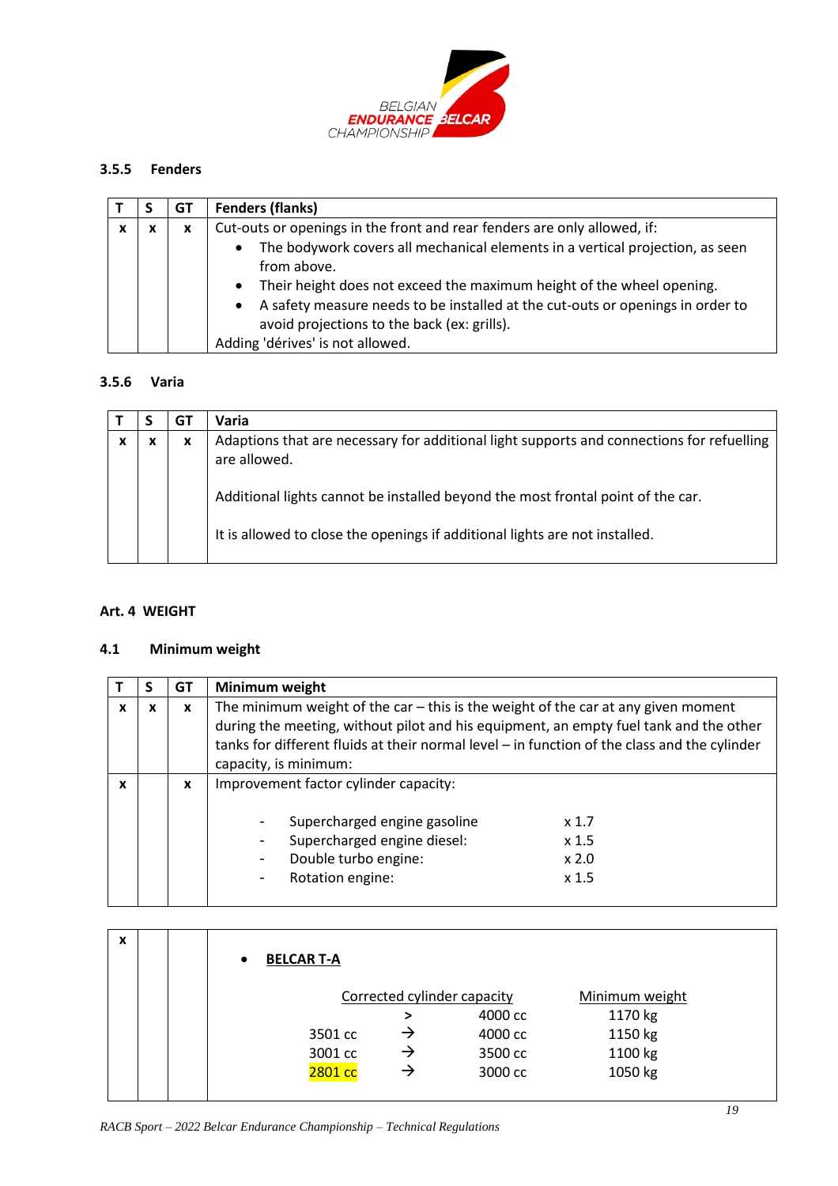### 3.5.5 Fenders

| T | S | GT | Fenders (flanks) |
|---|---|---|---|
| x | x | x | Cut-outs or openings in the front and rear fenders are only allowed, if:<br>• The bodywork covers all mechanical elements in a vertical projection, as seen from above.<br>• Their height does not exceed the maximum height of the wheel opening.<br>• A safety measure needs to be installed at the cut-outs or openings in order to avoid projections to the back (ex: grills).<br>Adding 'dérives' is not allowed. |

### 3.5.6 Varia

| T | S | GT | Varia |
|---|---|---|---|
| x | x | x | Adaptions that are necessary for additional light supports and connections for refuelling are allowed.<br><br>Additional lights cannot be installed beyond the most frontal point of the car.<br><br>It is allowed to close the openings if additional lights are not installed. |

## Art. 4 WEIGHT

### 4.1 Minimum weight

| T | S | GT | Minimum weight |
|---|---|---|---|
| x | x | x | The minimum weight of the car – this is the weight of the car at any given moment during the meeting, without pilot and his equipment, an empty fuel tank and the other tanks for different fluids at their normal level – in function of the class and the cylinder capacity, is minimum: |
| x | | x | Improvement factor cylinder capacity:<br><br>- Supercharged engine gasoline x 1.7<br>- Supercharged engine diesel: x 1.5<br>- Double turbo engine: x 2.0<br>- Rotation engine: x 1.5 |

| T | S | GT | |
|---|---|---|---|
| x | | | • **BELCAR T-A** |

| Corrected cylinder capacity | | | Minimum weight |
|---|---|---|---|
| | > | 4000 cc | 1170 kg |
| 3501 cc | → | 4000 cc | 1150 kg |
| 3001 cc | → | 3500 cc | 1100 kg |
| 2801 cc | → | 3000 cc | 1050 kg |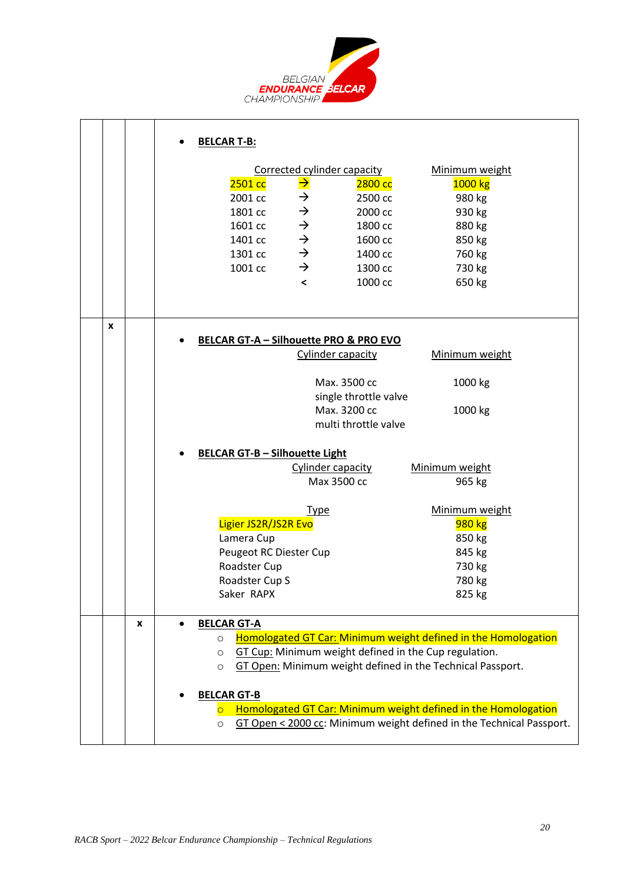| | | | |
|---|---|---|---|
| | | | • **BELCAR T-B:** <br><br> Corrected cylinder capacity / Minimum weight <br> 2501 cc → 2800 cc — 1000 kg <br> 2001 cc → 2500 cc — 980 kg <br> 1801 cc → 2000 cc — 930 kg <br> 1601 cc → 1800 cc — 880 kg <br> 1401 cc → 1600 cc — 850 kg <br> 1301 cc → 1400 cc — 760 kg <br> 1001 cc → 1300 cc — 730 kg <br> < 1000 cc — 650 kg |
| | x | | • **BELCAR GT-A – Silhouette PRO & PRO EVO** <br> Cylinder capacity / Minimum weight <br> Max. 3500 cc single throttle valve — 1000 kg <br> Max. 3200 cc multi throttle valve — 1000 kg <br><br> • **BELCAR GT-B – Silhouette Light** <br> Cylinder capacity / Minimum weight <br> Max 3500 cc — 965 kg <br><br> Type / Minimum weight <br> Ligier JS2R/JS2R Evo — 980 kg <br> Lamera Cup — 850 kg <br> Peugeot RC Diester Cup — 845 kg <br> Roadster Cup — 730 kg <br> Roadster Cup S — 780 kg <br> Saker RAPX — 825 kg |
| | | x | • **BELCAR GT-A** <br> ○ Homologated GT Car: Minimum weight defined in the Homologation <br> ○ GT Cup: Minimum weight defined in the Cup regulation. <br> ○ GT Open: Minimum weight defined in the Technical Passport. <br><br> • **BELCAR GT-B** <br> ○ Homologated GT Car: Minimum weight defined in the Homologation <br> ○ GT Open < 2000 cc: Minimum weight defined in the Technical Passport. |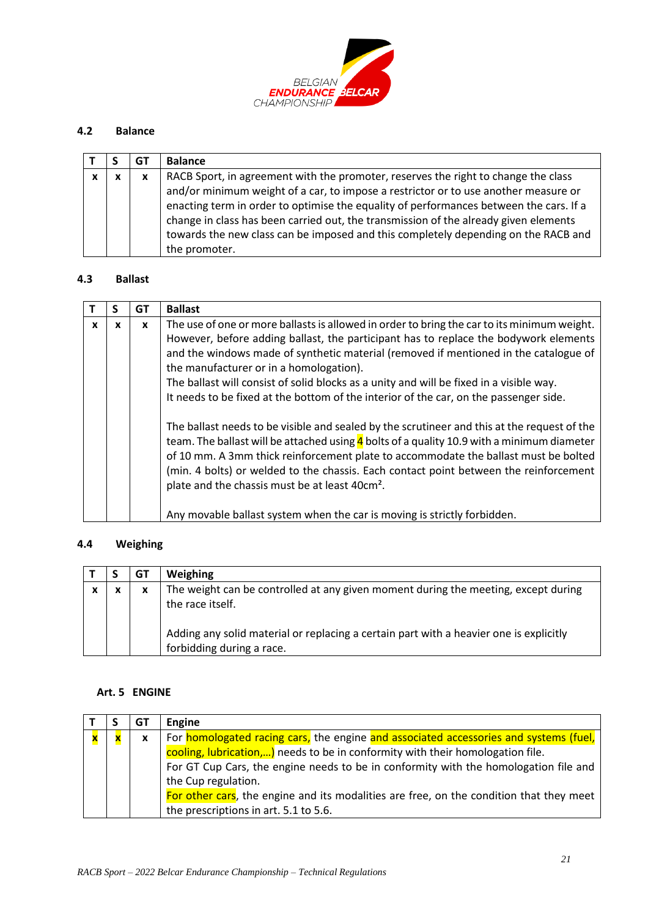### 4.2 Balance

| T | S | GT | Balance |
|---|---|---|---|
| x | x | x | RACB Sport, in agreement with the promoter, reserves the right to change the class and/or minimum weight of a car, to impose a restrictor or to use another measure or enacting term in order to optimise the equality of performances between the cars. If a change in class has been carried out, the transmission of the already given elements towards the new class can be imposed and this completely depending on the RACB and the promoter. |

### 4.3 Ballast

| T | S | GT | Ballast |
|---|---|---|---|
| x | x | x | The use of one or more ballasts is allowed in order to bring the car to its minimum weight. However, before adding ballast, the participant has to replace the bodywork elements and the windows made of synthetic material (removed if mentioned in the catalogue of the manufacturer or in a homologation).<br>The ballast will consist of solid blocks as a unity and will be fixed in a visible way.<br>It needs to be fixed at the bottom of the interior of the car, on the passenger side.<br><br>The ballast needs to be visible and sealed by the scrutineer and this at the request of the team. The ballast will be attached using 4 bolts of a quality 10.9 with a minimum diameter of 10 mm. A 3mm thick reinforcement plate to accommodate the ballast must be bolted (min. 4 bolts) or welded to the chassis. Each contact point between the reinforcement plate and the chassis must be at least $40cm^2$.<br><br>Any movable ballast system when the car is moving is strictly forbidden. |

### 4.4 Weighing

| T | S | GT | Weighing |
|---|---|---|---|
| x | x | x | The weight can be controlled at any given moment during the meeting, except during the race itself.<br><br>Adding any solid material or replacing a certain part with a heavier one is explicitly forbidding during a race. |

## Art. 5 ENGINE

| T | S | GT | Engine |
|---|---|---|---|
| x | x | x | For homologated racing cars, the engine and associated accessories and systems (fuel, cooling, lubrication,…) needs to be in conformity with their homologation file.<br>For GT Cup Cars, the engine needs to be in conformity with the homologation file and the Cup regulation.<br>For other cars, the engine and its modalities are free, on the condition that they meet the prescriptions in art. 5.1 to 5.6. |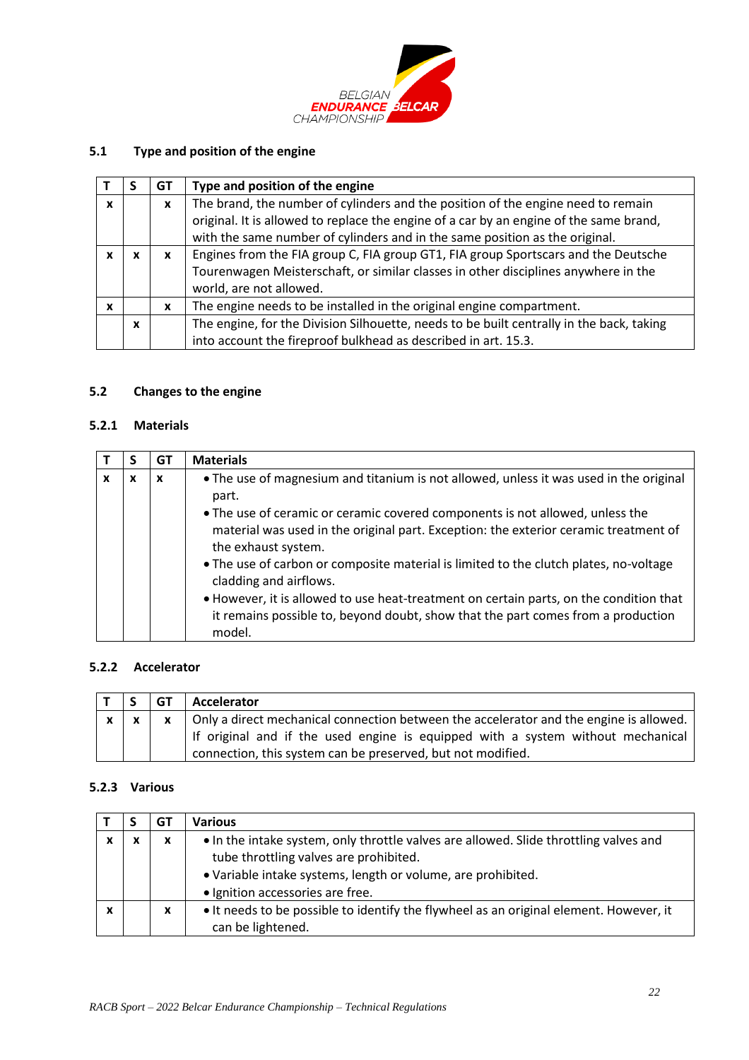## 5.1 Type and position of the engine

| T | S | GT | Type and position of the engine |
|---|---|---|---|
| x | | x | The brand, the number of cylinders and the position of the engine need to remain original. It is allowed to replace the engine of a car by an engine of the same brand, with the same number of cylinders and in the same position as the original. |
| x | x | x | Engines from the FIA group C, FIA group GT1, FIA group Sportscars and the Deutsche Tourenwagen Meisterschaft, or similar classes in other disciplines anywhere in the world, are not allowed. |
| x | | x | The engine needs to be installed in the original engine compartment. |
| | x | | The engine, for the Division Silhouette, needs to be built centrally in the back, taking into account the fireproof bulkhead as described in art. 15.3. |

## 5.2 Changes to the engine

### 5.2.1 Materials

| T | S | GT | Materials |
|---|---|---|---|
| x | x | x | • The use of magnesium and titanium is not allowed, unless it was used in the original part.<br>• The use of ceramic or ceramic covered components is not allowed, unless the material was used in the original part. Exception: the exterior ceramic treatment of the exhaust system.<br>• The use of carbon or composite material is limited to the clutch plates, no-voltage cladding and airflows.<br>• However, it is allowed to use heat-treatment on certain parts, on the condition that it remains possible to, beyond doubt, show that the part comes from a production model. |

### 5.2.2 Accelerator

| T | S | GT | Accelerator |
|---|---|---|---|
| x | x | x | Only a direct mechanical connection between the accelerator and the engine is allowed. If original and if the used engine is equipped with a system without mechanical connection, this system can be preserved, but not modified. |

### 5.2.3 Various

| T | S | GT | Various |
|---|---|---|---|
| x | x | x | • In the intake system, only throttle valves are allowed. Slide throttling valves and tube throttling valves are prohibited.<br>• Variable intake systems, length or volume, are prohibited.<br>• Ignition accessories are free. |
| x | | x | • It needs to be possible to identify the flywheel as an original element. However, it can be lightened. |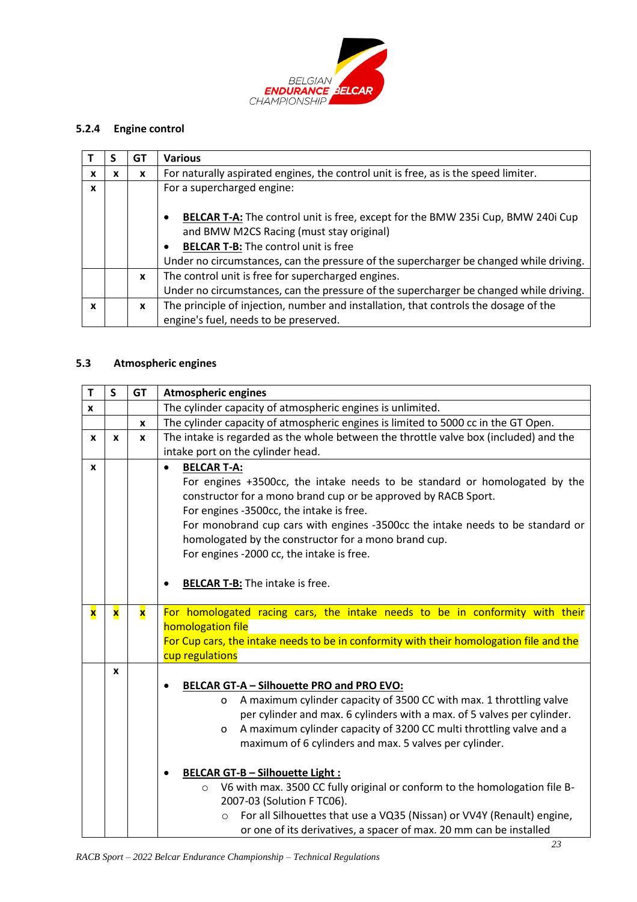### 5.2.4 Engine control

| T | S | GT | Various |
|---|---|---|---|
| x | x | x | For naturally aspirated engines, the control unit is free, as is the speed limiter. |
| x | | | For a supercharged engine:<br><br>• **BELCAR T-A:** The control unit is free, except for the BMW 235i Cup, BMW 240i Cup and BMW M2CS Racing (must stay original)<br>• **BELCAR T-B:** The control unit is free<br>Under no circumstances, can the pressure of the supercharger be changed while driving. |
| | | x | The control unit is free for supercharged engines.<br>Under no circumstances, can the pressure of the supercharger be changed while driving. |
| x | | x | The principle of injection, number and installation, that controls the dosage of the engine's fuel, needs to be preserved. |

## 5.3 Atmospheric engines

| T | S | GT | Atmospheric engines |
|---|---|---|---|
| x | | | The cylinder capacity of atmospheric engines is unlimited. |
| | | x | The cylinder capacity of atmospheric engines is limited to 5000 cc in the GT Open. |
| x | x | x | The intake is regarded as the whole between the throttle valve box (included) and the intake port on the cylinder head. |
| x | | | • **BELCAR T-A:**<br>For engines +3500cc, the intake needs to be standard or homologated by the constructor for a mono brand cup or be approved by RACB Sport.<br>For engines -3500cc, the intake is free.<br>For monobrand cup cars with engines -3500cc the intake needs to be standard or homologated by the constructor for a mono brand cup.<br>For engines -2000 cc, the intake is free.<br><br>• **BELCAR T-B:** The intake is free. |
| x | x | x | For homologated racing cars, the intake needs to be in conformity with their homologation file<br>For Cup cars, the intake needs to be in conformity with their homologation file and the cup regulations |
| | x | | • **BELCAR GT-A – Silhouette PRO and PRO EVO:**<br>&nbsp;&nbsp;&nbsp;&nbsp;o A maximum cylinder capacity of 3500 CC with max. 1 throttling valve per cylinder and max. 6 cylinders with a max. of 5 valves per cylinder.<br>&nbsp;&nbsp;&nbsp;&nbsp;o A maximum cylinder capacity of 3200 CC multi throttling valve and a maximum of 6 cylinders and max. 5 valves per cylinder.<br><br>• **BELCAR GT-B – Silhouette Light :**<br>&nbsp;&nbsp;&nbsp;&nbsp;o V6 with max. 3500 CC fully original or conform to the homologation file B-2007-03 (Solution F TC06).<br>&nbsp;&nbsp;&nbsp;&nbsp;o For all Silhouettes that use a VQ35 (Nissan) or VV4Y (Renault) engine, or one of its derivatives, a spacer of max. 20 mm can be installed |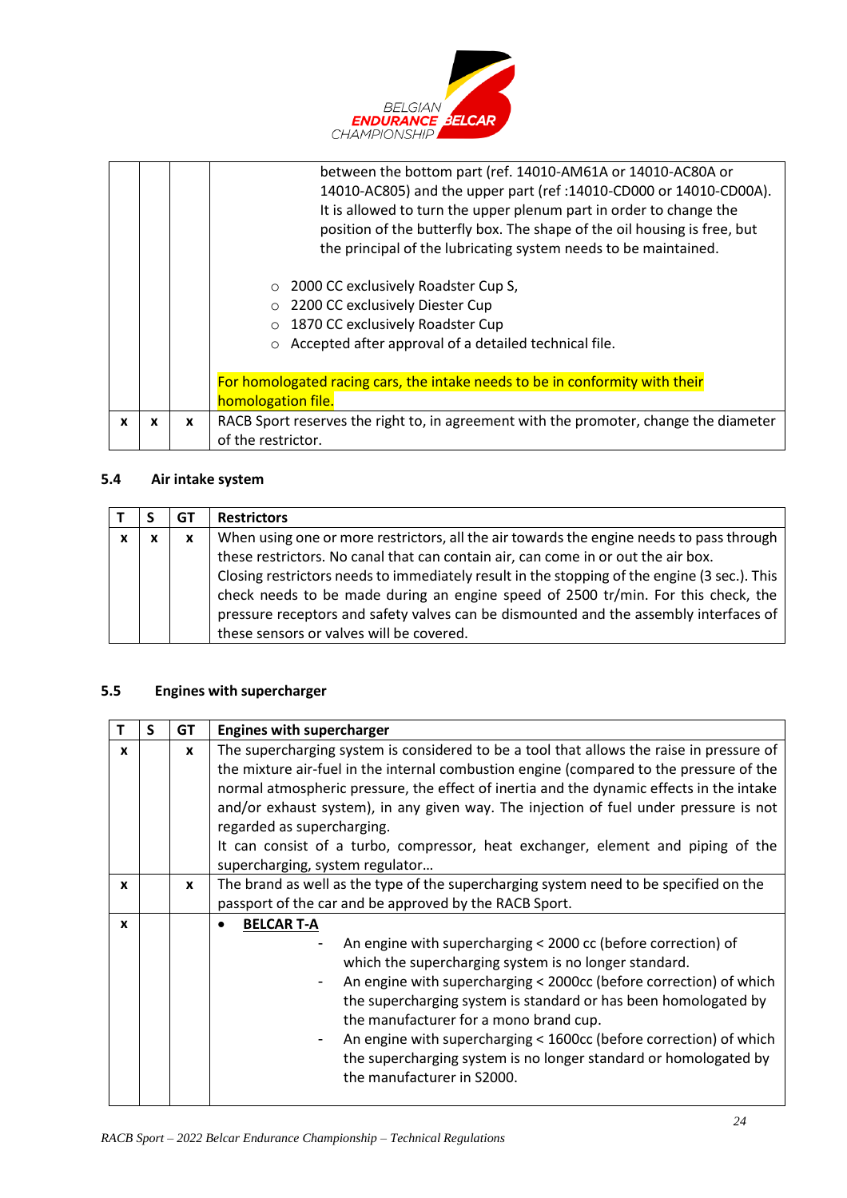| | | | |
|---|---|---|---|
| | | | between the bottom part (ref. 14010-AM61A or 14010-AC80A or 14010-AC805) and the upper part (ref :14010-CD000 or 14010-CD00A). It is allowed to turn the upper plenum part in order to change the position of the butterfly box. The shape of the oil housing is free, but the principal of the lubricating system needs to be maintained.<br><br>○ 2000 CC exclusively Roadster Cup S,<br>○ 2200 CC exclusively Diester Cup<br>○ 1870 CC exclusively Roadster Cup<br>○ Accepted after approval of a detailed technical file.<br><br>For homologated racing cars, the intake needs to be in conformity with their homologation file. |
| x | x | x | RACB Sport reserves the right to, in agreement with the promoter, change the diameter of the restrictor. |

## 5.4 Air intake system

| T | S | GT | Restrictors |
|---|---|---|---|
| x | x | x | When using one or more restrictors, all the air towards the engine needs to pass through these restrictors. No canal that can contain air, can come in or out the air box.<br>Closing restrictors needs to immediately result in the stopping of the engine (3 sec.). This check needs to be made during an engine speed of 2500 tr/min. For this check, the pressure receptors and safety valves can be dismounted and the assembly interfaces of these sensors or valves will be covered. |

## 5.5 Engines with supercharger

| T | S | GT | Engines with supercharger |
|---|---|---|---|
| x | | x | The supercharging system is considered to be a tool that allows the raise in pressure of the mixture air-fuel in the internal combustion engine (compared to the pressure of the normal atmospheric pressure, the effect of inertia and the dynamic effects in the intake and/or exhaust system), in any given way. The injection of fuel under pressure is not regarded as supercharging.<br>It can consist of a turbo, compressor, heat exchanger, element and piping of the supercharging, system regulator… |
| x | | x | The brand as well as the type of the supercharging system need to be specified on the passport of the car and be approved by the RACB Sport. |
| x | | | • **BELCAR T-A**<br>- An engine with supercharging < 2000 cc (before correction) of which the supercharging system is no longer standard.<br>- An engine with supercharging < 2000cc (before correction) of which the supercharging system is standard or has been homologated by the manufacturer for a mono brand cup.<br>- An engine with supercharging < 1600cc (before correction) of which the supercharging system is no longer standard or homologated by the manufacturer in S2000. |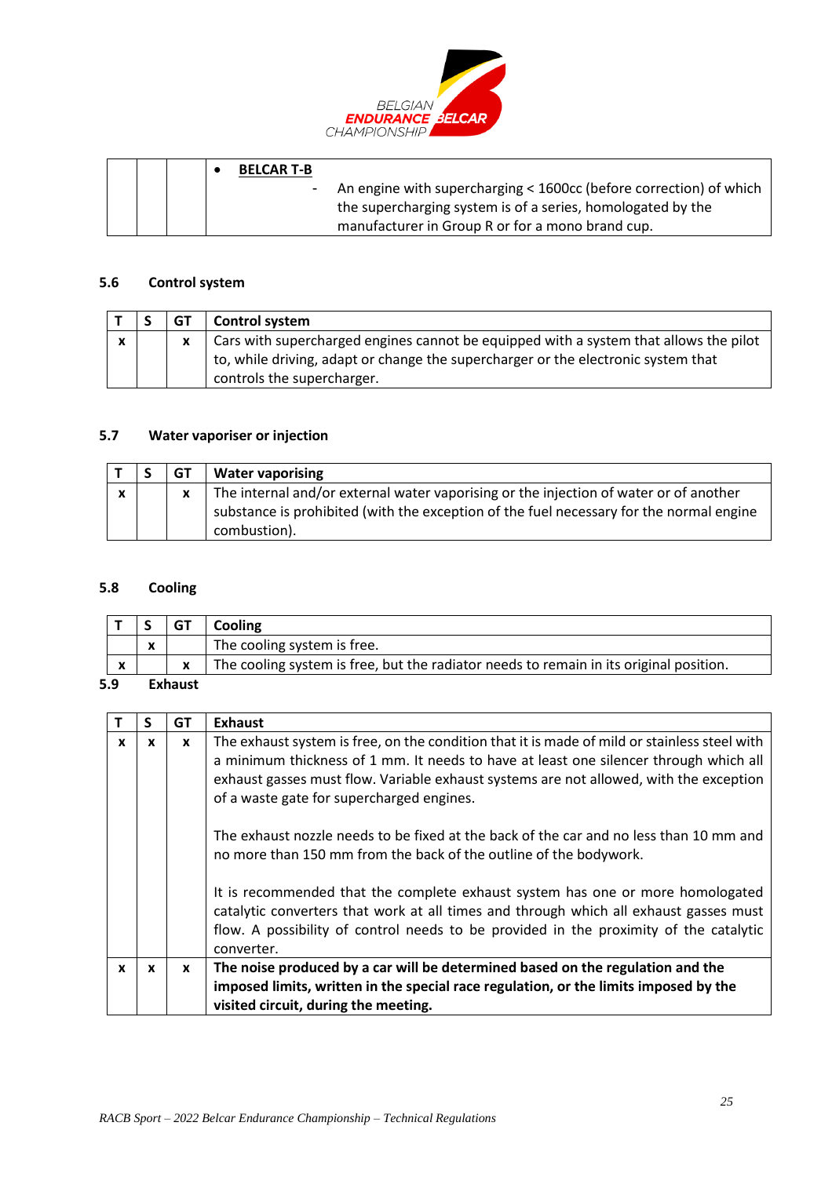| | | | • **BELCAR T-B**<br>- An engine with supercharging < 1600cc (before correction) of which the supercharging system is of a series, homologated by the manufacturer in Group R or for a mono brand cup. |
|---|---|---|---|

### 5.6 Control system

| T | S | GT | Control system |
|---|---|---|---|
| x | | x | Cars with supercharged engines cannot be equipped with a system that allows the pilot to, while driving, adapt or change the supercharger or the electronic system that controls the supercharger. |

### 5.7 Water vaporiser or injection

| T | S | GT | Water vaporising |
|---|---|---|---|
| x | | x | The internal and/or external water vaporising or the injection of water or of another substance is prohibited (with the exception of the fuel necessary for the normal engine combustion). |

### 5.8 Cooling

| T | S | GT | Cooling |
|---|---|---|---|
| | x | | The cooling system is free. |
| x | | x | The cooling system is free, but the radiator needs to remain in its original position. |

### 5.9 Exhaust

| T | S | GT | Exhaust |
|---|---|---|---|
| x | x | x | The exhaust system is free, on the condition that it is made of mild or stainless steel with a minimum thickness of 1 mm. It needs to have at least one silencer through which all exhaust gasses must flow. Variable exhaust systems are not allowed, with the exception of a waste gate for supercharged engines.<br><br>The exhaust nozzle needs to be fixed at the back of the car and no less than 10 mm and no more than 150 mm from the back of the outline of the bodywork.<br><br>It is recommended that the complete exhaust system has one or more homologated catalytic converters that work at all times and through which all exhaust gasses must flow. A possibility of control needs to be provided in the proximity of the catalytic converter. |
| x | x | x | **The noise produced by a car will be determined based on the regulation and the imposed limits, written in the special race regulation, or the limits imposed by the visited circuit, during the meeting.** |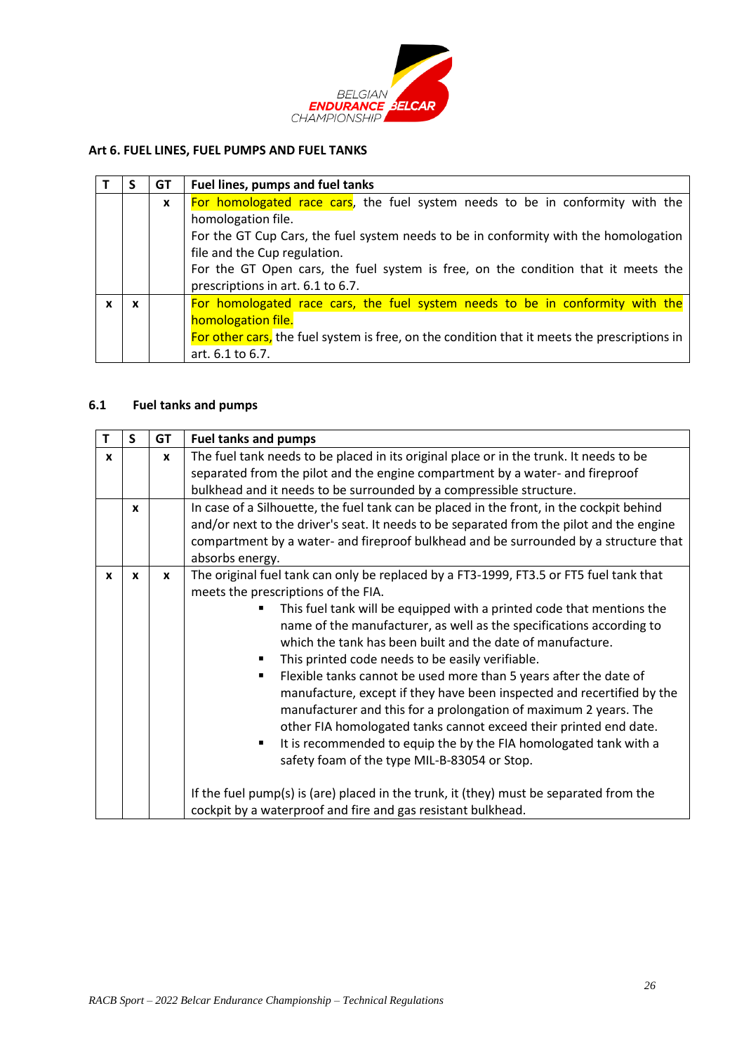## Art 6. FUEL LINES, FUEL PUMPS AND FUEL TANKS

| T | S | GT | Fuel lines, pumps and fuel tanks |
|---|---|---|---|
| | | x | For homologated race cars, the fuel system needs to be in conformity with the homologation file.<br>For the GT Cup Cars, the fuel system needs to be in conformity with the homologation file and the Cup regulation.<br>For the GT Open cars, the fuel system is free, on the condition that it meets the prescriptions in art. 6.1 to 6.7. |
| x | x | | For homologated race cars, the fuel system needs to be in conformity with the homologation file.<br>For other cars, the fuel system is free, on the condition that it meets the prescriptions in art. 6.1 to 6.7. |

### 6.1 Fuel tanks and pumps

| T | S | GT | Fuel tanks and pumps |
|---|---|---|---|
| x | | x | The fuel tank needs to be placed in its original place or in the trunk. It needs to be separated from the pilot and the engine compartment by a water- and fireproof bulkhead and it needs to be surrounded by a compressible structure. |
| | x | | In case of a Silhouette, the fuel tank can be placed in the front, in the cockpit behind and/or next to the driver's seat. It needs to be separated from the pilot and the engine compartment by a water- and fireproof bulkhead and be surrounded by a structure that absorbs energy. |
| x | x | x | The original fuel tank can only be replaced by a FT3-1999, FT3.5 or FT5 fuel tank that meets the prescriptions of the FIA.<br>▪ This fuel tank will be equipped with a printed code that mentions the name of the manufacturer, as well as the specifications according to which the tank has been built and the date of manufacture.<br>▪ This printed code needs to be easily verifiable.<br>▪ Flexible tanks cannot be used more than 5 years after the date of manufacture, except if they have been inspected and recertified by the manufacturer and this for a prolongation of maximum 2 years. The other FIA homologated tanks cannot exceed their printed end date.<br>▪ It is recommended to equip the by the FIA homologated tank with a safety foam of the type MIL-B-83054 or Stop.<br><br>If the fuel pump(s) is (are) placed in the trunk, it (they) must be separated from the cockpit by a waterproof and fire and gas resistant bulkhead. |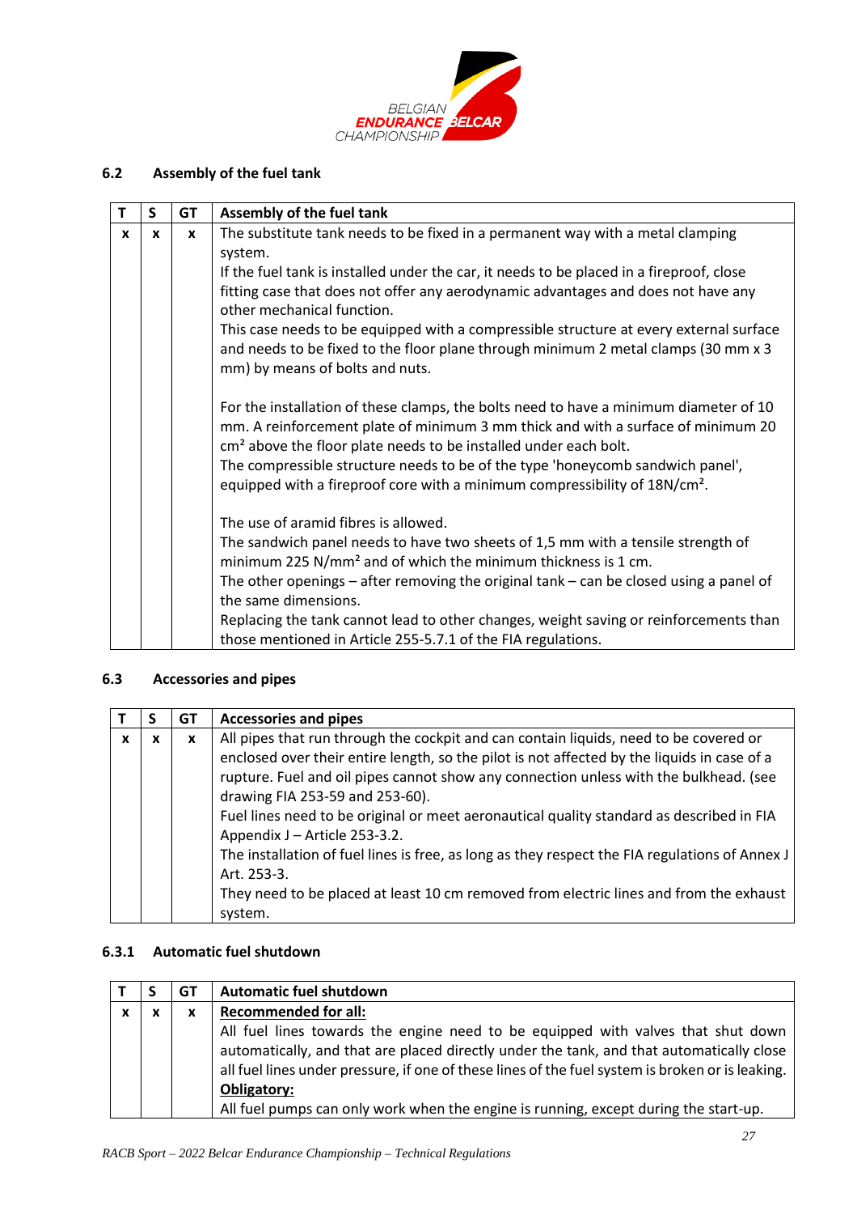### 6.2 Assembly of the fuel tank

| T | S | GT | Assembly of the fuel tank |
|---|---|---|---|
| x | x | x | The substitute tank needs to be fixed in a permanent way with a metal clamping system.<br>If the fuel tank is installed under the car, it needs to be placed in a fireproof, close fitting case that does not offer any aerodynamic advantages and does not have any other mechanical function.<br>This case needs to be equipped with a compressible structure at every external surface and needs to be fixed to the floor plane through minimum 2 metal clamps (30 mm x 3 mm) by means of bolts and nuts.<br><br>For the installation of these clamps, the bolts need to have a minimum diameter of 10 mm. A reinforcement plate of minimum 3 mm thick and with a surface of minimum 20 cm² above the floor plate needs to be installed under each bolt.<br>The compressible structure needs to be of the type 'honeycomb sandwich panel', equipped with a fireproof core with a minimum compressibility of 18N/cm².<br><br>The use of aramid fibres is allowed.<br>The sandwich panel needs to have two sheets of 1,5 mm with a tensile strength of minimum 225 N/mm² and of which the minimum thickness is 1 cm.<br>The other openings – after removing the original tank – can be closed using a panel of the same dimensions.<br>Replacing the tank cannot lead to other changes, weight saving or reinforcements than those mentioned in Article 255-5.7.1 of the FIA regulations. |

### 6.3 Accessories and pipes

| T | S | GT | Accessories and pipes |
|---|---|---|---|
| x | x | x | All pipes that run through the cockpit and can contain liquids, need to be covered or enclosed over their entire length, so the pilot is not affected by the liquids in case of a rupture. Fuel and oil pipes cannot show any connection unless with the bulkhead. (see drawing FIA 253-59 and 253-60).<br>Fuel lines need to be original or meet aeronautical quality standard as described in FIA Appendix J – Article 253-3.2.<br>The installation of fuel lines is free, as long as they respect the FIA regulations of Annex J Art. 253-3.<br>They need to be placed at least 10 cm removed from electric lines and from the exhaust system. |

### 6.3.1 Automatic fuel shutdown

| T | S | GT | Automatic fuel shutdown |
|---|---|---|---|
| x | x | x | **Recommended for all:**<br>All fuel lines towards the engine need to be equipped with valves that shut down automatically, and that are placed directly under the tank, and that automatically close all fuel lines under pressure, if one of these lines of the fuel system is broken or is leaking.<br>**Obligatory:**<br>All fuel pumps can only work when the engine is running, except during the start-up. |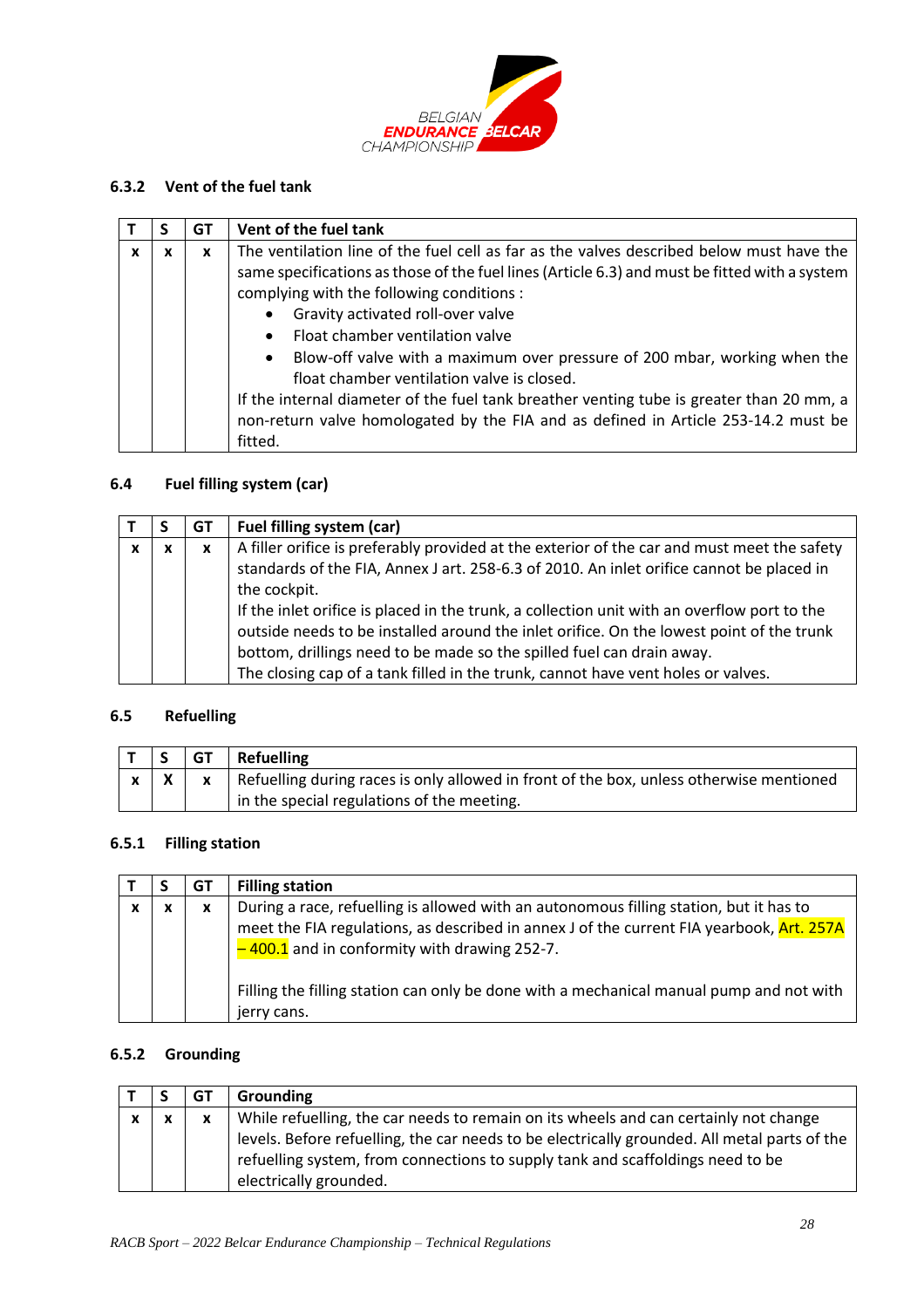### 6.3.2 Vent of the fuel tank

| T | S | GT | Vent of the fuel tank |
|---|---|---|---|
| x | x | x | The ventilation line of the fuel cell as far as the valves described below must have the same specifications as those of the fuel lines (Article 6.3) and must be fitted with a system complying with the following conditions :<br>• Gravity activated roll-over valve<br>• Float chamber ventilation valve<br>• Blow-off valve with a maximum over pressure of 200 mbar, working when the float chamber ventilation valve is closed.<br>If the internal diameter of the fuel tank breather venting tube is greater than 20 mm, a non-return valve homologated by the FIA and as defined in Article 253-14.2 must be fitted. |

### 6.4 Fuel filling system (car)

| T | S | GT | Fuel filling system (car) |
|---|---|---|---|
| x | x | x | A filler orifice is preferably provided at the exterior of the car and must meet the safety standards of the FIA, Annex J art. 258-6.3 of 2010. An inlet orifice cannot be placed in the cockpit.<br>If the inlet orifice is placed in the trunk, a collection unit with an overflow port to the outside needs to be installed around the inlet orifice. On the lowest point of the trunk bottom, drillings need to be made so the spilled fuel can drain away.<br>The closing cap of a tank filled in the trunk, cannot have vent holes or valves. |

### 6.5 Refuelling

| T | S | GT | Refuelling |
|---|---|---|---|
| x | X | x | Refuelling during races is only allowed in front of the box, unless otherwise mentioned in the special regulations of the meeting. |

### 6.5.1 Filling station

| T | S | GT | Filling station |
|---|---|---|---|
| x | x | x | During a race, refuelling is allowed with an autonomous filling station, but it has to meet the FIA regulations, as described in annex J of the current FIA yearbook, Art. 257A – 400.1 and in conformity with drawing 252-7.<br><br>Filling the filling station can only be done with a mechanical manual pump and not with jerry cans. |

### 6.5.2 Grounding

| T | S | GT | Grounding |
|---|---|---|---|
| x | x | x | While refuelling, the car needs to remain on its wheels and can certainly not change levels. Before refuelling, the car needs to be electrically grounded. All metal parts of the refuelling system, from connections to supply tank and scaffoldings need to be electrically grounded. |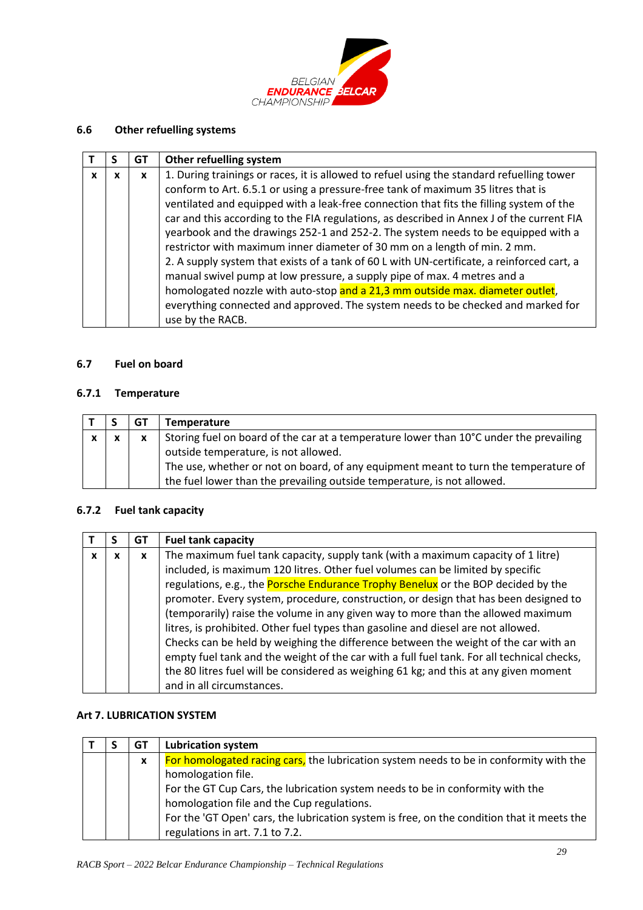### 6.6 Other refuelling systems

| T | S | GT | Other refuelling system |
|---|---|---|---|
| x | x | x | 1. During trainings or races, it is allowed to refuel using the standard refuelling tower conform to Art. 6.5.1 or using a pressure-free tank of maximum 35 litres that is ventilated and equipped with a leak-free connection that fits the filling system of the car and this according to the FIA regulations, as described in Annex J of the current FIA yearbook and the drawings 252-1 and 252-2. The system needs to be equipped with a restrictor with maximum inner diameter of 30 mm on a length of min. 2 mm.<br>2. A supply system that exists of a tank of 60 L with UN-certificate, a reinforced cart, a manual swivel pump at low pressure, a supply pipe of max. 4 metres and a homologated nozzle with auto-stop and a 21,3 mm outside max. diameter outlet, everything connected and approved. The system needs to be checked and marked for use by the RACB. |

### 6.7 Fuel on board

#### 6.7.1 Temperature

| T | S | GT | Temperature |
|---|---|---|---|
| x | x | x | Storing fuel on board of the car at a temperature lower than 10°C under the prevailing outside temperature, is not allowed.<br>The use, whether or not on board, of any equipment meant to turn the temperature of the fuel lower than the prevailing outside temperature, is not allowed. |

#### 6.7.2 Fuel tank capacity

| T | S | GT | Fuel tank capacity |
|---|---|---|---|
| x | x | x | The maximum fuel tank capacity, supply tank (with a maximum capacity of 1 litre) included, is maximum 120 litres. Other fuel volumes can be limited by specific regulations, e.g., the Porsche Endurance Trophy Benelux or the BOP decided by the promoter. Every system, procedure, construction, or design that has been designed to (temporarily) raise the volume in any given way to more than the allowed maximum litres, is prohibited. Other fuel types than gasoline and diesel are not allowed.<br>Checks can be held by weighing the difference between the weight of the car with an empty fuel tank and the weight of the car with a full fuel tank. For all technical checks, the 80 litres fuel will be considered as weighing 61 kg; and this at any given moment and in all circumstances. |

## Art 7. LUBRICATION SYSTEM

| T | S | GT | Lubrication system |
|---|---|---|---|
| | | x | For homologated racing cars, the lubrication system needs to be in conformity with the homologation file.<br>For the GT Cup Cars, the lubrication system needs to be in conformity with the homologation file and the Cup regulations.<br>For the 'GT Open' cars, the lubrication system is free, on the condition that it meets the regulations in art. 7.1 to 7.2. |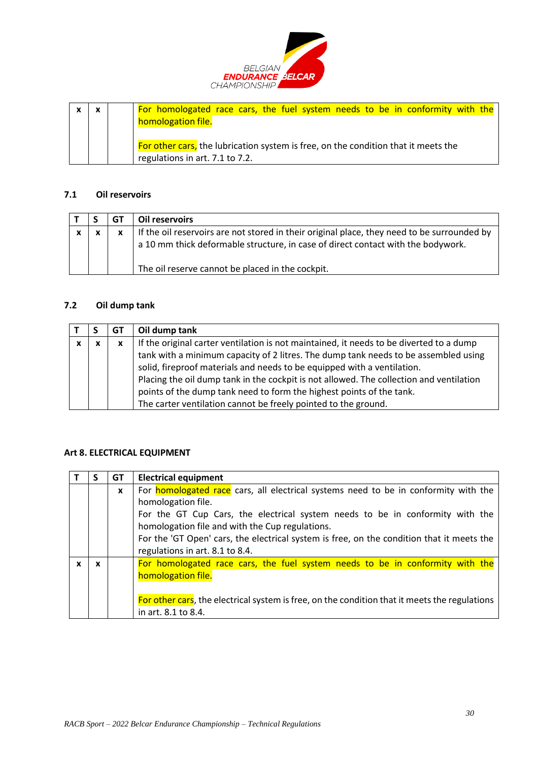| x | x | | For homologated race cars, the fuel system needs to be in conformity with the homologation file.<br><br>For other cars, the lubrication system is free, on the condition that it meets the regulations in art. 7.1 to 7.2. |
|---|---|---|---|

### 7.1 Oil reservoirs

| T | S | GT | Oil reservoirs |
|---|---|---|---|
| x | x | x | If the oil reservoirs are not stored in their original place, they need to be surrounded by a 10 mm thick deformable structure, in case of direct contact with the bodywork.<br><br>The oil reserve cannot be placed in the cockpit. |

### 7.2 Oil dump tank

| T | S | GT | Oil dump tank |
|---|---|---|---|
| x | x | x | If the original carter ventilation is not maintained, it needs to be diverted to a dump tank with a minimum capacity of 2 litres. The dump tank needs to be assembled using solid, fireproof materials and needs to be equipped with a ventilation.<br>Placing the oil dump tank in the cockpit is not allowed. The collection and ventilation points of the dump tank need to form the highest points of the tank.<br>The carter ventilation cannot be freely pointed to the ground. |

## Art 8. ELECTRICAL EQUIPMENT

| T | S | GT | Electrical equipment |
|---|---|---|---|
| | | x | For homologated race cars, all electrical systems need to be in conformity with the homologation file.<br>For the GT Cup Cars, the electrical system needs to be in conformity with the homologation file and with the Cup regulations.<br>For the 'GT Open' cars, the electrical system is free, on the condition that it meets the regulations in art. 8.1 to 8.4. |
| x | x | | For homologated race cars, the fuel system needs to be in conformity with the homologation file.<br><br>For other cars, the electrical system is free, on the condition that it meets the regulations in art. 8.1 to 8.4. |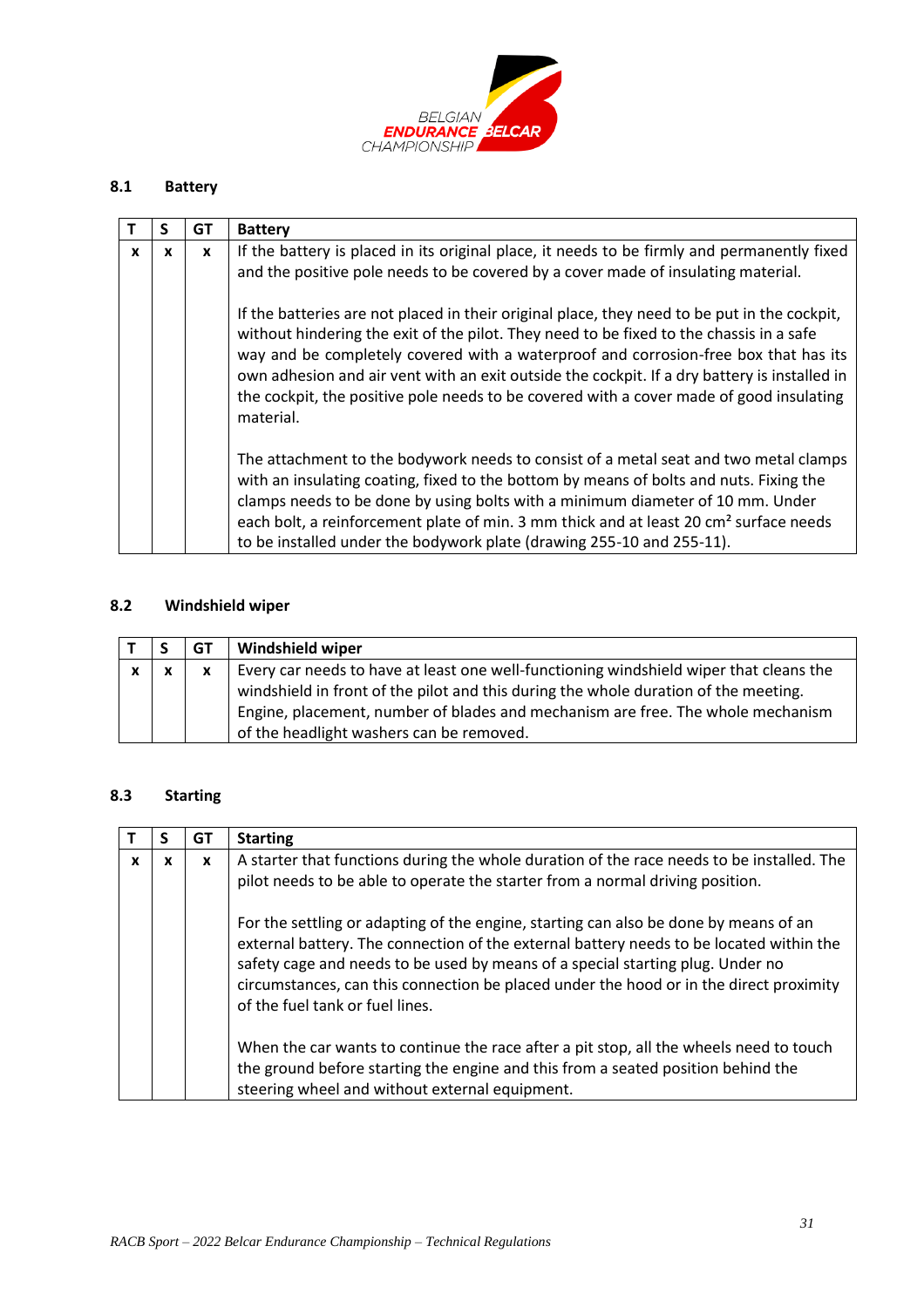### 8.1 Battery

| T | S | GT | Battery |
|---|---|---|---|
| x | x | x | If the battery is placed in its original place, it needs to be firmly and permanently fixed and the positive pole needs to be covered by a cover made of insulating material.<br><br>If the batteries are not placed in their original place, they need to be put in the cockpit, without hindering the exit of the pilot. They need to be fixed to the chassis in a safe way and be completely covered with a waterproof and corrosion-free box that has its own adhesion and air vent with an exit outside the cockpit. If a dry battery is installed in the cockpit, the positive pole needs to be covered with a cover made of good insulating material.<br><br>The attachment to the bodywork needs to consist of a metal seat and two metal clamps with an insulating coating, fixed to the bottom by means of bolts and nuts. Fixing the clamps needs to be done by using bolts with a minimum diameter of 10 mm. Under each bolt, a reinforcement plate of min. 3 mm thick and at least 20 cm² surface needs to be installed under the bodywork plate (drawing 255-10 and 255-11). |

### 8.2 Windshield wiper

| T | S | GT | Windshield wiper |
|---|---|---|---|
| x | x | x | Every car needs to have at least one well-functioning windshield wiper that cleans the windshield in front of the pilot and this during the whole duration of the meeting. Engine, placement, number of blades and mechanism are free. The whole mechanism of the headlight washers can be removed. |

### 8.3 Starting

| T | S | GT | Starting |
|---|---|---|---|
| x | x | x | A starter that functions during the whole duration of the race needs to be installed. The pilot needs to be able to operate the starter from a normal driving position.<br><br>For the settling or adapting of the engine, starting can also be done by means of an external battery. The connection of the external battery needs to be located within the safety cage and needs to be used by means of a special starting plug. Under no circumstances, can this connection be placed under the hood or in the direct proximity of the fuel tank or fuel lines.<br><br>When the car wants to continue the race after a pit stop, all the wheels need to touch the ground before starting the engine and this from a seated position behind the steering wheel and without external equipment. |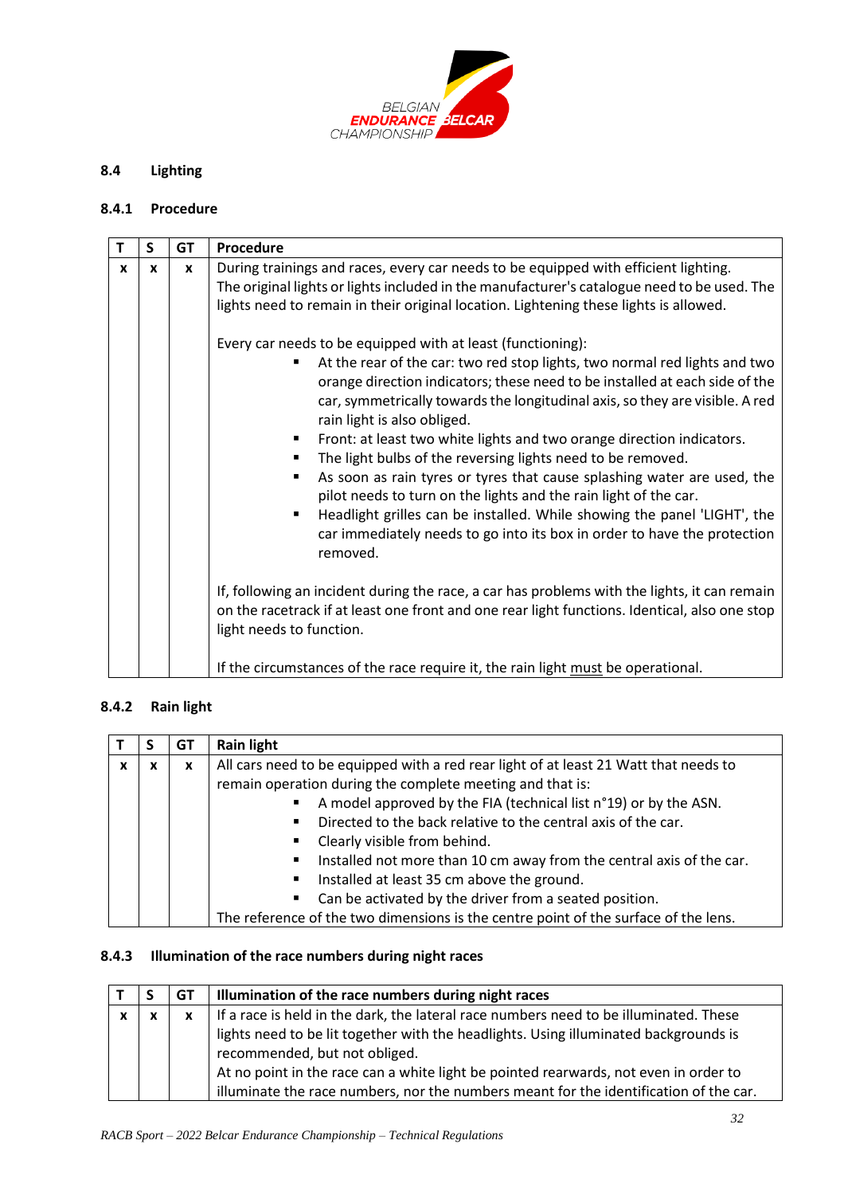## 8.4 Lighting

### 8.4.1 Procedure

| T | S | GT | Procedure |
|---|---|---|---|
| x | x | x | During trainings and races, every car needs to be equipped with efficient lighting.<br>The original lights or lights included in the manufacturer's catalogue need to be used. The lights need to remain in their original location. Lightening these lights is allowed.<br><br>Every car needs to be equipped with at least (functioning):<br>▪ At the rear of the car: two red stop lights, two normal red lights and two orange direction indicators; these need to be installed at each side of the car, symmetrically towards the longitudinal axis, so they are visible. A red rain light is also obliged.<br>▪ Front: at least two white lights and two orange direction indicators.<br>▪ The light bulbs of the reversing lights need to be removed.<br>▪ As soon as rain tyres or tyres that cause splashing water are used, the pilot needs to turn on the lights and the rain light of the car.<br>▪ Headlight grilles can be installed. While showing the panel 'LIGHT', the car immediately needs to go into its box in order to have the protection removed.<br><br>If, following an incident during the race, a car has problems with the lights, it can remain on the racetrack if at least one front and one rear light functions. Identical, also one stop light needs to function.<br><br>If the circumstances of the race require it, the rain light <u>must</u> be operational. |

### 8.4.2 Rain light

| T | S | GT | Rain light |
|---|---|---|---|
| x | x | x | All cars need to be equipped with a red rear light of at least 21 Watt that needs to remain operation during the complete meeting and that is:<br>▪ A model approved by the FIA (technical list n°19) or by the ASN.<br>▪ Directed to the back relative to the central axis of the car.<br>▪ Clearly visible from behind.<br>▪ Installed not more than 10 cm away from the central axis of the car.<br>▪ Installed at least 35 cm above the ground.<br>▪ Can be activated by the driver from a seated position.<br>The reference of the two dimensions is the centre point of the surface of the lens. |

### 8.4.3 Illumination of the race numbers during night races

| T | S | GT | Illumination of the race numbers during night races |
|---|---|---|---|
| x | x | x | If a race is held in the dark, the lateral race numbers need to be illuminated. These lights need to be lit together with the headlights. Using illuminated backgrounds is recommended, but not obliged.<br>At no point in the race can a white light be pointed rearwards, not even in order to illuminate the race numbers, nor the numbers meant for the identification of the car. |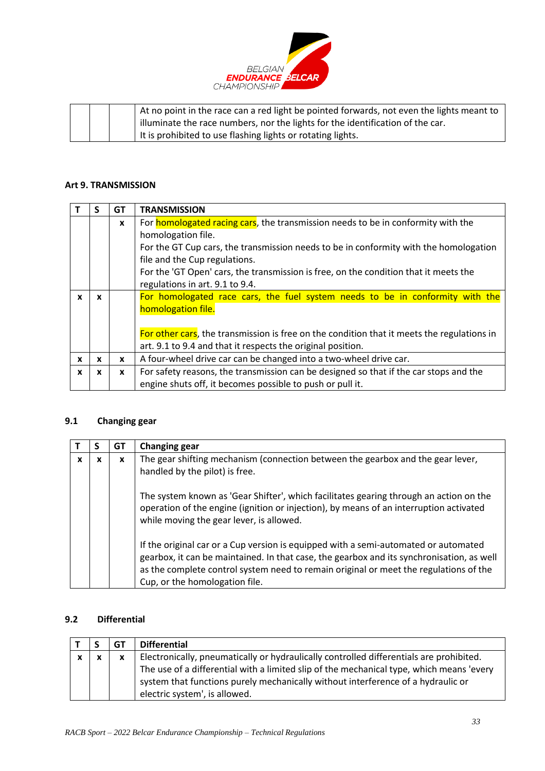| | | | At no point in the race can a red light be pointed forwards, not even the lights meant to illuminate the race numbers, nor the lights for the identification of the car.<br>It is prohibited to use flashing lights or rotating lights. |
|---|---|---|---|

### Art 9. TRANSMISSION

| T | S | GT | TRANSMISSION |
|---|---|---|---|
| | | x | For homologated racing cars, the transmission needs to be in conformity with the homologation file.<br>For the GT Cup cars, the transmission needs to be in conformity with the homologation file and the Cup regulations.<br>For the 'GT Open' cars, the transmission is free, on the condition that it meets the regulations in art. 9.1 to 9.4. |
| x | x | | For homologated race cars, the fuel system needs to be in conformity with the homologation file.<br><br>For other cars, the transmission is free on the condition that it meets the regulations in art. 9.1 to 9.4 and that it respects the original position. |
| x | x | x | A four-wheel drive car can be changed into a two-wheel drive car. |
| x | x | x | For safety reasons, the transmission can be designed so that if the car stops and the engine shuts off, it becomes possible to push or pull it. |

### 9.1 Changing gear

| T | S | GT | Changing gear |
|---|---|---|---|
| x | x | x | The gear shifting mechanism (connection between the gearbox and the gear lever, handled by the pilot) is free.<br><br>The system known as 'Gear Shifter', which facilitates gearing through an action on the operation of the engine (ignition or injection), by means of an interruption activated while moving the gear lever, is allowed.<br><br>If the original car or a Cup version is equipped with a semi-automated or automated gearbox, it can be maintained. In that case, the gearbox and its synchronisation, as well as the complete control system need to remain original or meet the regulations of the Cup, or the homologation file. |

### 9.2 Differential

| T | S | GT | Differential |
|---|---|---|---|
| x | x | x | Electronically, pneumatically or hydraulically controlled differentials are prohibited.<br>The use of a differential with a limited slip of the mechanical type, which means 'every system that functions purely mechanically without interference of a hydraulic or electric system', is allowed. |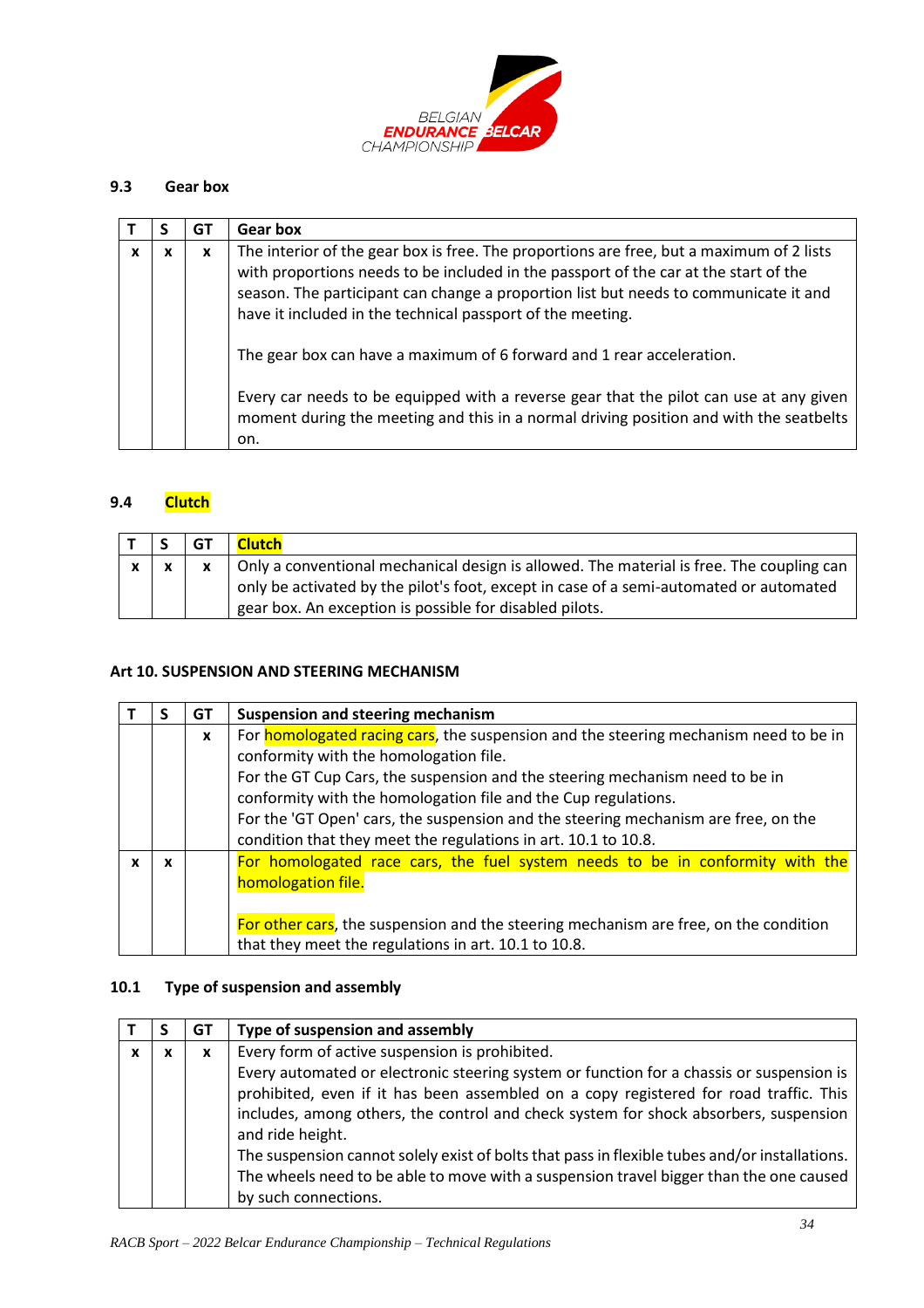### 9.3 Gear box

| T | S | GT | Gear box |
|---|---|---|---|
| x | x | x | The interior of the gear box is free. The proportions are free, but a maximum of 2 lists with proportions needs to be included in the passport of the car at the start of the season. The participant can change a proportion list but needs to communicate it and have it included in the technical passport of the meeting.<br><br>The gear box can have a maximum of 6 forward and 1 rear acceleration.<br><br>Every car needs to be equipped with a reverse gear that the pilot can use at any given moment during the meeting and this in a normal driving position and with the seatbelts on. |

### 9.4 Clutch

| T | S | GT | Clutch |
|---|---|---|---|
| x | x | x | Only a conventional mechanical design is allowed. The material is free. The coupling can only be activated by the pilot's foot, except in case of a semi-automated or automated gear box. An exception is possible for disabled pilots. |

## Art 10. SUSPENSION AND STEERING MECHANISM

| T | S | GT | Suspension and steering mechanism |
|---|---|---|---|
| | | x | For homologated racing cars, the suspension and the steering mechanism need to be in conformity with the homologation file.<br>For the GT Cup Cars, the suspension and the steering mechanism need to be in conformity with the homologation file and the Cup regulations.<br>For the 'GT Open' cars, the suspension and the steering mechanism are free, on the condition that they meet the regulations in art. 10.1 to 10.8. |
| x | x | | For homologated race cars, the fuel system needs to be in conformity with the homologation file.<br><br>For other cars, the suspension and the steering mechanism are free, on the condition that they meet the regulations in art. 10.1 to 10.8. |

### 10.1 Type of suspension and assembly

| T | S | GT | Type of suspension and assembly |
|---|---|---|---|
| x | x | x | Every form of active suspension is prohibited.<br>Every automated or electronic steering system or function for a chassis or suspension is prohibited, even if it has been assembled on a copy registered for road traffic. This includes, among others, the control and check system for shock absorbers, suspension and ride height.<br>The suspension cannot solely exist of bolts that pass in flexible tubes and/or installations. The wheels need to be able to move with a suspension travel bigger than the one caused by such connections. |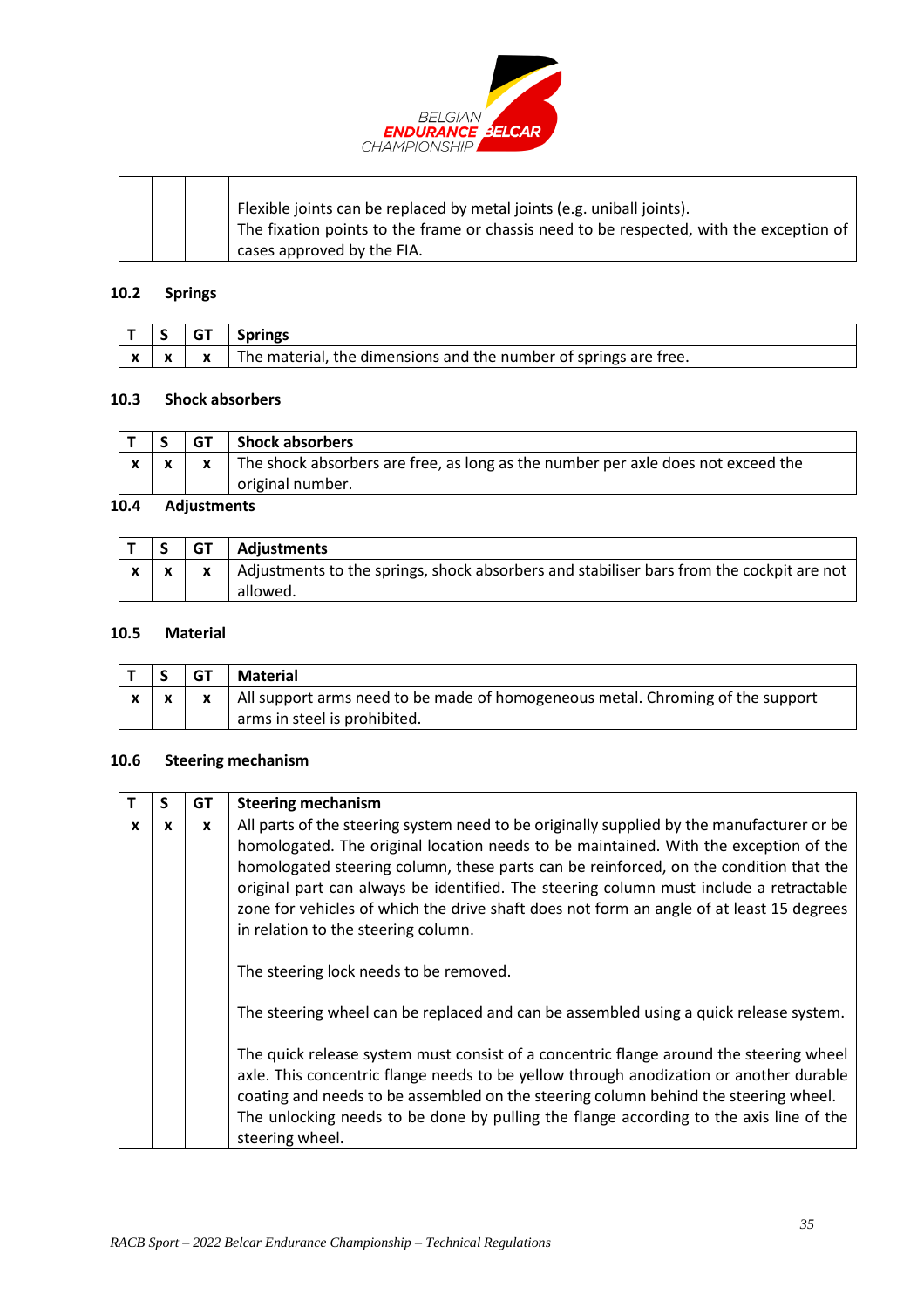| | | | |
|---|---|---|---|
| | | | Flexible joints can be replaced by metal joints (e.g. uniball joints).<br>The fixation points to the frame or chassis need to be respected, with the exception of cases approved by the FIA. |

### 10.2 Springs

| T | S | GT | Springs |
|---|---|---|---|
| x | x | x | The material, the dimensions and the number of springs are free. |

### 10.3 Shock absorbers

| T | S | GT | Shock absorbers |
|---|---|---|---|
| x | x | x | The shock absorbers are free, as long as the number per axle does not exceed the original number. |

### 10.4 Adjustments

| T | S | GT | Adjustments |
|---|---|---|---|
| x | x | x | Adjustments to the springs, shock absorbers and stabiliser bars from the cockpit are not allowed. |

### 10.5 Material

| T | S | GT | Material |
|---|---|---|---|
| x | x | x | All support arms need to be made of homogeneous metal. Chroming of the support arms in steel is prohibited. |

### 10.6 Steering mechanism

| T | S | GT | Steering mechanism |
|---|---|---|---|
| x | x | x | All parts of the steering system need to be originally supplied by the manufacturer or be homologated. The original location needs to be maintained. With the exception of the homologated steering column, these parts can be reinforced, on the condition that the original part can always be identified. The steering column must include a retractable zone for vehicles of which the drive shaft does not form an angle of at least 15 degrees in relation to the steering column.<br><br>The steering lock needs to be removed.<br><br>The steering wheel can be replaced and can be assembled using a quick release system.<br><br>The quick release system must consist of a concentric flange around the steering wheel axle. This concentric flange needs to be yellow through anodization or another durable coating and needs to be assembled on the steering column behind the steering wheel. The unlocking needs to be done by pulling the flange according to the axis line of the steering wheel. |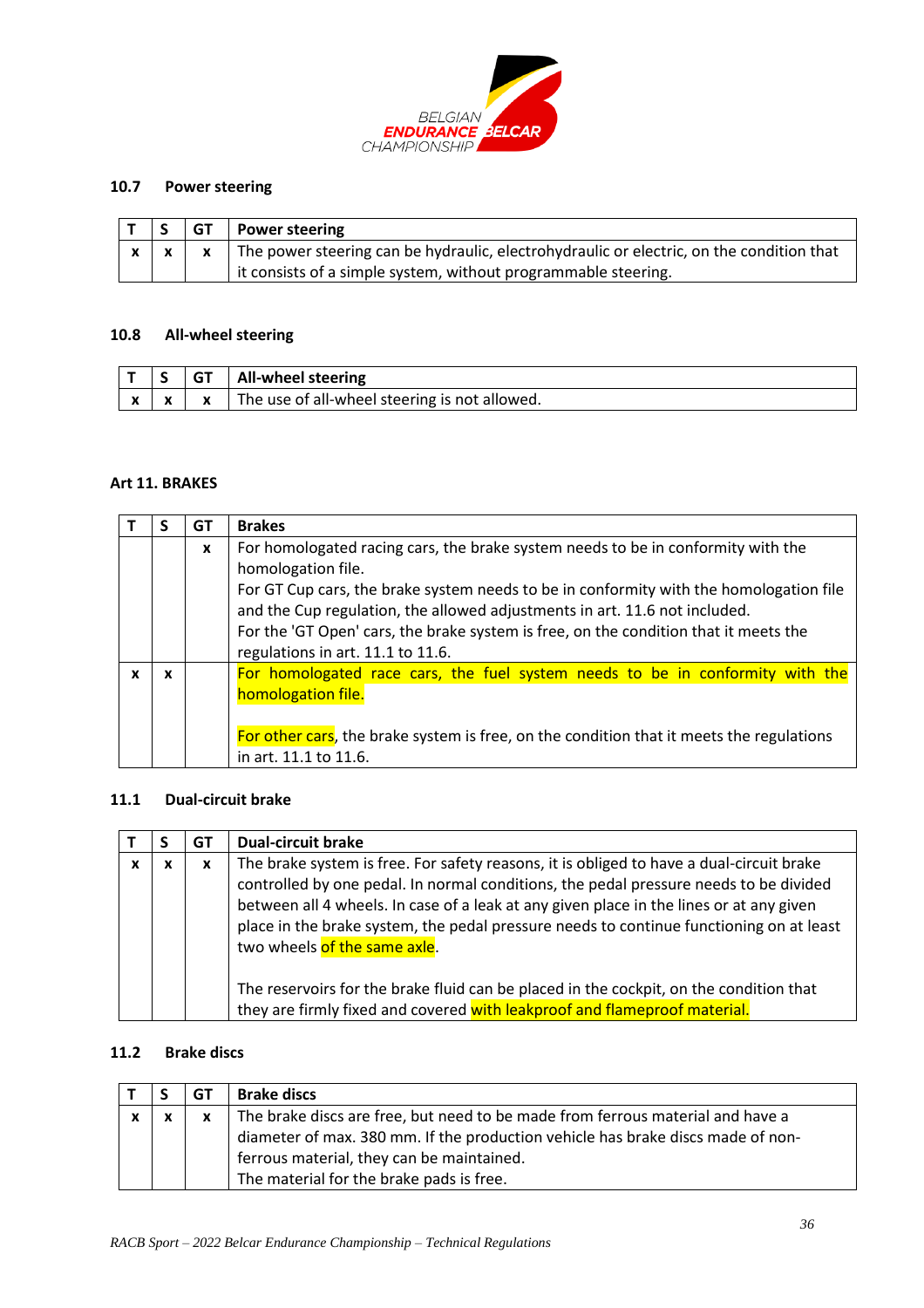### 10.7 Power steering

| T | S | GT | Power steering |
|---|---|---|---|
| x | x | x | The power steering can be hydraulic, electrohydraulic or electric, on the condition that it consists of a simple system, without programmable steering. |

### 10.8 All-wheel steering

| T | S | GT | All-wheel steering |
|---|---|---|---|
| x | x | x | The use of all-wheel steering is not allowed. |

## Art 11. BRAKES

| T | S | GT | Brakes |
|---|---|---|---|
| | | x | For homologated racing cars, the brake system needs to be in conformity with the homologation file.<br>For GT Cup cars, the brake system needs to be in conformity with the homologation file and the Cup regulation, the allowed adjustments in art. 11.6 not included.<br>For the 'GT Open' cars, the brake system is free, on the condition that it meets the regulations in art. 11.1 to 11.6. |
| x | x | | For homologated race cars, the fuel system needs to be in conformity with the homologation file.<br><br>For other cars, the brake system is free, on the condition that it meets the regulations in art. 11.1 to 11.6. |

### 11.1 Dual-circuit brake

| T | S | GT | Dual-circuit brake |
|---|---|---|---|
| x | x | x | The brake system is free. For safety reasons, it is obliged to have a dual-circuit brake controlled by one pedal. In normal conditions, the pedal pressure needs to be divided between all 4 wheels. In case of a leak at any given place in the lines or at any given place in the brake system, the pedal pressure needs to continue functioning on at least two wheels of the same axle.<br><br>The reservoirs for the brake fluid can be placed in the cockpit, on the condition that they are firmly fixed and covered with leakproof and flameproof material. |

### 11.2 Brake discs

| T | S | GT | Brake discs |
|---|---|---|---|
| x | x | x | The brake discs are free, but need to be made from ferrous material and have a diameter of max. 380 mm. If the production vehicle has brake discs made of non-ferrous material, they can be maintained.<br>The material for the brake pads is free. |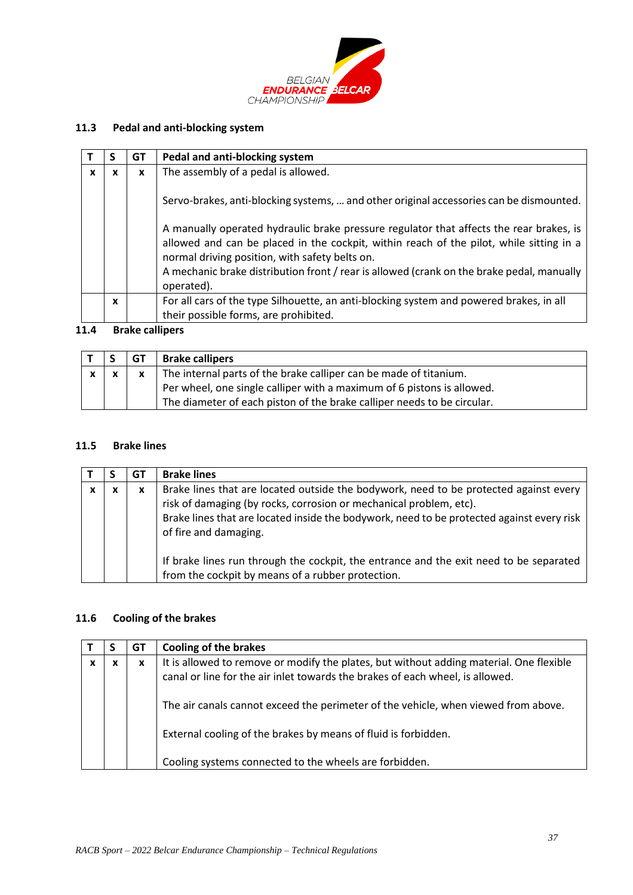### 11.3 Pedal and anti-blocking system

| T | S | GT | Pedal and anti-blocking system |
|---|---|---|---|
| x | x | x | The assembly of a pedal is allowed.<br><br>Servo-brakes, anti-blocking systems, … and other original accessories can be dismounted.<br><br>A manually operated hydraulic brake pressure regulator that affects the rear brakes, is allowed and can be placed in the cockpit, within reach of the pilot, while sitting in a normal driving position, with safety belts on.<br>A mechanic brake distribution front / rear is allowed (crank on the brake pedal, manually operated). |
| | x | | For all cars of the type Silhouette, an anti-blocking system and powered brakes, in all their possible forms, are prohibited. |

### 11.4 Brake callipers

| T | S | GT | Brake callipers |
|---|---|---|---|
| x | x | x | The internal parts of the brake calliper can be made of titanium.<br>Per wheel, one single calliper with a maximum of 6 pistons is allowed.<br>The diameter of each piston of the brake calliper needs to be circular. |

### 11.5 Brake lines

| T | S | GT | Brake lines |
|---|---|---|---|
| x | x | x | Brake lines that are located outside the bodywork, need to be protected against every risk of damaging (by rocks, corrosion or mechanical problem, etc).<br>Brake lines that are located inside the bodywork, need to be protected against every risk of fire and damaging.<br><br>If brake lines run through the cockpit, the entrance and the exit need to be separated from the cockpit by means of a rubber protection. |

### 11.6 Cooling of the brakes

| T | S | GT | Cooling of the brakes |
|---|---|---|---|
| x | x | x | It is allowed to remove or modify the plates, but without adding material. One flexible canal or line for the air inlet towards the brakes of each wheel, is allowed.<br><br>The air canals cannot exceed the perimeter of the vehicle, when viewed from above.<br><br>External cooling of the brakes by means of fluid is forbidden.<br><br>Cooling systems connected to the wheels are forbidden. |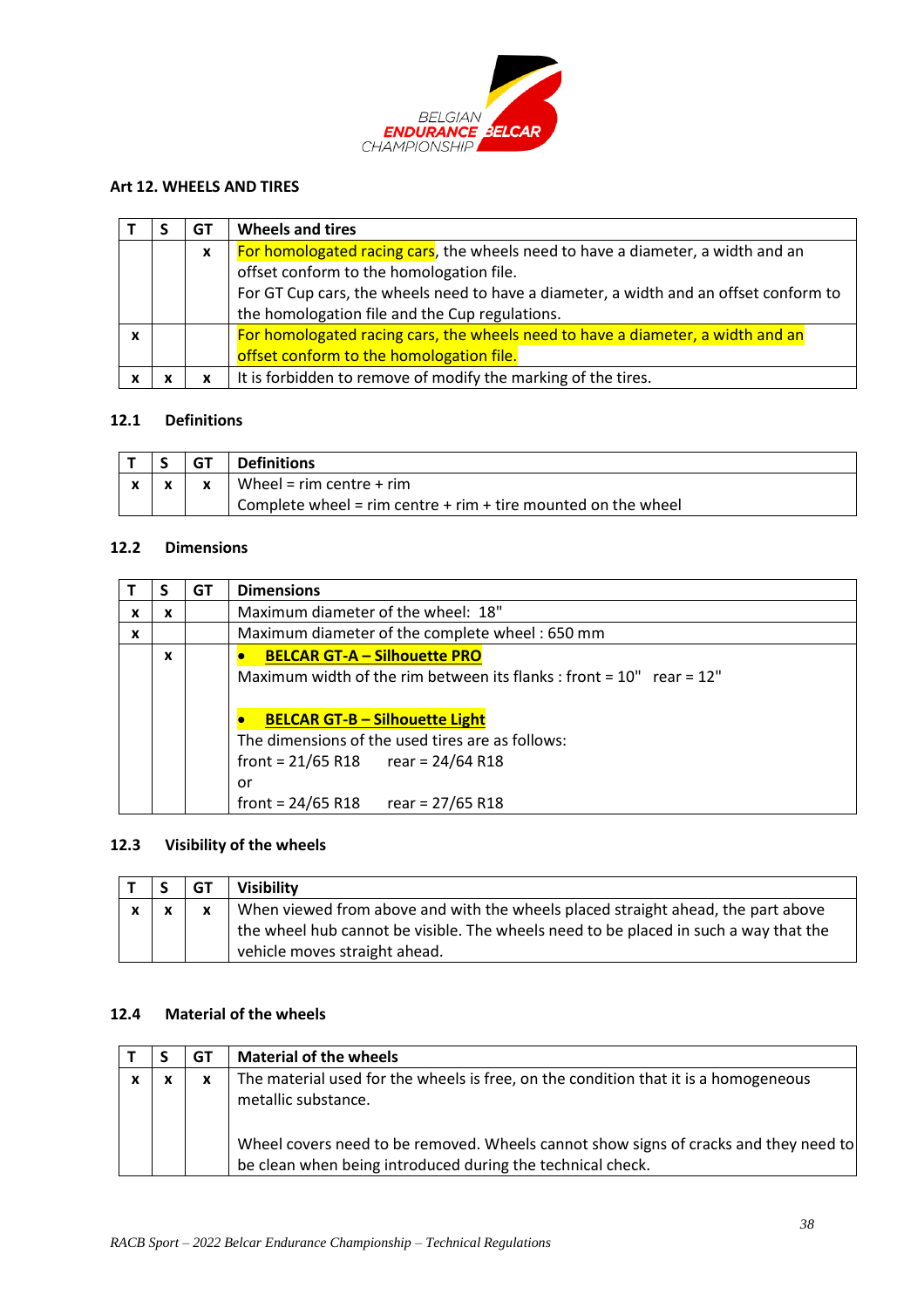## Art 12. WHEELS AND TIRES

| T | S | GT | Wheels and tires |
|---|---|---|---|
| | | x | For homologated racing cars, the wheels need to have a diameter, a width and an offset conform to the homologation file.<br>For GT Cup cars, the wheels need to have a diameter, a width and an offset conform to the homologation file and the Cup regulations. |
| x | | | For homologated racing cars, the wheels need to have a diameter, a width and an offset conform to the homologation file. |
| x | x | x | It is forbidden to remove of modify the marking of the tires. |

### 12.1 Definitions

| T | S | GT | Definitions |
|---|---|---|---|
| x | x | x | Wheel = rim centre + rim<br>Complete wheel = rim centre + rim + tire mounted on the wheel |

### 12.2 Dimensions

| T | S | GT | Dimensions |
|---|---|---|---|
| x | x | | Maximum diameter of the wheel: 18" |
| x | | | Maximum diameter of the complete wheel : 650 mm |
| | x | | • **BELCAR GT-A – Silhouette PRO**<br>Maximum width of the rim between its flanks : front = 10" rear = 12"<br><br>• **BELCAR GT-B – Silhouette Light**<br>The dimensions of the used tires are as follows:<br>front = 21/65 R18 rear = 24/64 R18<br>or<br>front = 24/65 R18 rear = 27/65 R18 |

### 12.3 Visibility of the wheels

| T | S | GT | Visibility |
|---|---|---|---|
| x | x | x | When viewed from above and with the wheels placed straight ahead, the part above the wheel hub cannot be visible. The wheels need to be placed in such a way that the vehicle moves straight ahead. |

### 12.4 Material of the wheels

| T | S | GT | Material of the wheels |
|---|---|---|---|
| x | x | x | The material used for the wheels is free, on the condition that it is a homogeneous metallic substance.<br><br>Wheel covers need to be removed. Wheels cannot show signs of cracks and they need to be clean when being introduced during the technical check. |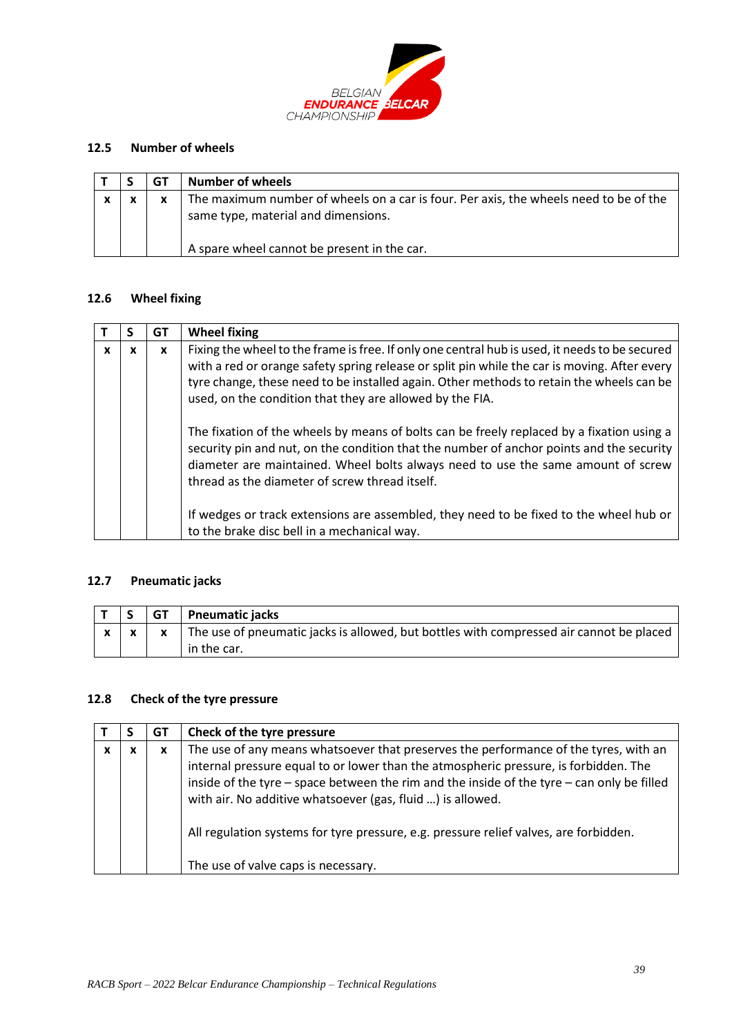### 12.5 Number of wheels

| T | S | GT | Number of wheels |
|---|---|---|---|
| x | x | x | The maximum number of wheels on a car is four. Per axis, the wheels need to be of the same type, material and dimensions.<br><br>A spare wheel cannot be present in the car. |

### 12.6 Wheel fixing

| T | S | GT | Wheel fixing |
|---|---|---|---|
| x | x | x | Fixing the wheel to the frame is free. If only one central hub is used, it needs to be secured with a red or orange safety spring release or split pin while the car is moving. After every tyre change, these need to be installed again. Other methods to retain the wheels can be used, on the condition that they are allowed by the FIA.<br><br>The fixation of the wheels by means of bolts can be freely replaced by a fixation using a security pin and nut, on the condition that the number of anchor points and the security diameter are maintained. Wheel bolts always need to use the same amount of screw thread as the diameter of screw thread itself.<br><br>If wedges or track extensions are assembled, they need to be fixed to the wheel hub or to the brake disc bell in a mechanical way. |

### 12.7 Pneumatic jacks

| T | S | GT | Pneumatic jacks |
|---|---|---|---|
| x | x | x | The use of pneumatic jacks is allowed, but bottles with compressed air cannot be placed in the car. |

### 12.8 Check of the tyre pressure

| T | S | GT | Check of the tyre pressure |
|---|---|---|---|
| x | x | x | The use of any means whatsoever that preserves the performance of the tyres, with an internal pressure equal to or lower than the atmospheric pressure, is forbidden. The inside of the tyre – space between the rim and the inside of the tyre – can only be filled with air. No additive whatsoever (gas, fluid …) is allowed.<br><br>All regulation systems for tyre pressure, e.g. pressure relief valves, are forbidden.<br><br>The use of valve caps is necessary. |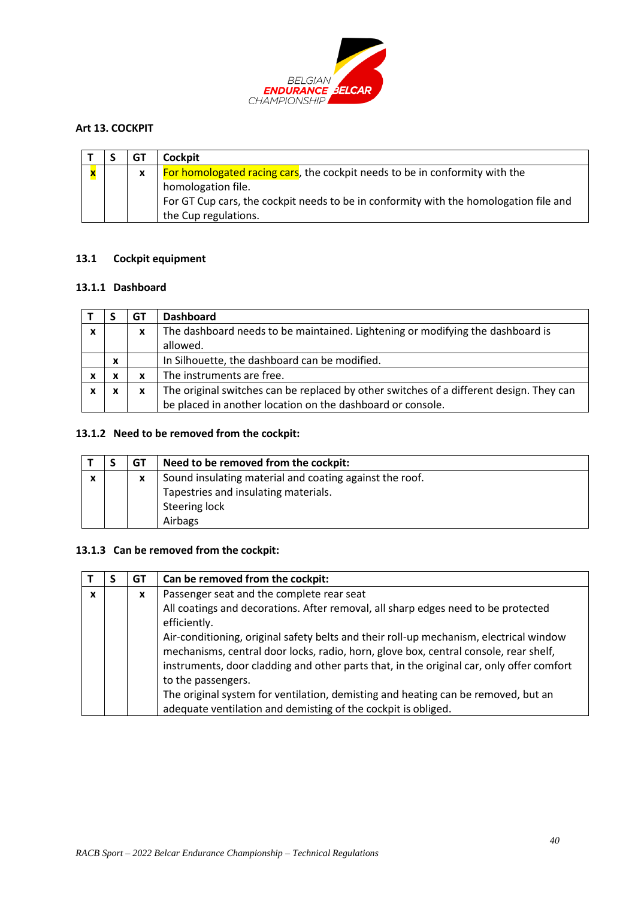## Art 13. COCKPIT

| T | S | GT | Cockpit |
|---|---|---|---|
| x | | x | For homologated racing cars, the cockpit needs to be in conformity with the homologation file.<br>For GT Cup cars, the cockpit needs to be in conformity with the homologation file and the Cup regulations. |

### 13.1 Cockpit equipment

#### 13.1.1 Dashboard

| T | S | GT | Dashboard |
|---|---|---|---|
| x | | x | The dashboard needs to be maintained. Lightening or modifying the dashboard is allowed. |
| | x | | In Silhouette, the dashboard can be modified. |
| x | x | x | The instruments are free. |
| x | x | x | The original switches can be replaced by other switches of a different design. They can be placed in another location on the dashboard or console. |

#### 13.1.2 Need to be removed from the cockpit:

| T | S | GT | Need to be removed from the cockpit: |
|---|---|---|---|
| x | | x | Sound insulating material and coating against the roof.<br>Tapestries and insulating materials.<br>Steering lock<br>Airbags |

#### 13.1.3 Can be removed from the cockpit:

| T | S | GT | Can be removed from the cockpit: |
|---|---|---|---|
| x | | x | Passenger seat and the complete rear seat<br>All coatings and decorations. After removal, all sharp edges need to be protected efficiently.<br>Air-conditioning, original safety belts and their roll-up mechanism, electrical window mechanisms, central door locks, radio, horn, glove box, central console, rear shelf, instruments, door cladding and other parts that, in the original car, only offer comfort to the passengers.<br>The original system for ventilation, demisting and heating can be removed, but an adequate ventilation and demisting of the cockpit is obliged. |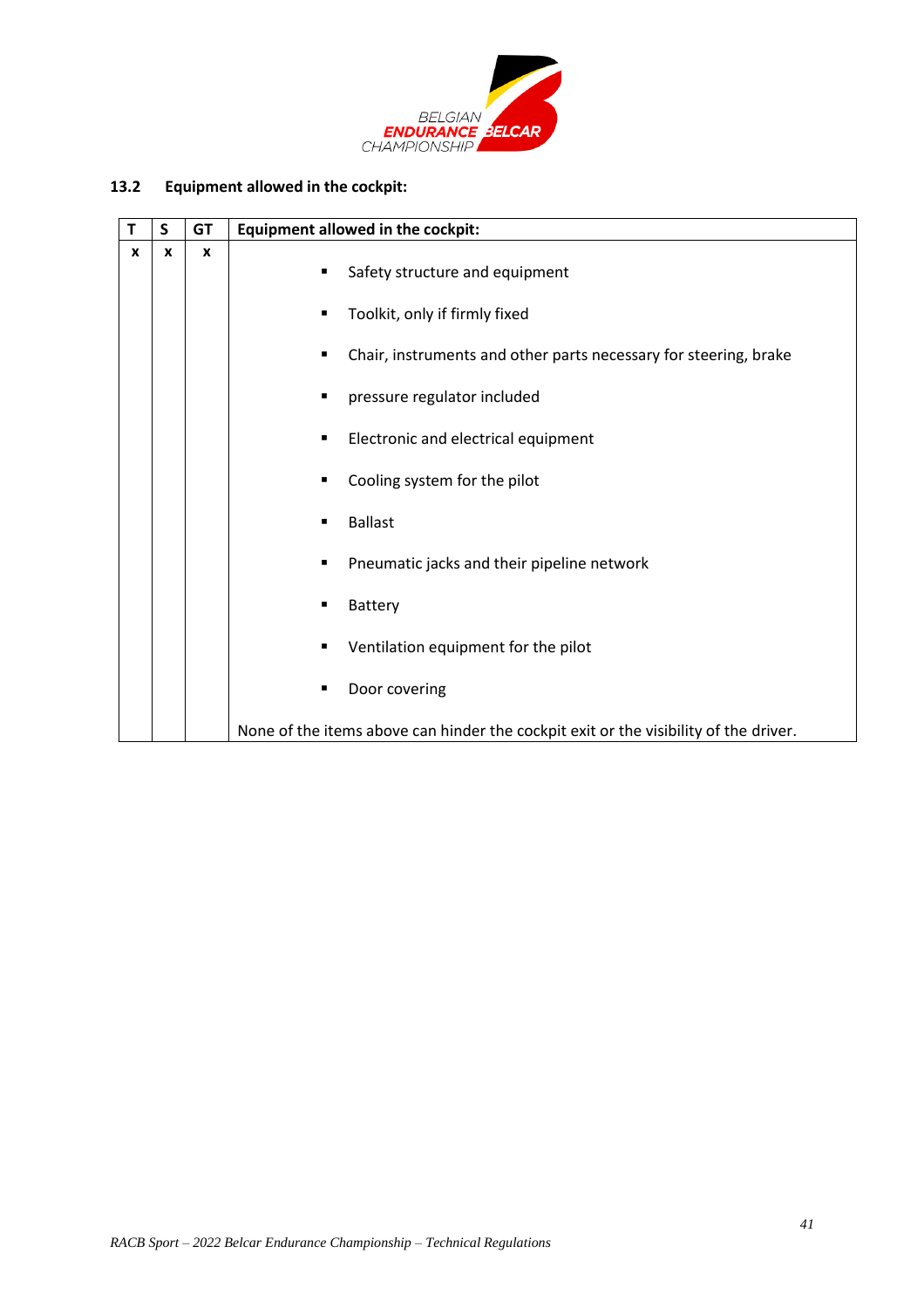### 13.2 Equipment allowed in the cockpit:

| T | S | GT | Equipment allowed in the cockpit: |
|---|---|---|---|
| x | x | x | ▪ Safety structure and equipment<br>▪ Toolkit, only if firmly fixed<br>▪ Chair, instruments and other parts necessary for steering, brake<br>▪ pressure regulator included<br>▪ Electronic and electrical equipment<br>▪ Cooling system for the pilot<br>▪ Ballast<br>▪ Pneumatic jacks and their pipeline network<br>▪ Battery<br>▪ Ventilation equipment for the pilot<br>▪ Door covering<br><br>None of the items above can hinder the cockpit exit or the visibility of the driver. |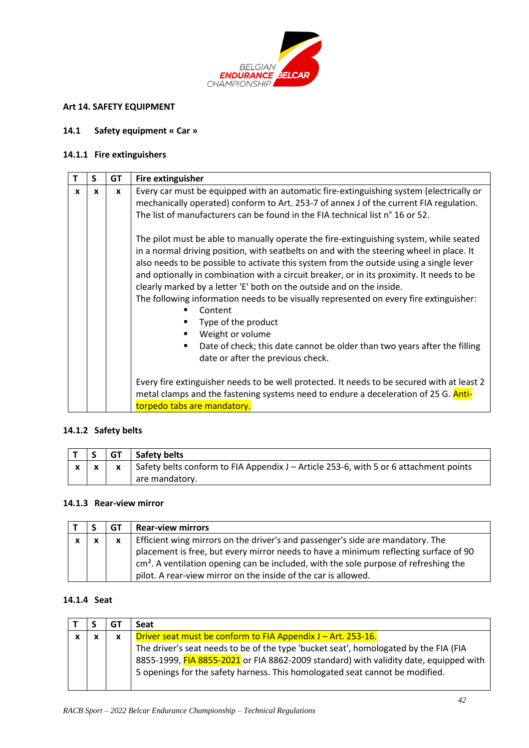## Art 14. SAFETY EQUIPMENT

### 14.1 Safety equipment « Car »

#### 14.1.1 Fire extinguishers

| T | S | GT | Fire extinguisher |
|---|---|---|---|
| x | x | x | Every car must be equipped with an automatic fire-extinguishing system (electrically or mechanically operated) conform to Art. 253-7 of annex J of the current FIA regulation. The list of manufacturers can be found in the FIA technical list n° 16 or 52.<br><br>The pilot must be able to manually operate the fire-extinguishing system, while seated in a normal driving position, with seatbelts on and with the steering wheel in place. It also needs to be possible to activate this system from the outside using a single lever and optionally in combination with a circuit breaker, or in its proximity. It needs to be clearly marked by a letter 'E' both on the outside and on the inside.<br>The following information needs to be visually represented on every fire extinguisher:<br>▪ Content<br>▪ Type of the product<br>▪ Weight or volume<br>▪ Date of check; this date cannot be older than two years after the filling date or after the previous check.<br><br>Every fire extinguisher needs to be well protected. It needs to be secured with at least 2 metal clamps and the fastening systems need to endure a deceleration of 25 G. Anti-torpedo tabs are mandatory. |

#### 14.1.2 Safety belts

| T | S | GT | Safety belts |
|---|---|---|---|
| x | x | x | Safety belts conform to FIA Appendix J – Article 253-6, with 5 or 6 attachment points are mandatory. |

#### 14.1.3 Rear-view mirror

| T | S | GT | Rear-view mirrors |
|---|---|---|---|
| x | x | x | Efficient wing mirrors on the driver's and passenger's side are mandatory. The placement is free, but every mirror needs to have a minimum reflecting surface of 90 cm². A ventilation opening can be included, with the sole purpose of refreshing the pilot. A rear-view mirror on the inside of the car is allowed. |

#### 14.1.4 Seat

| T | S | GT | Seat |
|---|---|---|---|
| x | x | x | Driver seat must be conform to FIA Appendix J – Art. 253-16.<br>The driver's seat needs to be of the type 'bucket seat', homologated by the FIA (FIA 8855-1999, FIA 8855-2021 or FIA 8862-2009 standard) with validity date, equipped with 5 openings for the safety harness. This homologated seat cannot be modified. |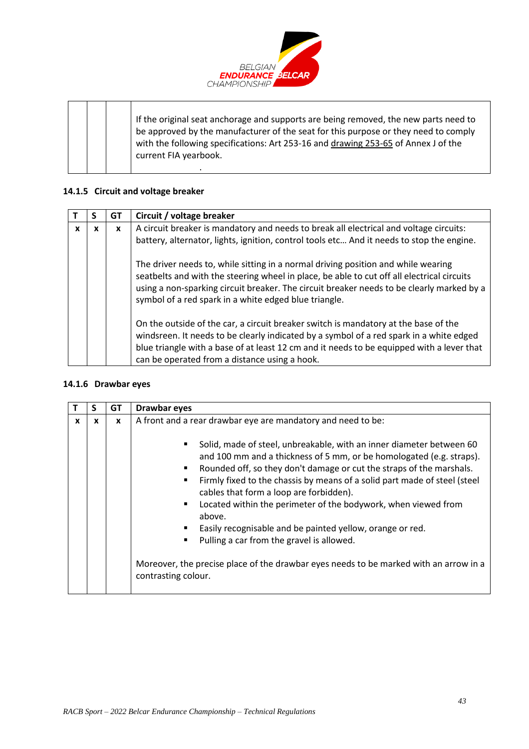| | | | |
|---|---|---|---|
| | | | If the original seat anchorage and supports are being removed, the new parts need to be approved by the manufacturer of the seat for this purpose or they need to comply with the following specifications: Art 253-16 and drawing 253-65 of Annex J of the current FIA yearbook. |

### 14.1.5 Circuit and voltage breaker

| T | S | GT | Circuit / voltage breaker |
|---|---|---|---|
| x | x | x | A circuit breaker is mandatory and needs to break all electrical and voltage circuits: battery, alternator, lights, ignition, control tools etc… And it needs to stop the engine.<br><br>The driver needs to, while sitting in a normal driving position and while wearing seatbelts and with the steering wheel in place, be able to cut off all electrical circuits using a non-sparking circuit breaker. The circuit breaker needs to be clearly marked by a symbol of a red spark in a white edged blue triangle.<br><br>On the outside of the car, a circuit breaker switch is mandatory at the base of the windsreen. It needs to be clearly indicated by a symbol of a red spark in a white edged blue triangle with a base of at least 12 cm and it needs to be equipped with a lever that can be operated from a distance using a hook. |

### 14.1.6 Drawbar eyes

| T | S | GT | Drawbar eyes |
|---|---|---|---|
| x | x | x | A front and a rear drawbar eye are mandatory and need to be:<br><br>▪ Solid, made of steel, unbreakable, with an inner diameter between 60 and 100 mm and a thickness of 5 mm, or be homologated (e.g. straps).<br>▪ Rounded off, so they don't damage or cut the straps of the marshals.<br>▪ Firmly fixed to the chassis by means of a solid part made of steel (steel cables that form a loop are forbidden).<br>▪ Located within the perimeter of the bodywork, when viewed from above.<br>▪ Easily recognisable and be painted yellow, orange or red.<br>▪ Pulling a car from the gravel is allowed.<br><br>Moreover, the precise place of the drawbar eyes needs to be marked with an arrow in a contrasting colour. |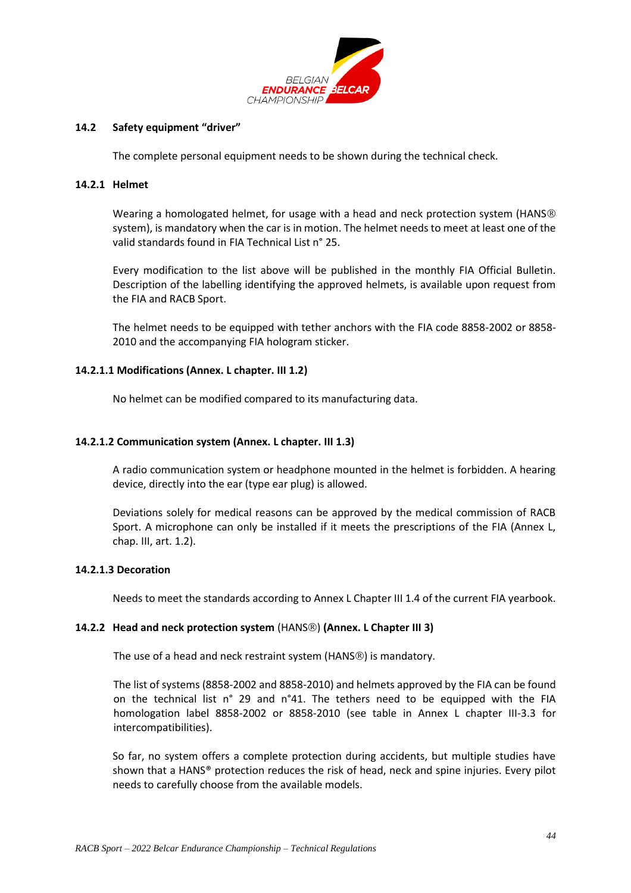### 14.2 Safety equipment "driver"

The complete personal equipment needs to be shown during the technical check.

#### 14.2.1 Helmet

Wearing a homologated helmet, for usage with a head and neck protection system (HANS® system), is mandatory when the car is in motion. The helmet needs to meet at least one of the valid standards found in FIA Technical List n° 25.

Every modification to the list above will be published in the monthly FIA Official Bulletin. Description of the labelling identifying the approved helmets, is available upon request from the FIA and RACB Sport.

The helmet needs to be equipped with tether anchors with the FIA code 8858-2002 or 8858-2010 and the accompanying FIA hologram sticker.

##### 14.2.1.1 Modifications (Annex. L chapter. III 1.2)

No helmet can be modified compared to its manufacturing data.

##### 14.2.1.2 Communication system (Annex. L chapter. III 1.3)

A radio communication system or headphone mounted in the helmet is forbidden. A hearing device, directly into the ear (type ear plug) is allowed.

Deviations solely for medical reasons can be approved by the medical commission of RACB Sport. A microphone can only be installed if it meets the prescriptions of the FIA (Annex L, chap. III, art. 1.2).

##### 14.2.1.3 Decoration

Needs to meet the standards according to Annex L Chapter III 1.4 of the current FIA yearbook.

#### 14.2.2 Head and neck protection system (HANS®) (Annex. L Chapter III 3)

The use of a head and neck restraint system (HANS®) is mandatory.

The list of systems (8858-2002 and 8858-2010) and helmets approved by the FIA can be found on the technical list n° 29 and n°41. The tethers need to be equipped with the FIA homologation label 8858-2002 or 8858-2010 (see table in Annex L chapter III-3.3 for intercompatibilities).

So far, no system offers a complete protection during accidents, but multiple studies have shown that a HANS® protection reduces the risk of head, neck and spine injuries. Every pilot needs to carefully choose from the available models.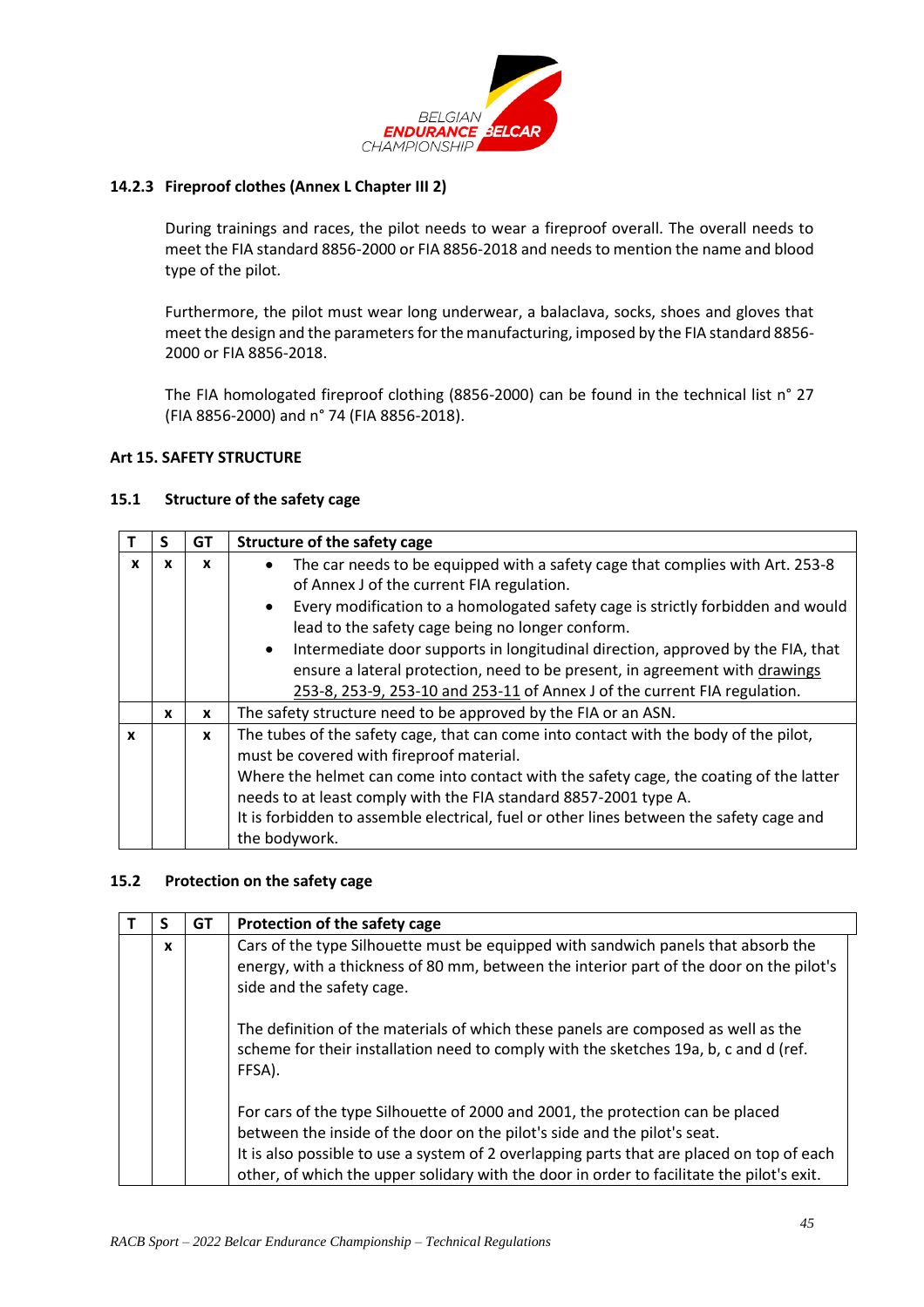#### 14.2.3 Fireproof clothes (Annex L Chapter III 2)

During trainings and races, the pilot needs to wear a fireproof overall. The overall needs to meet the FIA standard 8856-2000 or FIA 8856-2018 and needs to mention the name and blood type of the pilot.

Furthermore, the pilot must wear long underwear, a balaclava, socks, shoes and gloves that meet the design and the parameters for the manufacturing, imposed by the FIA standard 8856-2000 or FIA 8856-2018.

The FIA homologated fireproof clothing (8856-2000) can be found in the technical list n° 27 (FIA 8856-2000) and n° 74 (FIA 8856-2018).

## Art 15. SAFETY STRUCTURE

### 15.1 Structure of the safety cage

| T | S | GT | Structure of the safety cage |
|---|---|---|---|
| x | x | x | • The car needs to be equipped with a safety cage that complies with Art. 253-8 of Annex J of the current FIA regulation.<br>• Every modification to a homologated safety cage is strictly forbidden and would lead to the safety cage being no longer conform.<br>• Intermediate door supports in longitudinal direction, approved by the FIA, that ensure a lateral protection, need to be present, in agreement with drawings 253-8, 253-9, 253-10 and 253-11 of Annex J of the current FIA regulation. |
| | x | x | The safety structure need to be approved by the FIA or an ASN. |
| x | | x | The tubes of the safety cage, that can come into contact with the body of the pilot, must be covered with fireproof material.<br>Where the helmet can come into contact with the safety cage, the coating of the latter needs to at least comply with the FIA standard 8857-2001 type A.<br>It is forbidden to assemble electrical, fuel or other lines between the safety cage and the bodywork. |

### 15.2 Protection on the safety cage

| T | S | GT | Protection of the safety cage |
|---|---|---|---|
| | x | | Cars of the type Silhouette must be equipped with sandwich panels that absorb the energy, with a thickness of 80 mm, between the interior part of the door on the pilot's side and the safety cage.<br><br>The definition of the materials of which these panels are composed as well as the scheme for their installation need to comply with the sketches 19a, b, c and d (ref. FFSA).<br><br>For cars of the type Silhouette of 2000 and 2001, the protection can be placed between the inside of the door on the pilot's side and the pilot's seat.<br>It is also possible to use a system of 2 overlapping parts that are placed on top of each other, of which the upper solidary with the door in order to facilitate the pilot's exit. |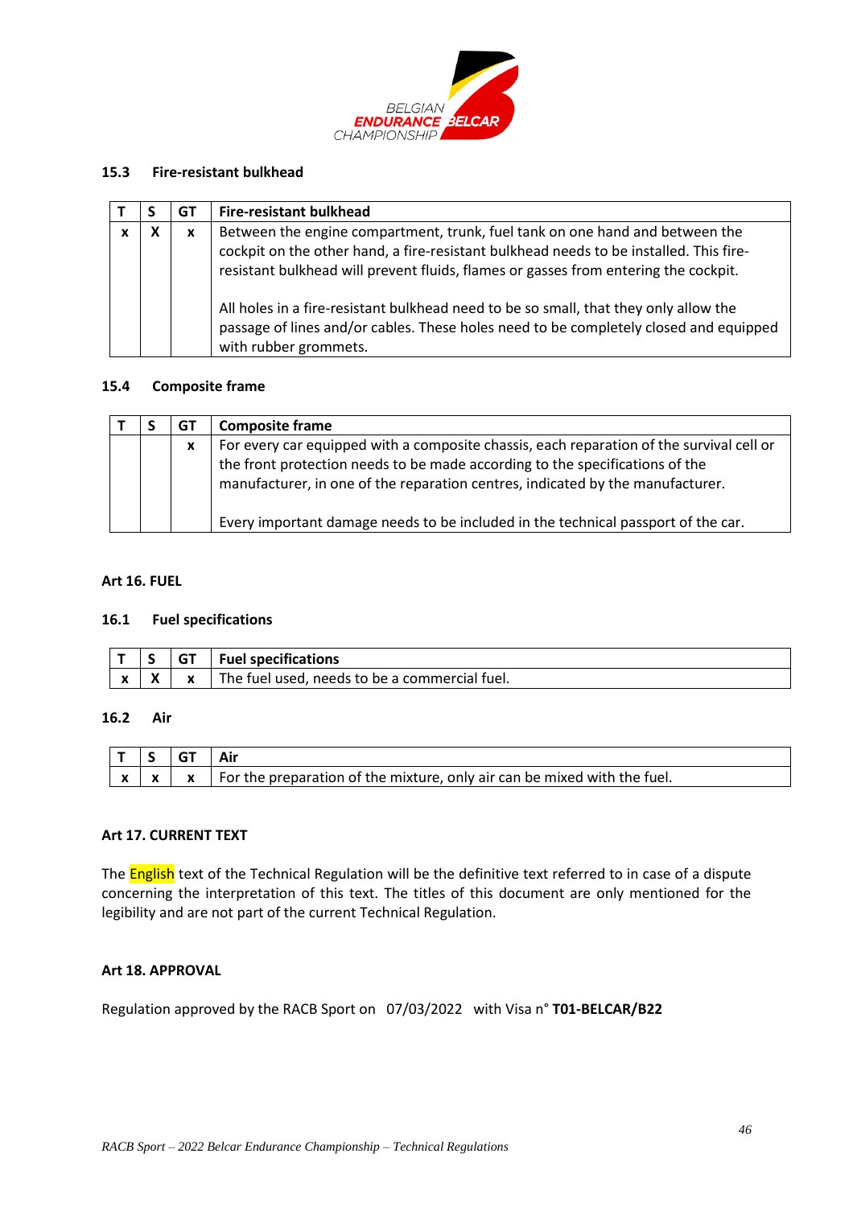### 15.3 Fire-resistant bulkhead

| T | S | GT | Fire-resistant bulkhead |
|---|---|---|---|
| x | X | x | Between the engine compartment, trunk, fuel tank on one hand and between the cockpit on the other hand, a fire-resistant bulkhead needs to be installed. This fire-resistant bulkhead will prevent fluids, flames or gasses from entering the cockpit.<br><br>All holes in a fire-resistant bulkhead need to be so small, that they only allow the passage of lines and/or cables. These holes need to be completely closed and equipped with rubber grommets. |

### 15.4 Composite frame

| T | S | GT | Composite frame |
|---|---|---|---|
| | | x | For every car equipped with a composite chassis, each reparation of the survival cell or the front protection needs to be made according to the specifications of the manufacturer, in one of the reparation centres, indicated by the manufacturer.<br><br>Every important damage needs to be included in the technical passport of the car. |

## Art 16. FUEL

### 16.1 Fuel specifications

| T | S | GT | Fuel specifications |
|---|---|---|---|
| x | X | x | The fuel used, needs to be a commercial fuel. |

### 16.2 Air

| T | S | GT | Air |
|---|---|---|---|
| x | x | x | For the preparation of the mixture, only air can be mixed with the fuel. |

## Art 17. CURRENT TEXT

The English text of the Technical Regulation will be the definitive text referred to in case of a dispute concerning the interpretation of this text. The titles of this document are only mentioned for the legibility and are not part of the current Technical Regulation.

## Art 18. APPROVAL

Regulation approved by the RACB Sport on 07/03/2022 with Visa n° **T01-BELCAR/B22**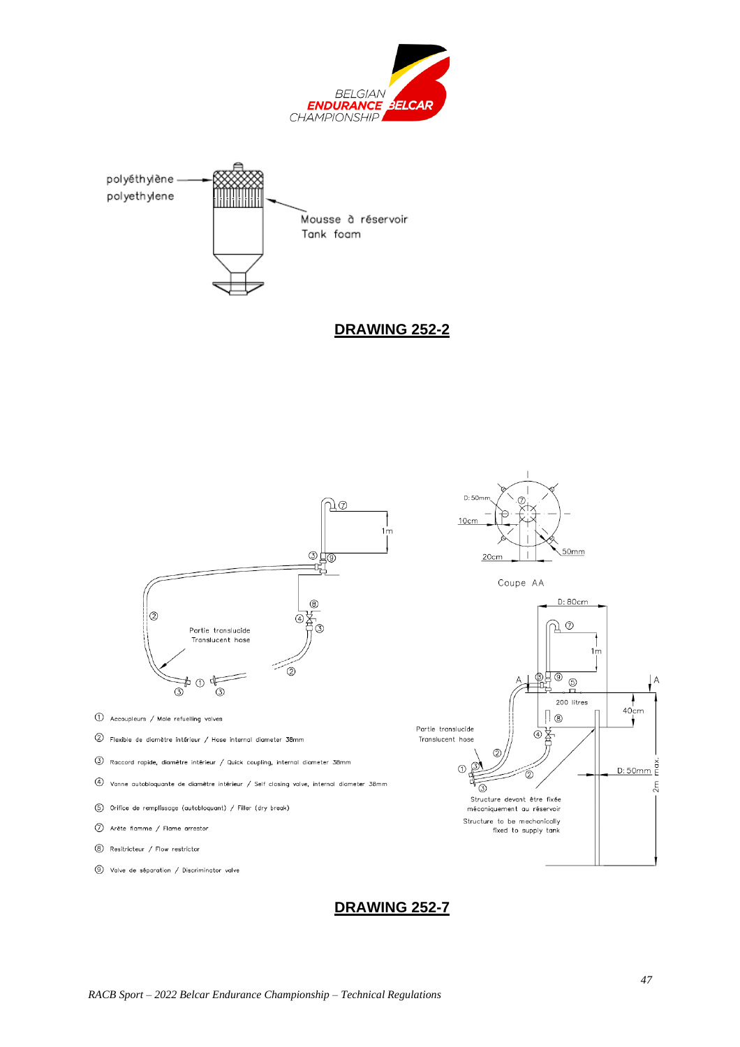polyéthylène
polyethylene

Mousse à réservoir
Tank foam

**DRAWING 252-2**

Coupe AA

D: 50mm

10cm

20cm

50mm

D: 80cm

1m

200 litres

40cm

D: 50mm

2m max.

Partie translucide
Translucent hose

Structure devant être fixée mécaniquement au réservoir
Structure to be mechanically fixed to supply tank

① Accoupleurs / Male refuelling valves

② Flexible de diamètre intérieur / Hose internal diameter 38mm

③ Raccord rapide, diamètre intérieur / Quick coupling, internal diameter 38mm

④ Vanne autobloquante de diamètre intérieur / Self closing valve, internal diameter 38mm

⑤ Orifice de remplissage (autobloquant) / Filler (dry break)

⑦ Arête flamme / Flame arrestor

⑧ Resitricteur / Flow restrictor

⑨ Valve de séparation / Discriminator valve

**DRAWING 252-7**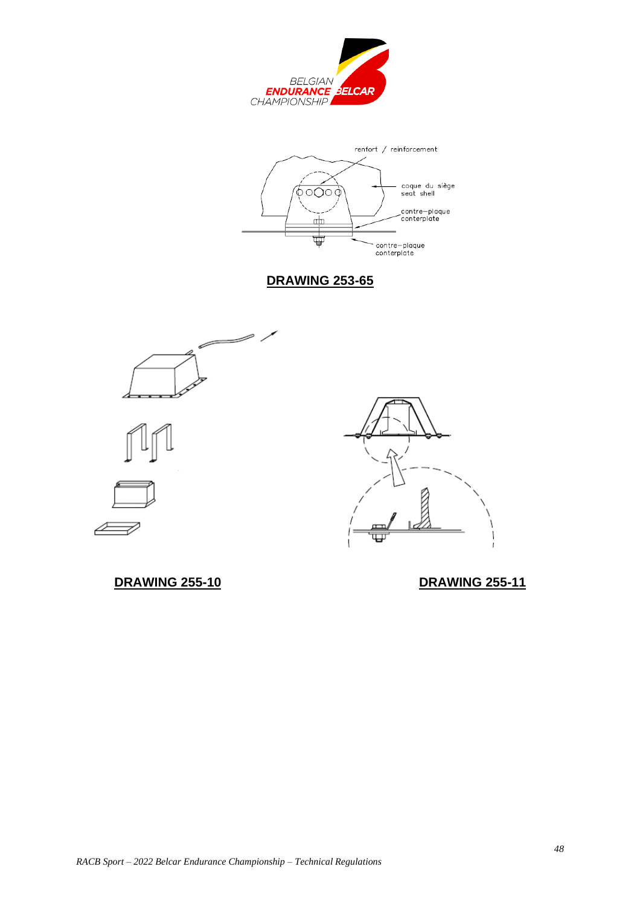renfort / reinforcement

coque du siège
seat shell

contre-plaque
conterplate

contre-plaque
conterplate

**DRAWING 253-65**

**DRAWING 255-10**

**DRAWING 255-11**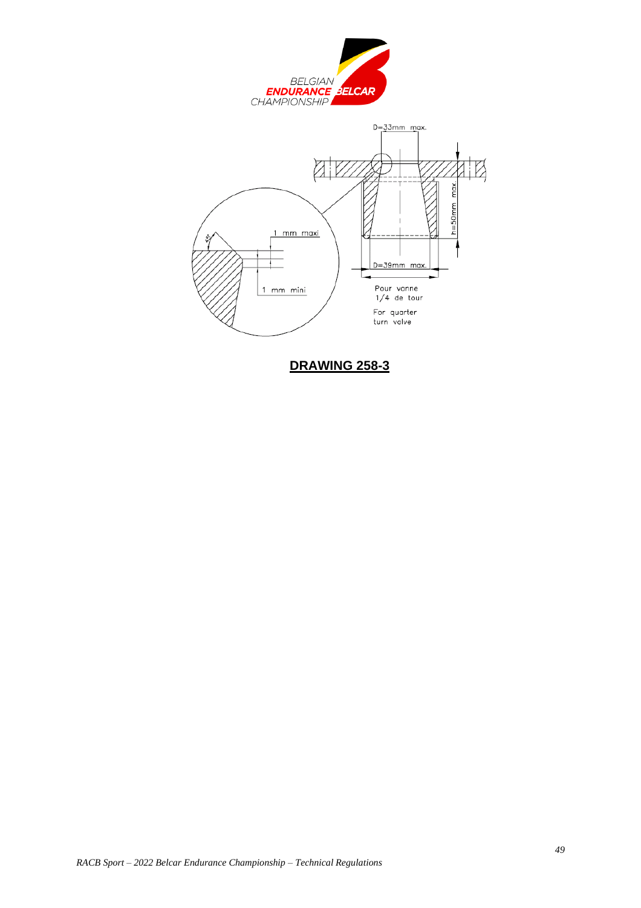D=33mm max.

h=50mm max.

1 mm maxi

45°

1 mm mini

D=39mm max.

Pour vanne 1/4 de tour

For quarter turn valve

**DRAWING 258-3**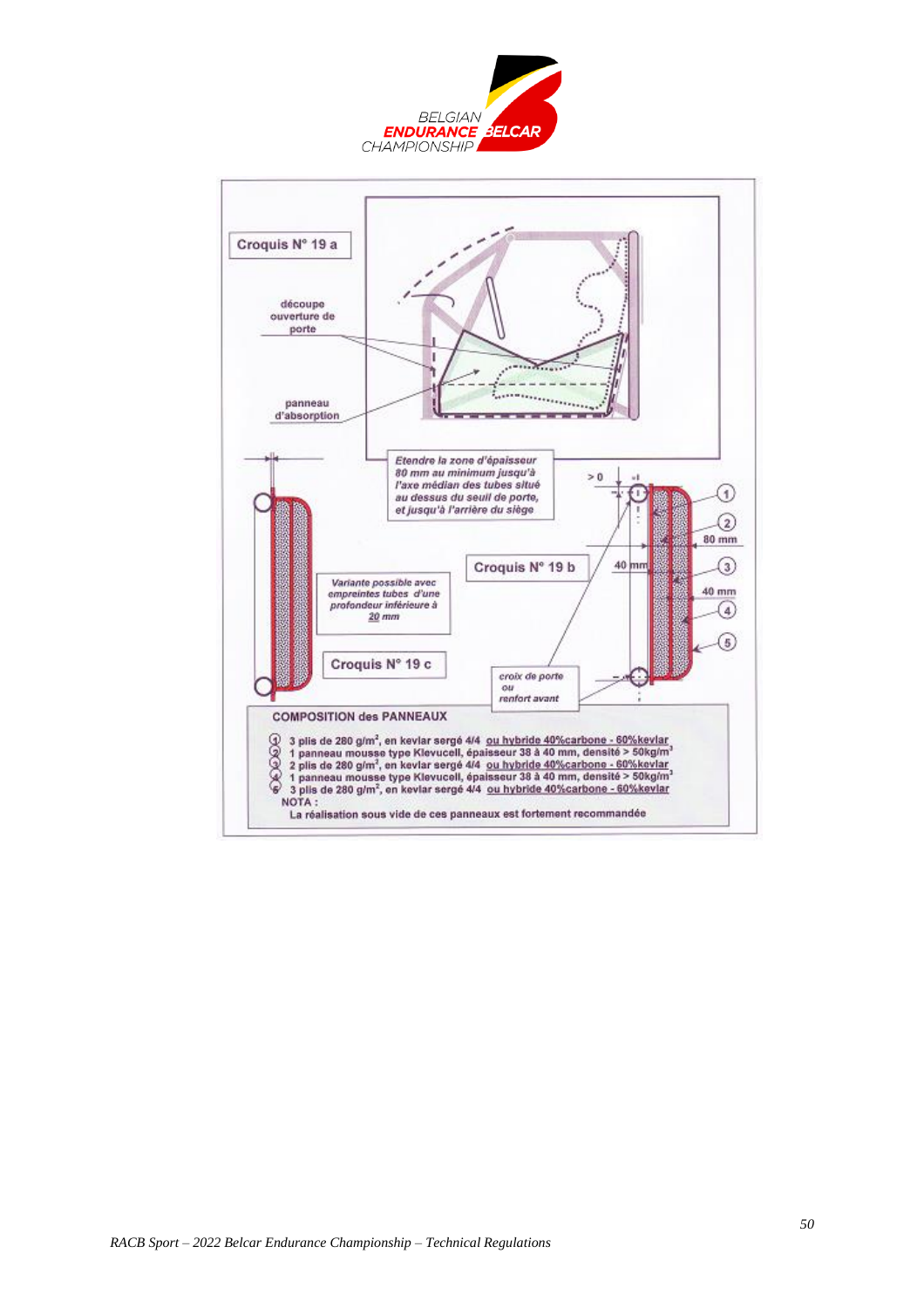Croquis N° 19 a

découpe ouverture de porte

panneau d'absorption

*Etendre la zone d'épaisseur 80 mm au minimum jusqu'à l'axe médian des tubes situé au dessus du seuil de porte, et jusqu'à l'arrière du siège*

Croquis N° 19 b

*Variante possible avec empreintes tubes d'une profondeur inférieure à 20 mm*

Croquis N° 19 c

*croix de porte ou renfort avant*

> 0

80 mm

40 mm

40 mm

**COMPOSITION des PANNEAUX**

1. 3 plis de 280 g/m², en kevlar sergé 4/4 ou hybride 40%carbone - 60%kevlar
2. 1 panneau mousse type Klevucell, épaisseur 38 à 40 mm, densité > 50kg/m³
3. 2 plis de 280 g/m², en kevlar sergé 4/4 ou hybride 40%carbone - 60%kevlar
4. 1 panneau mousse type Klevucell, épaisseur 38 à 40 mm, densité > 50kg/m³
5. 3 plis de 280 g/m², en kevlar sergé 4/4 ou hybride 40%carbone - 60%kevlar

NOTA :

La réalisation sous vide de ces panneaux est fortement recommandée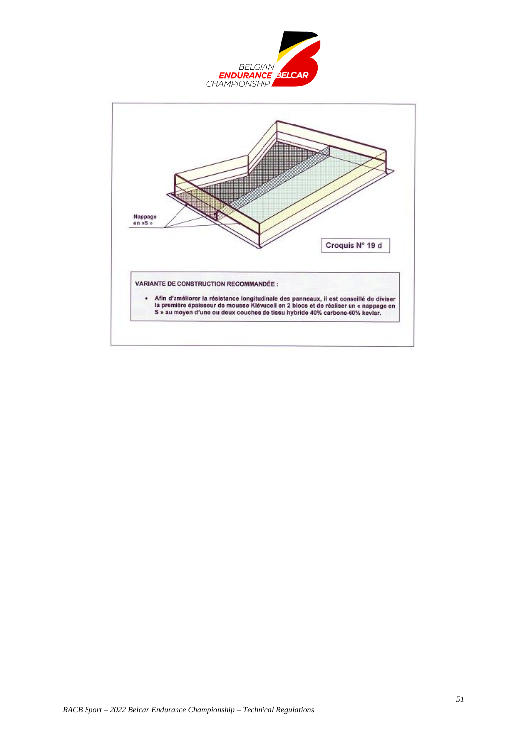Nappage en »S »

Croquis N° 19 d

**VARIANTE DE CONSTRUCTION RECOMMANDÉE :**

- Afin d'améliorer la résistance longitudinale des panneaux, il est conseillé de diviser la première épaisseur de mousse Klévucell en 2 blocs et de réaliser un « nappage en S » au moyen d'une ou deux couches de tissu hybride 40% carbone-60% kevlar.